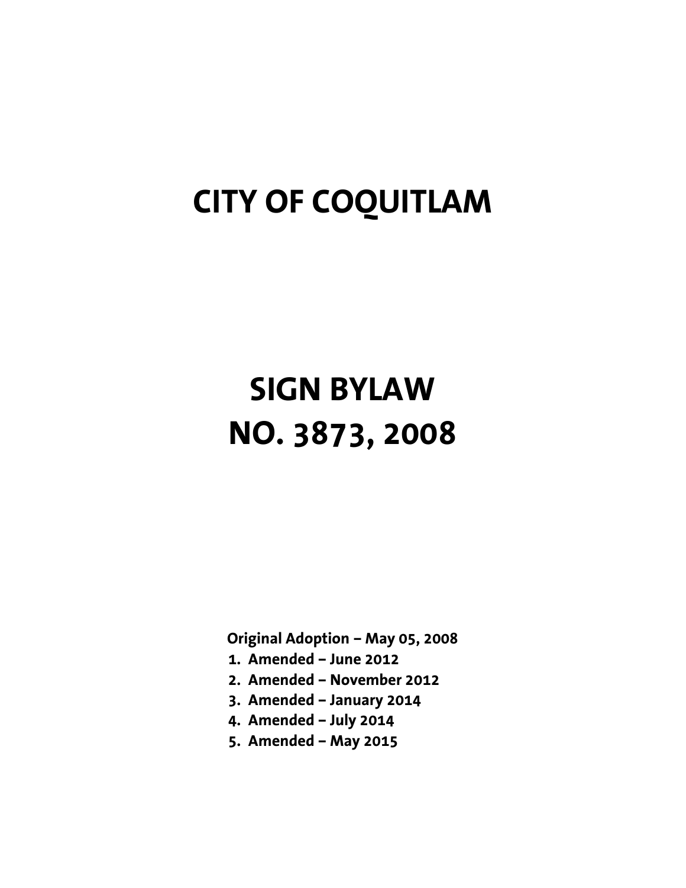# CITY OF COQUITLAM

# SIGN BYLAW
# NO. 3873, 2008

**Original Adoption – May 05, 2008**

1. **Amended – June 2012**
2. **Amended – November 2012**
3. **Amended – January 2014**
4. **Amended – July 2014**
5. **Amended – May 2015**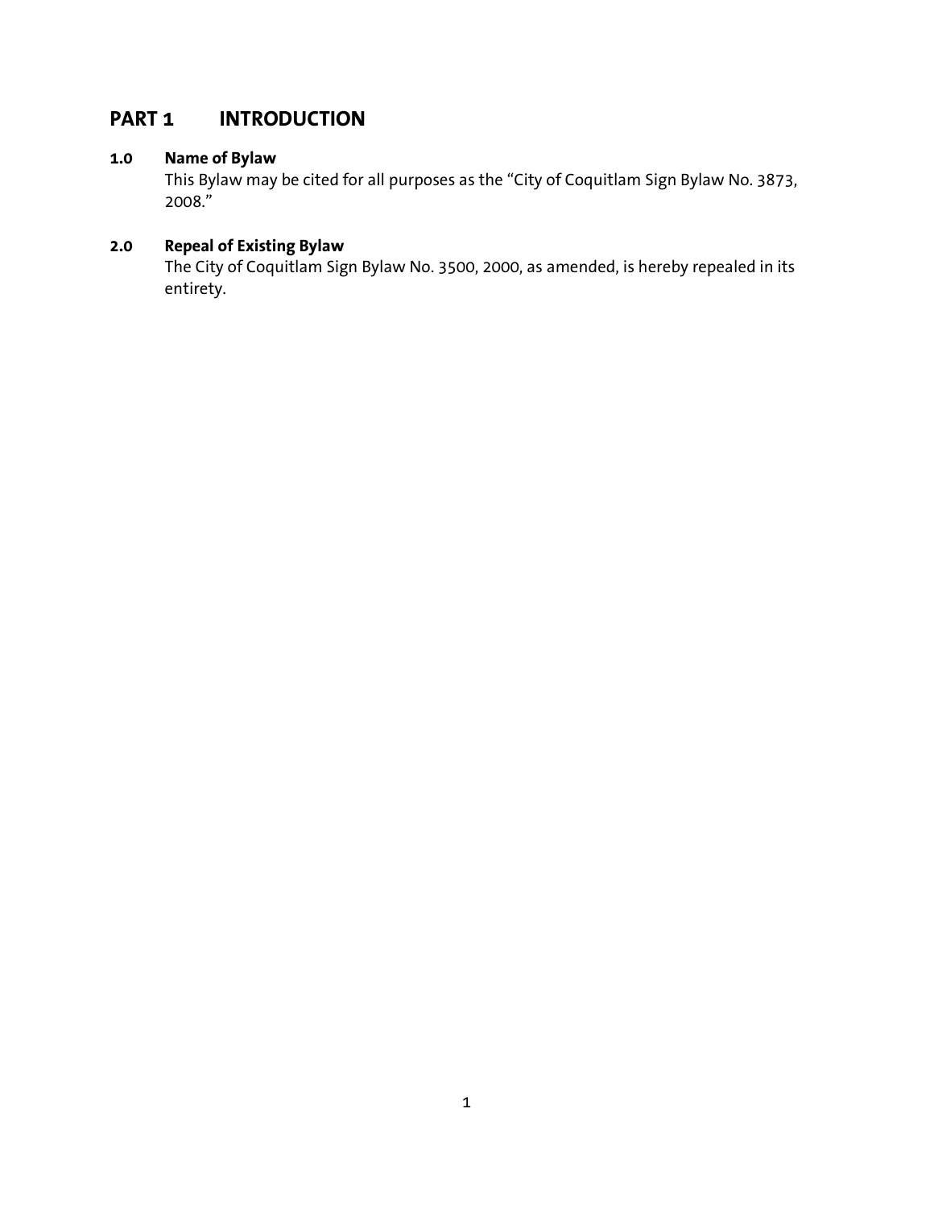# PART 1 INTRODUCTION

### 1.0 Name of Bylaw

This Bylaw may be cited for all purposes as the "City of Coquitlam Sign Bylaw No. 3873, 2008."

### 2.0 Repeal of Existing Bylaw

The City of Coquitlam Sign Bylaw No. 3500, 2000, as amended, is hereby repealed in its entirety.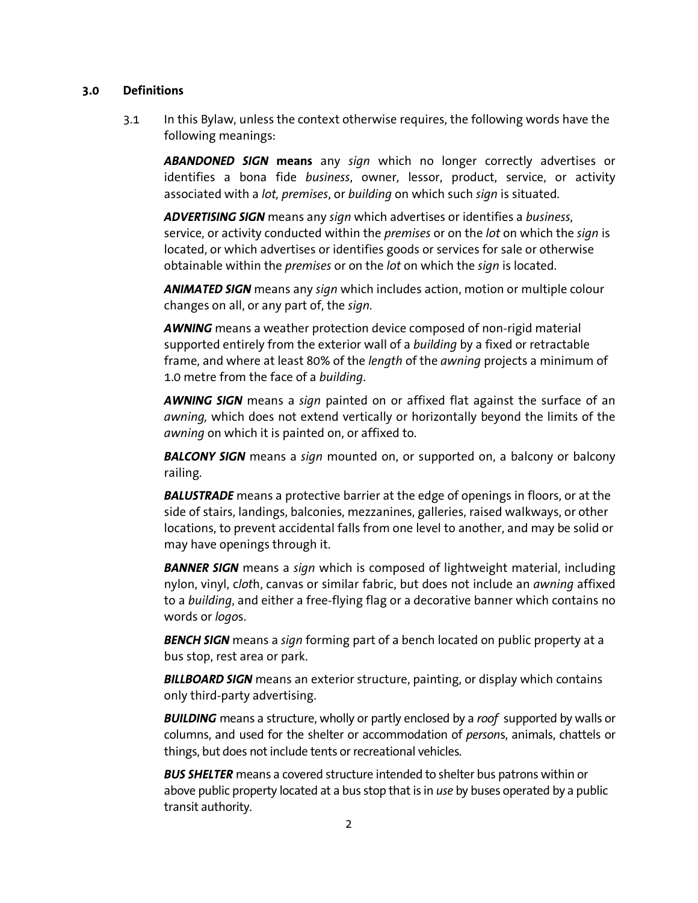## 3.0 Definitions

3.1 In this Bylaw, unless the context otherwise requires, the following words have the following meanings:

***ABANDONED SIGN*** **means** any *sign* which no longer correctly advertises or identifies a bona fide *business*, owner, lessor, product, service, or activity associated with a *lot, premises*, or *building* on which such *sign* is situated.

***ADVERTISING SIGN*** means any *sign* which advertises or identifies a *business*, service, or activity conducted within the *premises* or on the *lot* on which the *sign* is located, or which advertises or identifies goods or services for sale or otherwise obtainable within the *premises* or on the *lot* on which the *sign* is located.

***ANIMATED SIGN*** means any *sign* which includes action, motion or multiple colour changes on all, or any part of, the *sign*.

***AWNING*** means a weather protection device composed of non-rigid material supported entirely from the exterior wall of a *building* by a fixed or retractable frame, and where at least 80% of the *length* of the *awning* projects a minimum of 1.0 metre from the face of a *building*.

***AWNING SIGN*** means a *sign* painted on or affixed flat against the surface of an *awning,* which does not extend vertically or horizontally beyond the limits of the *awning* on which it is painted on, or affixed to.

***BALCONY SIGN*** means a *sign* mounted on, or supported on, a balcony or balcony railing.

***BALUSTRADE*** means a protective barrier at the edge of openings in floors, or at the side of stairs, landings, balconies, mezzanines, galleries, raised walkways, or other locations, to prevent accidental falls from one level to another, and may be solid or may have openings through it.

***BANNER SIGN*** means a *sign* which is composed of lightweight material, including nylon, vinyl, c*lot*h, canvas or similar fabric, but does not include an *awning* affixed to a *building*, and either a free-flying flag or a decorative banner which contains no words or *logo*s.

***BENCH SIGN*** means a *sign* forming part of a bench located on public property at a bus stop, rest area or park.

***BILLBOARD SIGN*** means an exterior structure, painting, or display which contains only third-party advertising.

***BUILDING*** means a structure, wholly or partly enclosed by a *roof* supported by walls or columns, and used for the shelter or accommodation of *person*s, animals, chattels or things, but does not include tents or recreational vehicles.

***BUS SHELTER*** means a covered structure intended to shelter bus patrons within or above public property located at a bus stop that is in *use* by buses operated by a public transit authority.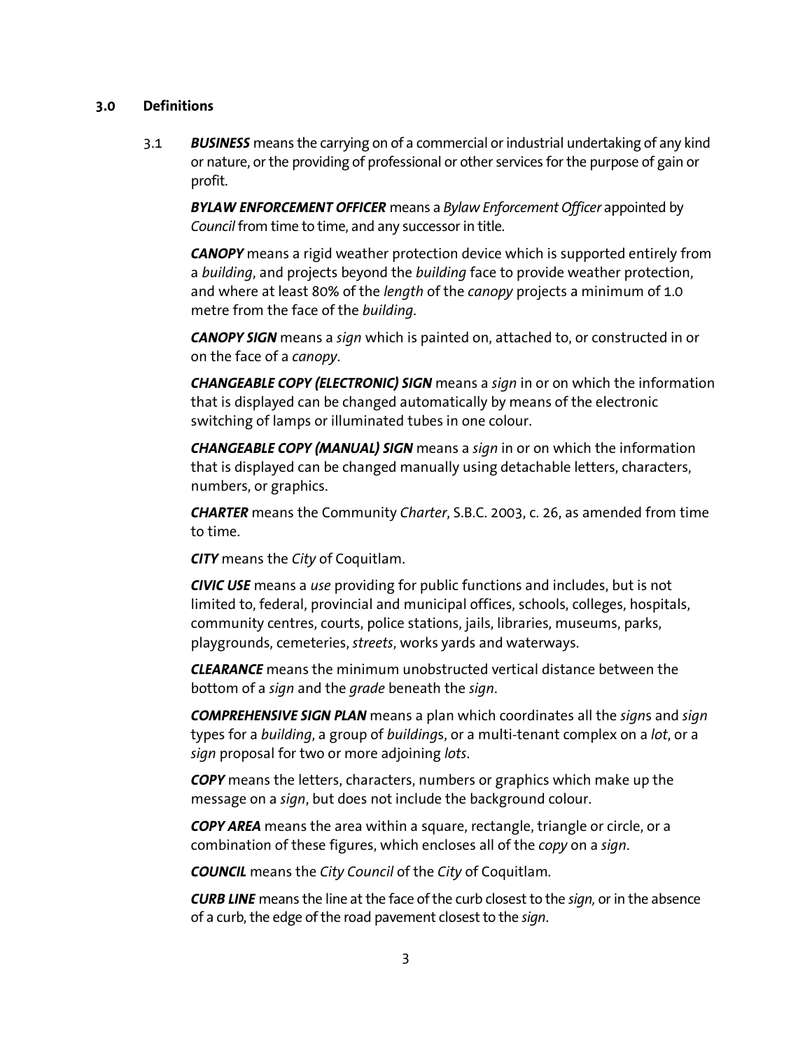## 3.0 Definitions

3.1 ***BUSINESS*** means the carrying on of a commercial or industrial undertaking of any kind or nature, or the providing of professional or other services for the purpose of gain or profit.

***BYLAW ENFORCEMENT OFFICER*** means a *Bylaw Enforcement Officer* appointed by *Council* from time to time, and any successor in title.

***CANOPY*** means a rigid weather protection device which is supported entirely from a *building*, and projects beyond the *building* face to provide weather protection, and where at least 80% of the *length* of the *canopy* projects a minimum of 1.0 metre from the face of the *building*.

***CANOPY SIGN*** means a *sign* which is painted on, attached to, or constructed in or on the face of a *canopy*.

***CHANGEABLE COPY (ELECTRONIC) SIGN*** means a *sign* in or on which the information that is displayed can be changed automatically by means of the electronic switching of lamps or illuminated tubes in one colour.

***CHANGEABLE COPY (MANUAL) SIGN*** means a *sign* in or on which the information that is displayed can be changed manually using detachable letters, characters, numbers, or graphics.

***CHARTER*** means the Community *Charter*, S.B.C. 2003, c. 26, as amended from time to time.

***CITY*** means the *City* of Coquitlam.

***CIVIC USE*** means a *use* providing for public functions and includes, but is not limited to, federal, provincial and municipal offices, schools, colleges, hospitals, community centres, courts, police stations, jails, libraries, museums, parks, playgrounds, cemeteries, *streets*, works yards and waterways.

***CLEARANCE*** means the minimum unobstructed vertical distance between the bottom of a *sign* and the *grade* beneath the *sign*.

***COMPREHENSIVE SIGN PLAN*** means a plan which coordinates all the *sign*s and *sign* types for a *building*, a group of *building*s, or a multi-tenant complex on a *lot*, or a *sign* proposal for two or more adjoining *lots*.

***COPY*** means the letters, characters, numbers or graphics which make up the message on a *sign*, but does not include the background colour.

***COPY AREA*** means the area within a square, rectangle, triangle or circle, or a combination of these figures, which encloses all of the *copy* on a *sign*.

***COUNCIL*** means the *City Council* of the *City* of Coquitlam.

***CURB LINE*** means the line at the face of the curb closest to the *sign,* or in the absence of a curb, the edge of the road pavement closest to the *sign*.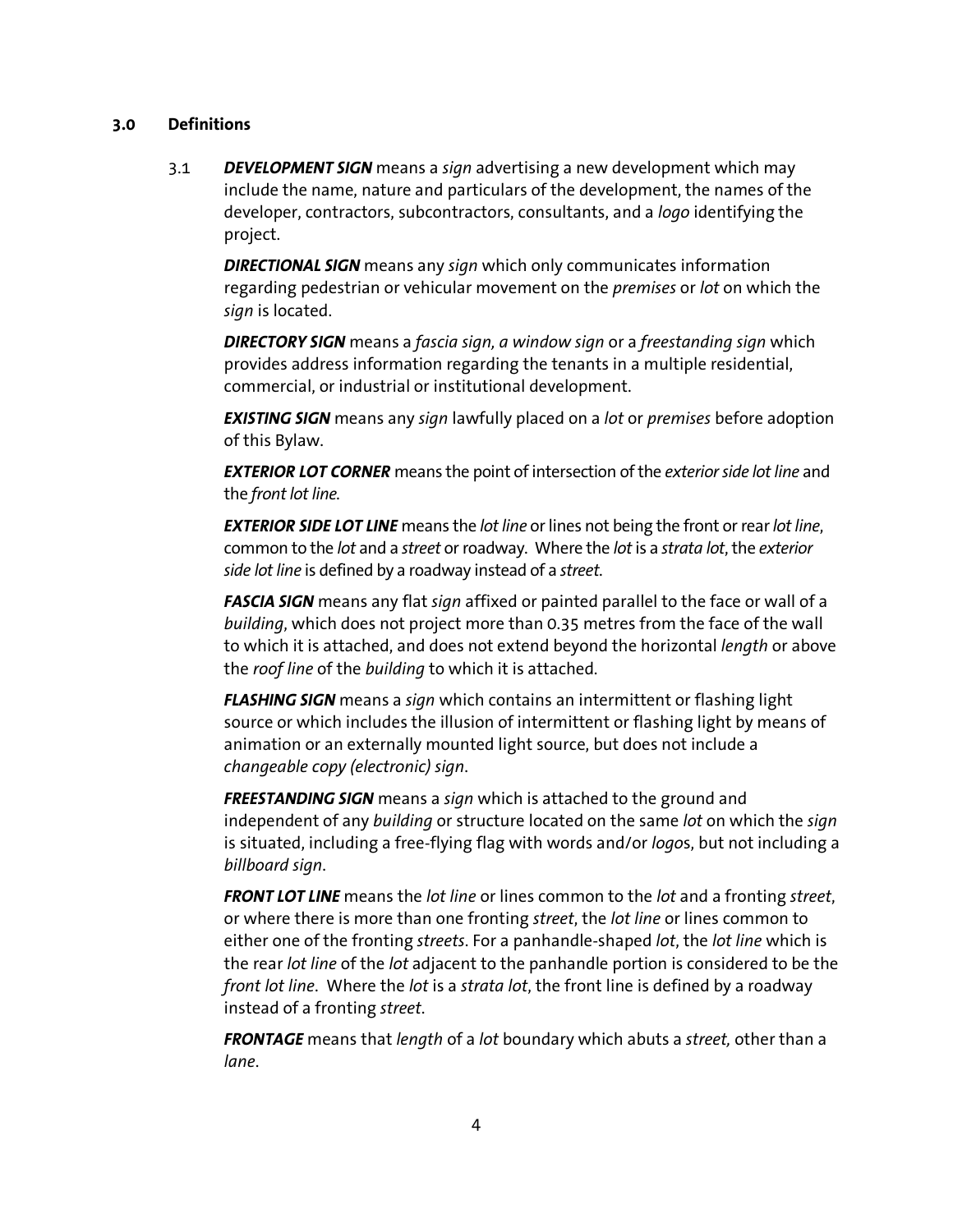## 3.0 Definitions

3.1 ***DEVELOPMENT SIGN*** means a *sign* advertising a new development which may include the name, nature and particulars of the development, the names of the developer, contractors, subcontractors, consultants, and a *logo* identifying the project.

***DIRECTIONAL SIGN*** means any *sign* which only communicates information regarding pedestrian or vehicular movement on the *premises* or *lot* on which the *sign* is located.

***DIRECTORY SIGN*** means a *fascia sign, a window sign* or a *freestanding sign* which provides address information regarding the tenants in a multiple residential, commercial, or industrial or institutional development.

***EXISTING SIGN*** means any *sign* lawfully placed on a *lot* or *premises* before adoption of this Bylaw.

***EXTERIOR LOT CORNER*** means the point of intersection of the *exterior side lot line* and the *front lot line.*

***EXTERIOR SIDE LOT LINE*** means the *lot line* or lines not being the front or rear *lot line*, common to the *lot* and a *street* or roadway. Where the *lot* is a *strata lot*, the *exterior side lot line* is defined by a roadway instead of a *street*.

***FASCIA SIGN*** means any flat *sign* affixed or painted parallel to the face or wall of a *building*, which does not project more than 0.35 metres from the face of the wall to which it is attached, and does not extend beyond the horizontal *length* or above the *roof line* of the *building* to which it is attached.

***FLASHING SIGN*** means a *sign* which contains an intermittent or flashing light source or which includes the illusion of intermittent or flashing light by means of animation or an externally mounted light source, but does not include a *changeable copy (electronic) sign*.

***FREESTANDING SIGN*** means a *sign* which is attached to the ground and independent of any *building* or structure located on the same *lot* on which the *sign* is situated, including a free-flying flag with words and/or *logo*s, but not including a *billboard sign*.

***FRONT LOT LINE*** means the *lot line* or lines common to the *lot* and a fronting *street*, or where there is more than one fronting *street*, the *lot line* or lines common to either one of the fronting *streets*. For a panhandle-shaped *lot*, the *lot line* which is the rear *lot line* of the *lot* adjacent to the panhandle portion is considered to be the *front lot line*. Where the *lot* is a *strata lot*, the front line is defined by a roadway instead of a fronting *street*.

***FRONTAGE*** means that *length* of a *lot* boundary which abuts a *street,* other than a *lane*.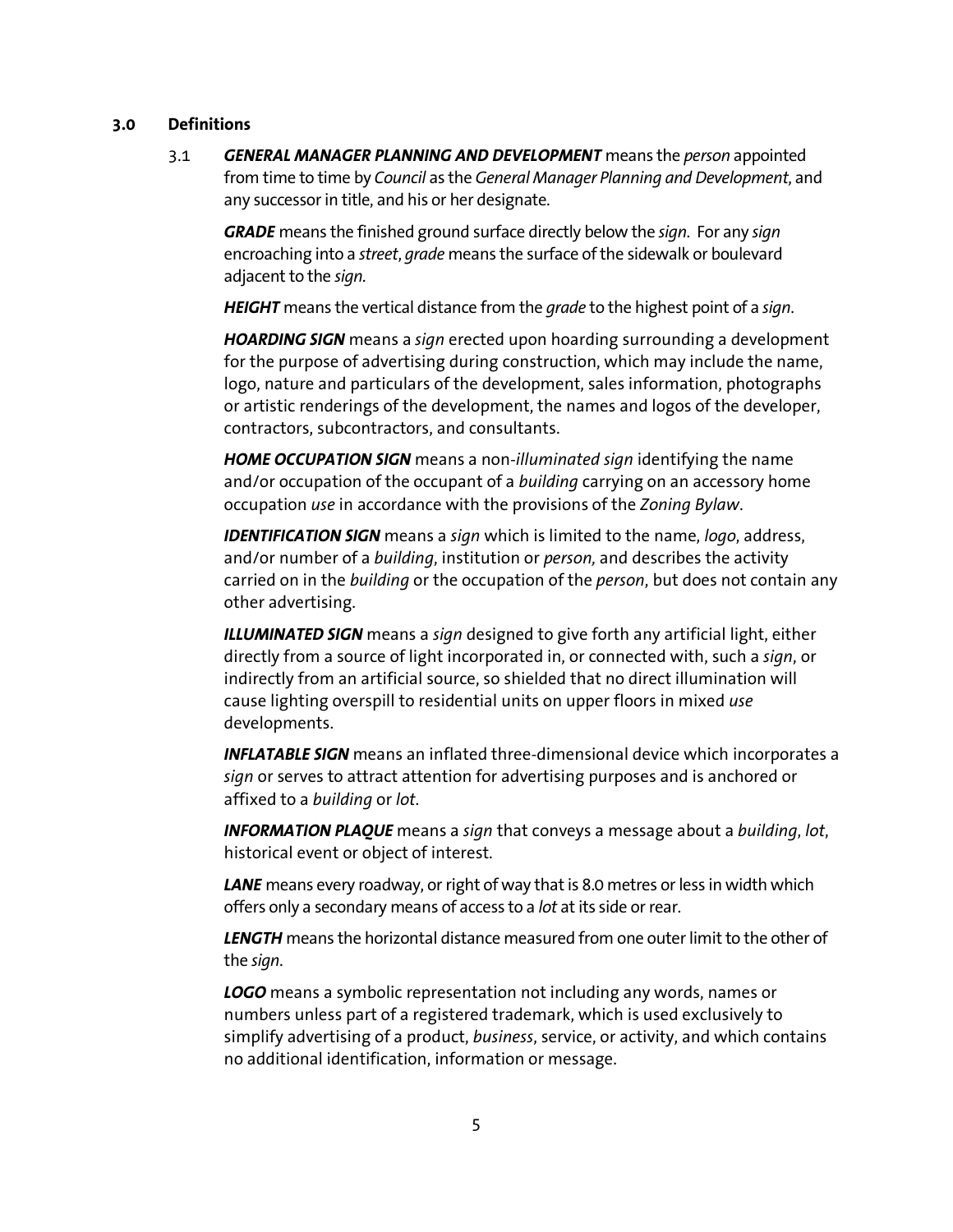## 3.0 Definitions

3.1 ***GENERAL MANAGER PLANNING AND DEVELOPMENT*** means the *person* appointed from time to time by *Council* as the *General Manager Planning and Development*, and any successor in title, and his or her designate.

***GRADE*** means the finished ground surface directly below the *sign*. For any *sign* encroaching into a *street*, *grade* means the surface of the sidewalk or boulevard adjacent to the *sign*.

***HEIGHT*** means the vertical distance from the *grade* to the highest point of a *sign*.

***HOARDING SIGN*** means a *sign* erected upon hoarding surrounding a development for the purpose of advertising during construction, which may include the name, logo, nature and particulars of the development, sales information, photographs or artistic renderings of the development, the names and logos of the developer, contractors, subcontractors, and consultants.

***HOME OCCUPATION SIGN*** means a non-*illuminated sign* identifying the name and/or occupation of the occupant of a *building* carrying on an accessory home occupation *use* in accordance with the provisions of the *Zoning Bylaw*.

***IDENTIFICATION SIGN*** means a *sign* which is limited to the name, *logo*, address, and/or number of a *building*, institution or *person,* and describes the activity carried on in the *building* or the occupation of the *person*, but does not contain any other advertising.

***ILLUMINATED SIGN*** means a *sign* designed to give forth any artificial light, either directly from a source of light incorporated in, or connected with, such a *sign*, or indirectly from an artificial source, so shielded that no direct illumination will cause lighting overspill to residential units on upper floors in mixed *use* developments.

***INFLATABLE SIGN*** means an inflated three-dimensional device which incorporates a *sign* or serves to attract attention for advertising purposes and is anchored or affixed to a *building* or *lot*.

***INFORMATION PLAQUE*** means a *sign* that conveys a message about a *building*, *lot*, historical event or object of interest.

***LANE*** means every roadway, or right of way that is 8.0 metres or less in width which offers only a secondary means of access to a *lot* at its side or rear.

***LENGTH*** means the horizontal distance measured from one outer limit to the other of the *sign*.

***LOGO*** means a symbolic representation not including any words, names or numbers unless part of a registered trademark, which is used exclusively to simplify advertising of a product, *business*, service, or activity, and which contains no additional identification, information or message.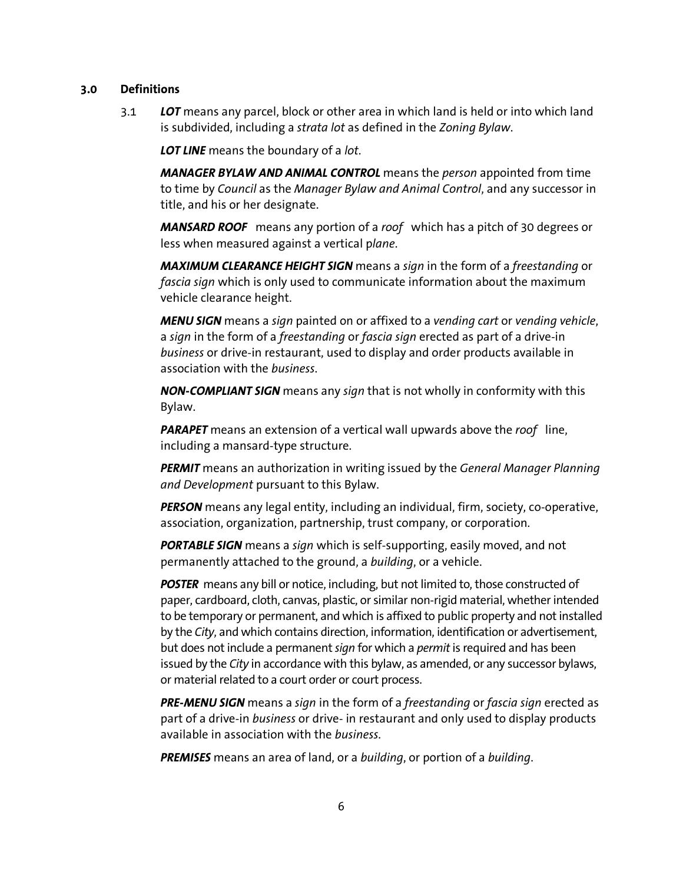## 3.0 Definitions

3.1 ***LOT*** means any parcel, block or other area in which land is held or into which land is subdivided, including a *strata lot* as defined in the *Zoning Bylaw*.

***LOT LINE*** means the boundary of a *lot*.

***MANAGER BYLAW AND ANIMAL CONTROL*** means the *person* appointed from time to time by *Council* as the *Manager Bylaw and Animal Control*, and any successor in title, and his or her designate.

***MANSARD ROOF*** means any portion of a *roof* which has a pitch of 30 degrees or less when measured against a vertical p*lane*.

***MAXIMUM CLEARANCE HEIGHT SIGN*** means a *sign* in the form of a *freestanding* or *fascia sign* which is only used to communicate information about the maximum vehicle clearance height.

***MENU SIGN*** means a *sign* painted on or affixed to a *vending cart* or *vending vehicle*, a *sign* in the form of a *freestanding* or *fascia sign* erected as part of a drive-in *business* or drive-in restaurant, used to display and order products available in association with the *business*.

***NON-COMPLIANT SIGN*** means any *sign* that is not wholly in conformity with this Bylaw.

***PARAPET*** means an extension of a vertical wall upwards above the *roof* line, including a mansard-type structure.

***PERMIT*** means an authorization in writing issued by the *General Manager Planning and Development* pursuant to this Bylaw.

***PERSON*** means any legal entity, including an individual, firm, society, co-operative, association, organization, partnership, trust company, or corporation.

***PORTABLE SIGN*** means a *sign* which is self-supporting, easily moved, and not permanently attached to the ground, a *building*, or a vehicle.

***POSTER*** means any bill or notice, including, but not limited to, those constructed of paper, cardboard, cloth, canvas, plastic, or similar non-rigid material, whether intended to be temporary or permanent, and which is affixed to public property and not installed by the *City*, and which contains direction, information, identification or advertisement, but does not include a permanent *sign* for which a *permit* is required and has been issued by the *City* in accordance with this bylaw, as amended, or any successor bylaws, or material related to a court order or court process.

***PRE-MENU SIGN*** means a *sign* in the form of a *freestanding* or *fascia sign* erected as part of a drive-in *business* or drive- in restaurant and only used to display products available in association with the *business*.

***PREMISES*** means an area of land, or a *building*, or portion of a *building*.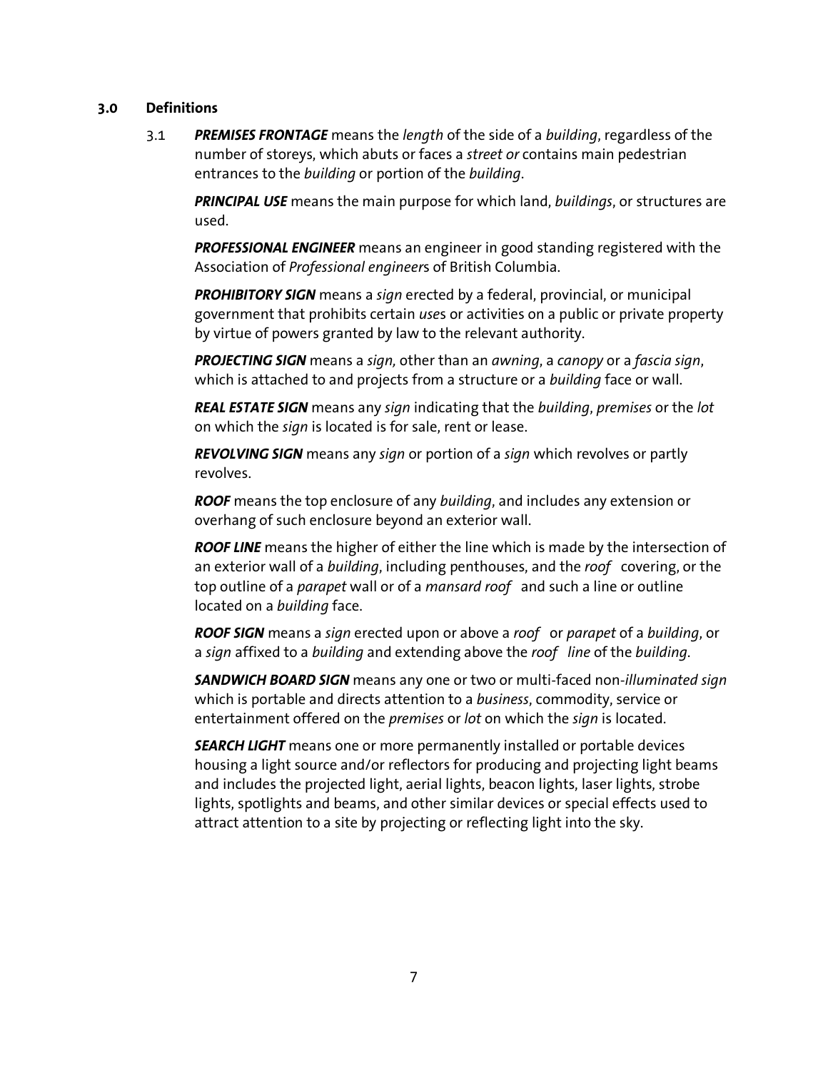## 3.0 Definitions

3.1 ***PREMISES FRONTAGE*** means the *length* of the side of a *building*, regardless of the number of storeys, which abuts or faces a *street or* contains main pedestrian entrances to the *building* or portion of the *building*.

***PRINCIPAL USE*** means the main purpose for which land, *buildings*, or structures are used.

***PROFESSIONAL ENGINEER*** means an engineer in good standing registered with the Association of *Professional engineer*s of British Columbia.

***PROHIBITORY SIGN*** means a *sign* erected by a federal, provincial, or municipal government that prohibits certain *use*s or activities on a public or private property by virtue of powers granted by law to the relevant authority.

***PROJECTING SIGN*** means a *sign,* other than an *awning*, a *canopy* or a *fascia sign*, which is attached to and projects from a structure or a *building* face or wall.

***REAL ESTATE SIGN*** means any *sign* indicating that the *building*, *premises* or the *lot* on which the *sign* is located is for sale, rent or lease.

***REVOLVING SIGN*** means any *sign* or portion of a *sign* which revolves or partly revolves.

***ROOF*** means the top enclosure of any *building*, and includes any extension or overhang of such enclosure beyond an exterior wall.

***ROOF LINE*** means the higher of either the line which is made by the intersection of an exterior wall of a *building*, including penthouses, and the *roof* covering, or the top outline of a *parapet* wall or of a *mansard roof* and such a line or outline located on a *building* face.

***ROOF SIGN*** means a *sign* erected upon or above a *roof* or *parapet* of a *building*, or a *sign* affixed to a *building* and extending above the *roof line* of the *building*.

***SANDWICH BOARD SIGN*** means any one or two or multi-faced non-*illuminated sign* which is portable and directs attention to a *business*, commodity, service or entertainment offered on the *premises* or *lot* on which the *sign* is located.

***SEARCH LIGHT*** means one or more permanently installed or portable devices housing a light source and/or reflectors for producing and projecting light beams and includes the projected light, aerial lights, beacon lights, laser lights, strobe lights, spotlights and beams, and other similar devices or special effects used to attract attention to a site by projecting or reflecting light into the sky.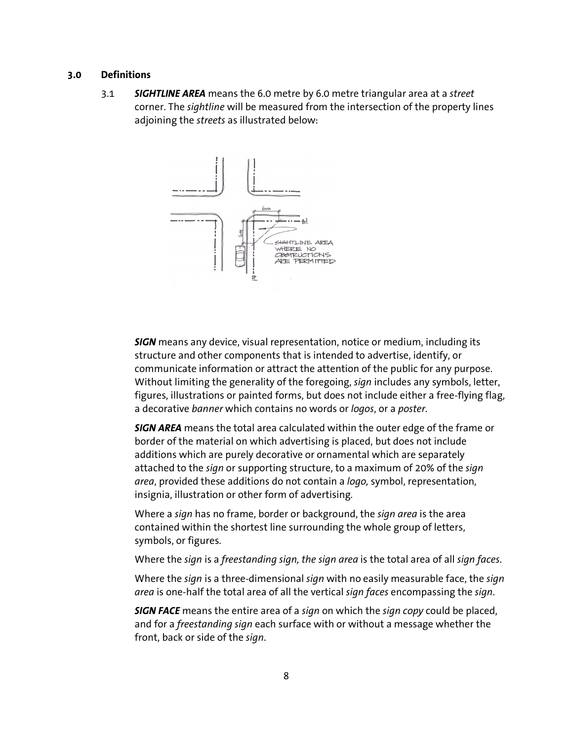## 3.0 Definitions

3.1 ***SIGHTLINE AREA*** means the 6.0 metre by 6.0 metre triangular area at a *street* corner. The *sightline* will be measured from the intersection of the property lines adjoining the *streets* as illustrated below:

***SIGN*** means any device, visual representation, notice or medium, including its structure and other components that is intended to advertise, identify, or communicate information or attract the attention of the public for any purpose. Without limiting the generality of the foregoing, *sign* includes any symbols, letter, figures, illustrations or painted forms, but does not include either a free-flying flag, a decorative *banner* which contains no words or *logos*, or a *poster*.

***SIGN AREA*** means the total area calculated within the outer edge of the frame or border of the material on which advertising is placed, but does not include additions which are purely decorative or ornamental which are separately attached to the *sign* or supporting structure, to a maximum of 20% of the *sign area*, provided these additions do not contain a *logo,* symbol, representation, insignia, illustration or other form of advertising.

Where a *sign* has no frame, border or background, the *sign area* is the area contained within the shortest line surrounding the whole group of letters, symbols, or figures.

Where the *sign* is a *freestanding sign, the sign area* is the total area of all *sign faces*.

Where the *sign* is a three-dimensional *sign* with no easily measurable face, the *sign area* is one-half the total area of all the vertical *sign faces* encompassing the *sign*.

***SIGN FACE*** means the entire area of a *sign* on which the *sign copy* could be placed, and for a *freestanding sign* each surface with or without a message whether the front, back or side of the *sign*.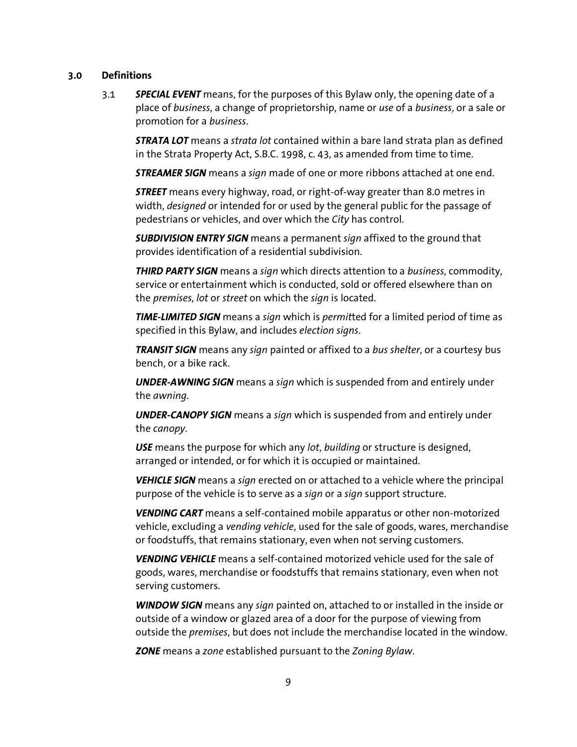## 3.0 Definitions

3.1 ***SPECIAL EVENT*** means, for the purposes of this Bylaw only, the opening date of a place of *business*, a change of proprietorship, name or *use* of a *business*, or a sale or promotion for a *business*.

***STRATA LOT*** means a *strata lot* contained within a bare land strata plan as defined in the Strata Property Act, S.B.C. 1998, c. 43, as amended from time to time.

***STREAMER SIGN*** means a *sign* made of one or more ribbons attached at one end.

***STREET*** means every highway, road, or right-of-way greater than 8.0 metres in width, *designed* or intended for or used by the general public for the passage of pedestrians or vehicles, and over which the *City* has control.

***SUBDIVISION ENTRY SIGN*** means a permanent *sign* affixed to the ground that provides identification of a residential subdivision.

***THIRD PARTY SIGN*** means a *sign* which directs attention to a *business*, commodity, service or entertainment which is conducted, sold or offered elsewhere than on the *premises*, *lot* or *street* on which the *sign* is located.

***TIME-LIMITED SIGN*** means a *sign* which is *permit*ted for a limited period of time as specified in this Bylaw, and includes *election signs*.

***TRANSIT SIGN*** means any *sign* painted or affixed to a *bus shelter*, or a courtesy bus bench, or a bike rack.

***UNDER-AWNING SIGN*** means a *sign* which is suspended from and entirely under the *awning*.

***UNDER-CANOPY SIGN*** means a *sign* which is suspended from and entirely under the *canopy*.

***USE*** means the purpose for which any *lot*, *building* or structure is designed, arranged or intended, or for which it is occupied or maintained.

***VEHICLE SIGN*** means a *sign* erected on or attached to a vehicle where the principal purpose of the vehicle is to serve as a *sign* or a *sign* support structure.

***VENDING CART*** means a self-contained mobile apparatus or other non-motorized vehicle, excluding a *vending vehicle*, used for the sale of goods, wares, merchandise or foodstuffs, that remains stationary, even when not serving customers.

***VENDING VEHICLE*** means a self-contained motorized vehicle used for the sale of goods, wares, merchandise or foodstuffs that remains stationary, even when not serving customers.

***WINDOW SIGN*** means any *sign* painted on, attached to or installed in the inside or outside of a window or glazed area of a door for the purpose of viewing from outside the *premises*, but does not include the merchandise located in the window.

***ZONE*** means a *zone* established pursuant to the *Zoning Bylaw*.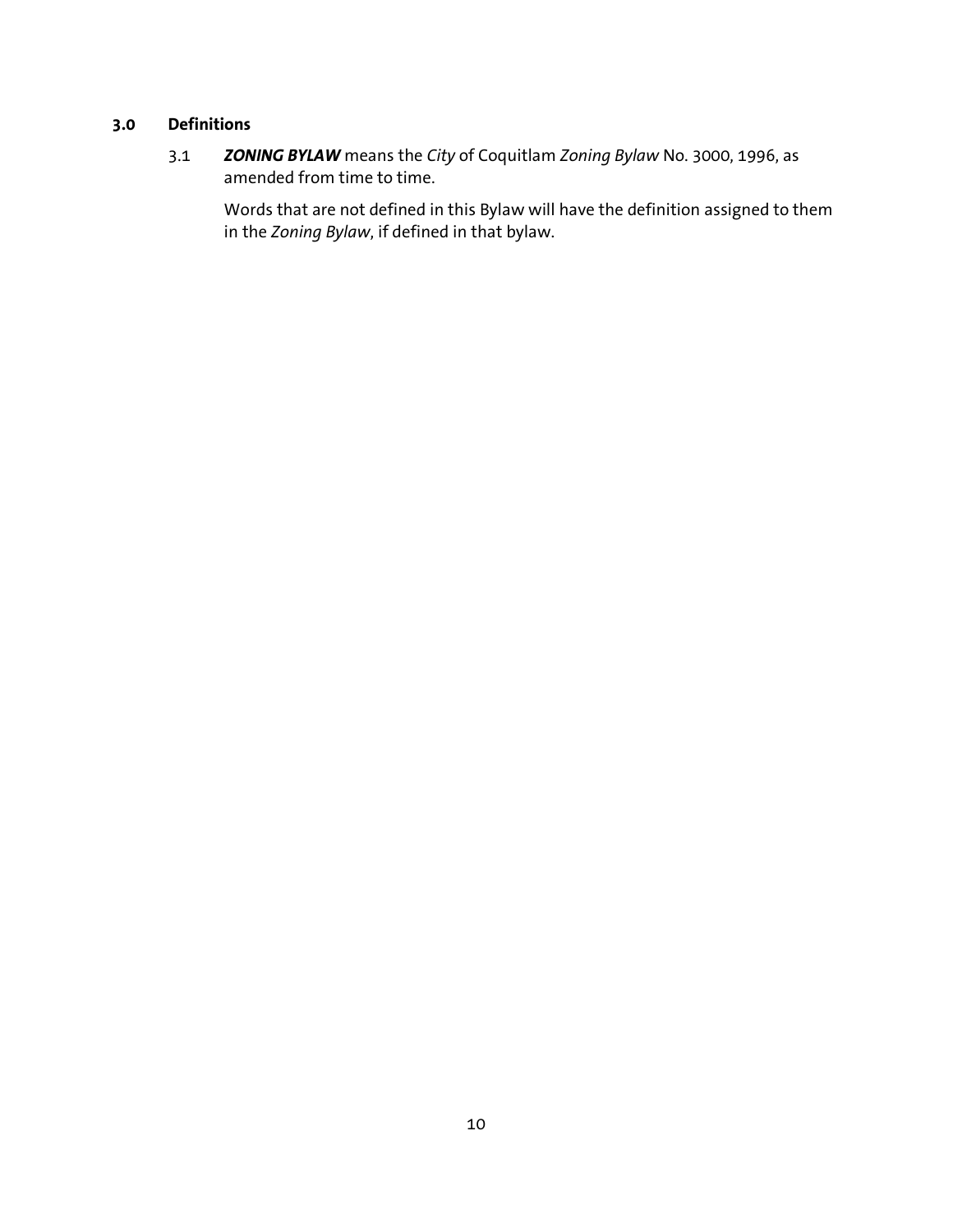## 3.0 Definitions

3.1 ***ZONING BYLAW*** means the *City* of Coquitlam *Zoning Bylaw* No. 3000, 1996, as amended from time to time.

Words that are not defined in this Bylaw will have the definition assigned to them in the *Zoning Bylaw*, if defined in that bylaw.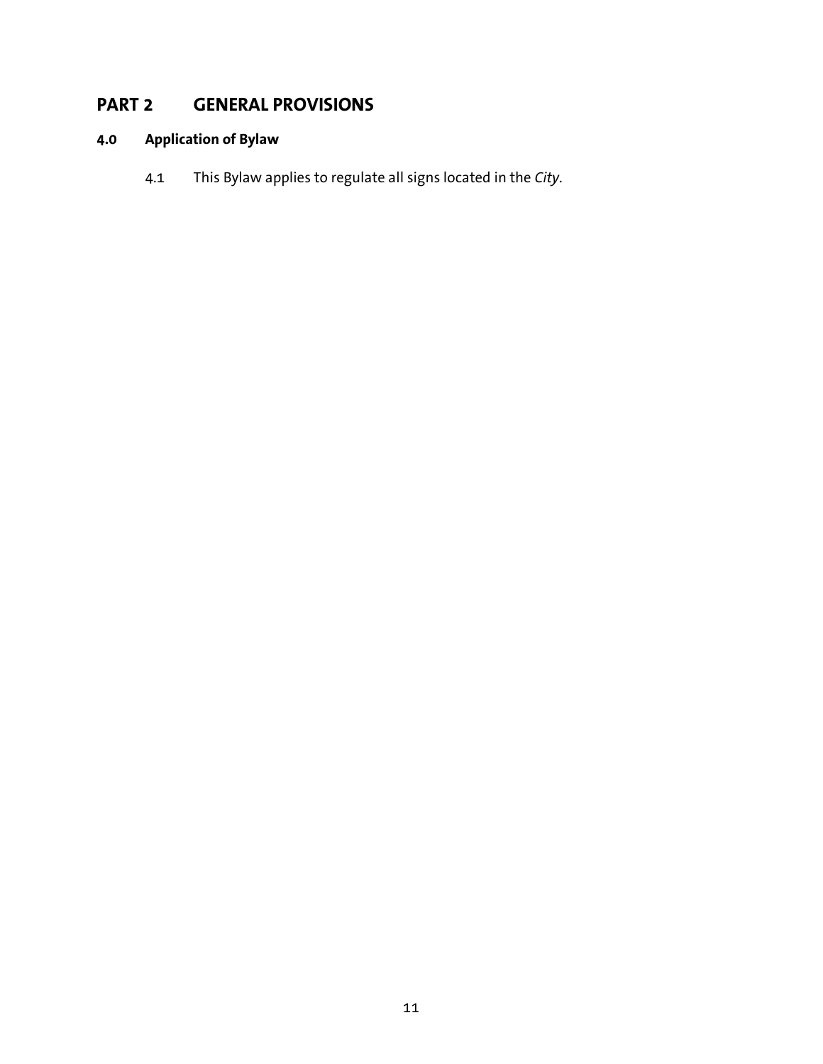# PART 2 GENERAL PROVISIONS

## 4.0 Application of Bylaw

4.1 This Bylaw applies to regulate all signs located in the *City*.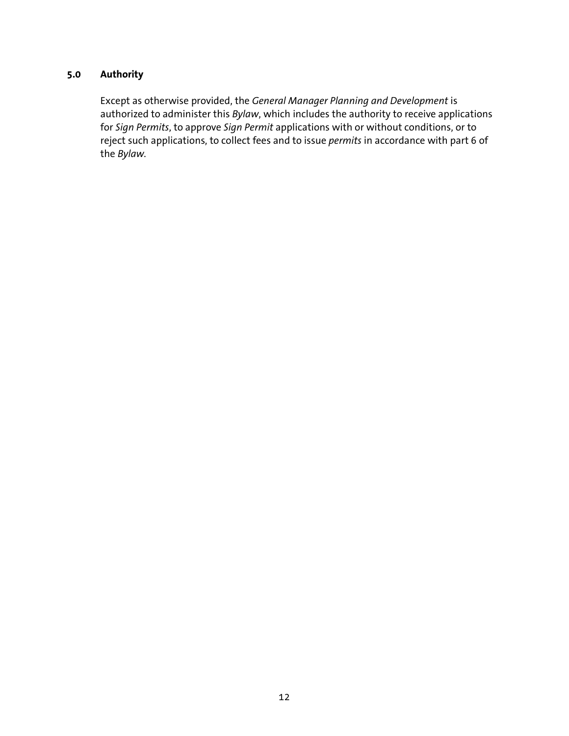## 5.0 Authority

Except as otherwise provided, the *General Manager Planning and Development* is authorized to administer this *Bylaw*, which includes the authority to receive applications for *Sign Permits*, to approve *Sign Permit* applications with or without conditions, or to reject such applications, to collect fees and to issue *permits* in accordance with part 6 of the *Bylaw*.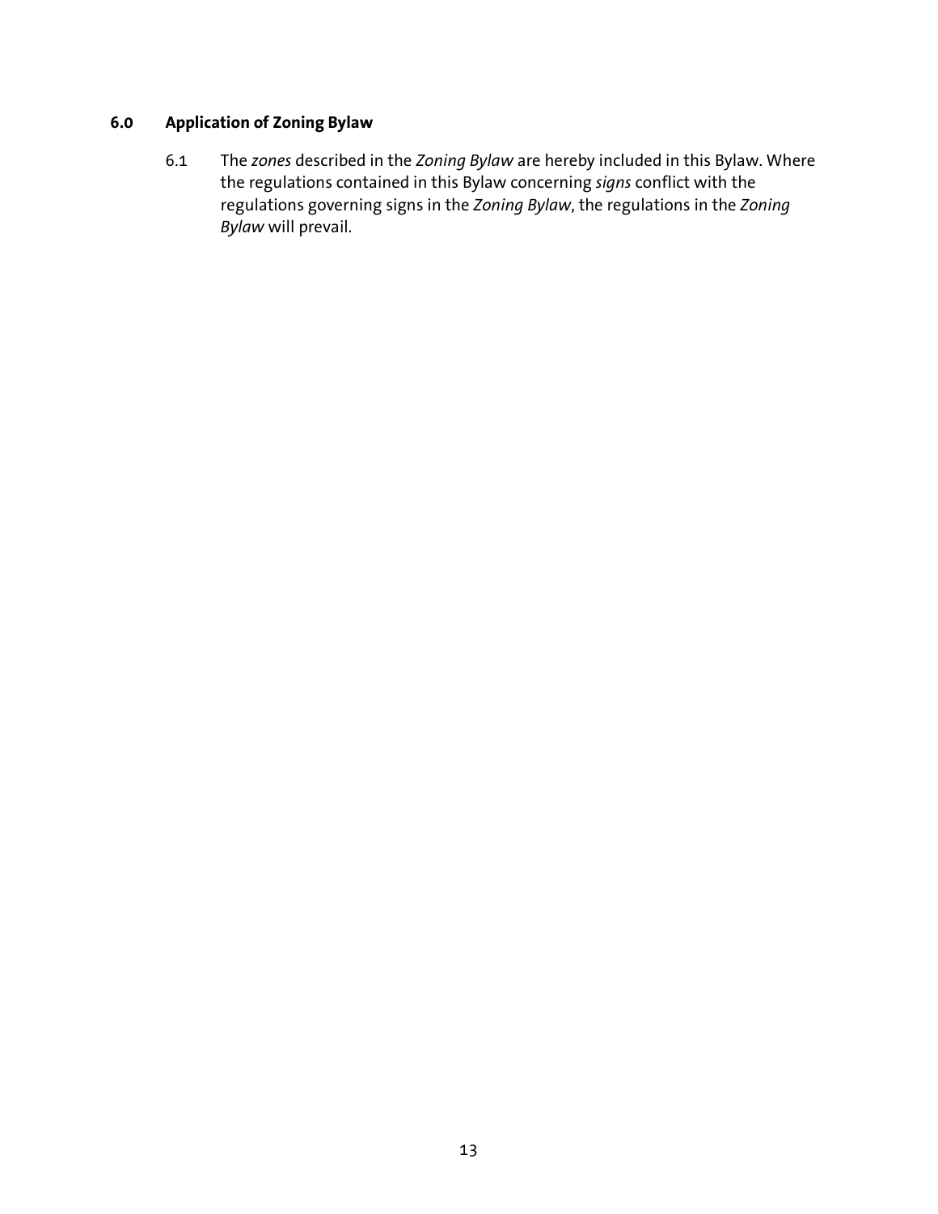## 6.0 Application of Zoning Bylaw

6.1 The *zones* described in the *Zoning Bylaw* are hereby included in this Bylaw. Where the regulations contained in this Bylaw concerning *signs* conflict with the regulations governing signs in the *Zoning Bylaw*, the regulations in the *Zoning Bylaw* will prevail.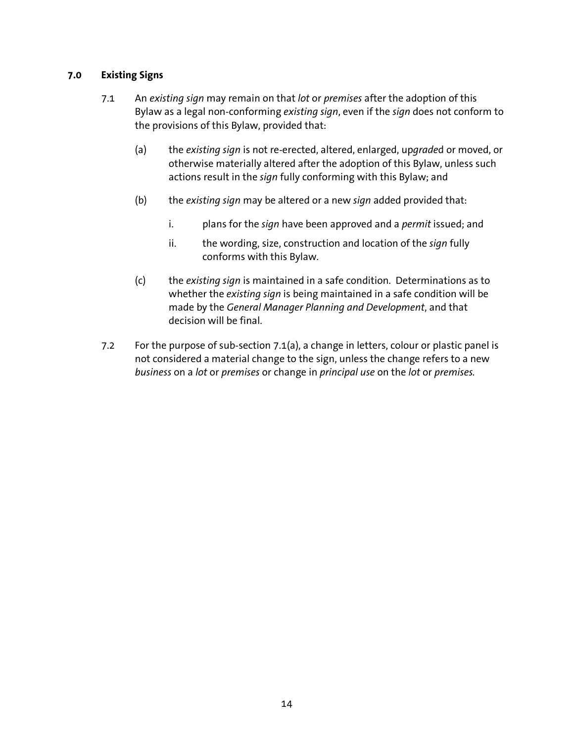## 7.0 Existing Signs

7.1 An *existing sign* may remain on that *lot* or *premises* after the adoption of this Bylaw as a legal non-conforming *existing sign*, even if the *sign* does not conform to the provisions of this Bylaw, provided that:

(a) the *existing sign* is not re-erected, altered, enlarged, up*grade*d or moved, or otherwise materially altered after the adoption of this Bylaw, unless such actions result in the *sign* fully conforming with this Bylaw; and

(b) the *existing sign* may be altered or a new *sign* added provided that:

i. plans for the *sign* have been approved and a *permit* issued; and

ii. the wording, size, construction and location of the *sign* fully conforms with this Bylaw.

(c) the *existing sign* is maintained in a safe condition. Determinations as to whether the *existing sign* is being maintained in a safe condition will be made by the *General Manager Planning and Development*, and that decision will be final.

7.2 For the purpose of sub-section 7.1(a), a change in letters, colour or plastic panel is not considered a material change to the sign, unless the change refers to a new *business* on a *lot* or *premises* or change in *principal use* on the *lot* or *premises*.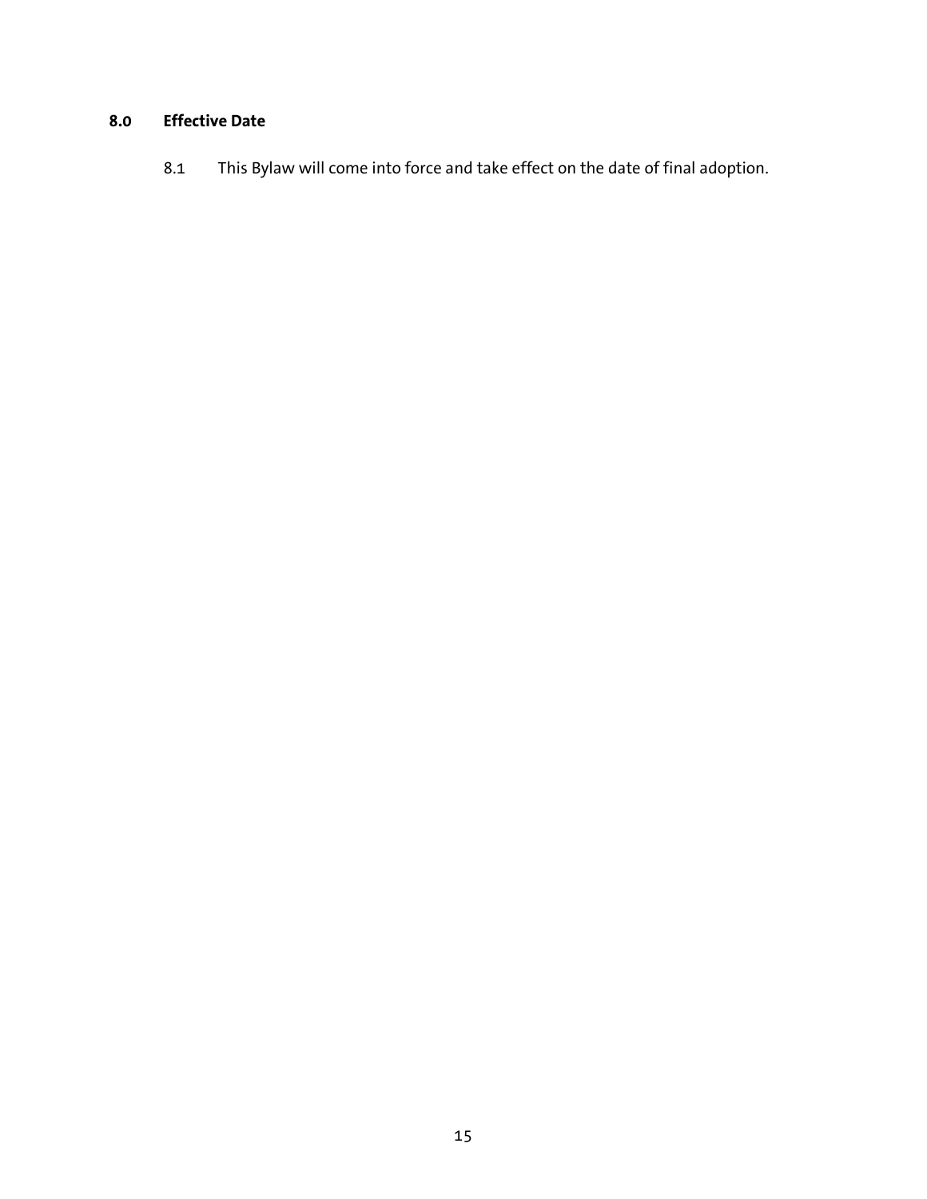## 8.0 Effective Date

8.1 This Bylaw will come into force and take effect on the date of final adoption.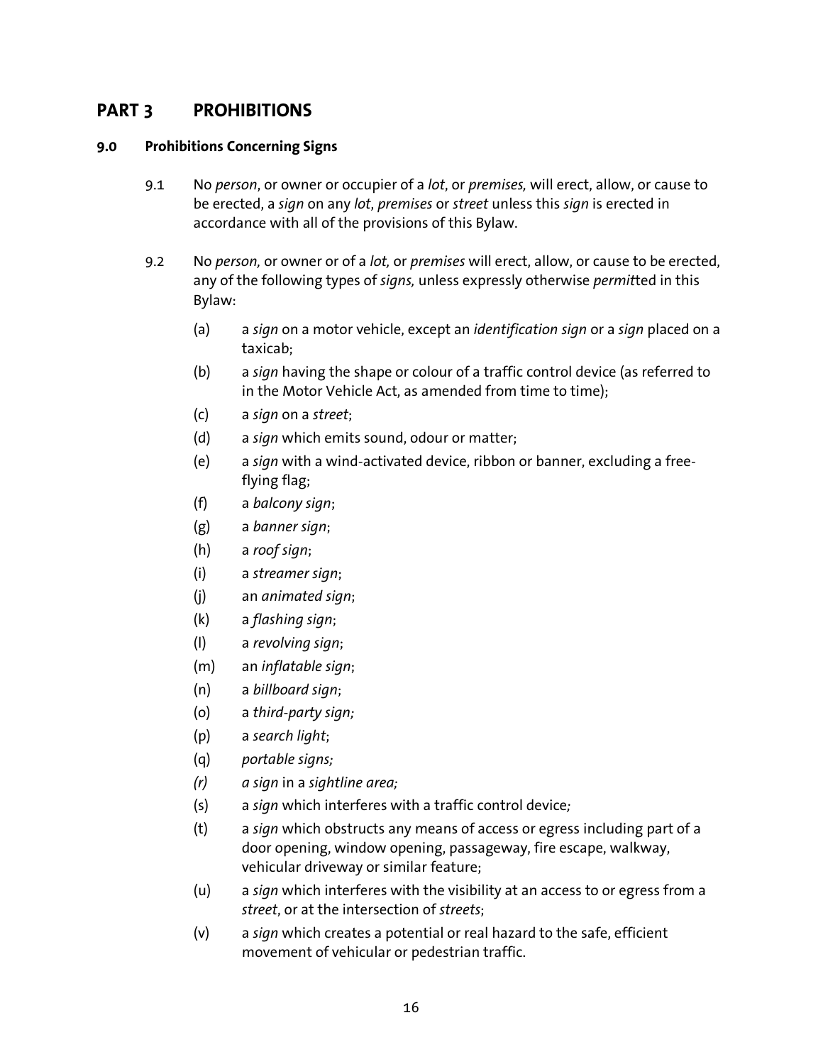## PART 3 PROHIBITIONS

### 9.0 Prohibitions Concerning Signs

9.1 No *person*, or owner or occupier of a *lot*, or *premises,* will erect, allow, or cause to be erected, a *sign* on any *lot*, *premises* or *street* unless this *sign* is erected in accordance with all of the provisions of this Bylaw.

9.2 No *person,* or owner or of a *lot,* or *premises* will erect, allow, or cause to be erected, any of the following types of *signs,* unless expressly otherwise *permit*ted in this Bylaw:

(a) a *sign* on a motor vehicle, except an *identification sign* or a *sign* placed on a taxicab;

(b) a *sign* having the shape or colour of a traffic control device (as referred to in the Motor Vehicle Act, as amended from time to time);

(c) a *sign* on a *street*;

(d) a *sign* which emits sound, odour or matter;

(e) a *sign* with a wind-activated device, ribbon or banner, excluding a free-flying flag;

(f) a *balcony sign*;

(g) a *banner sign*;

(h) a *roof sign*;

(i) a *streamer sign*;

(j) an *animated sign*;

(k) a *flashing sign*;

(l) a *revolving sign*;

(m) an *inflatable sign*;

(n) a *billboard sign*;

(o) a *third-party sign;*

(p) a *search light*;

(q) *portable signs;*

*(r) a sign* in a *sightline area;*

(s) a *sign* which interferes with a traffic control device*;*

(t) a *sign* which obstructs any means of access or egress including part of a door opening, window opening, passageway, fire escape, walkway, vehicular driveway or similar feature;

(u) a *sign* which interferes with the visibility at an access to or egress from a *street*, or at the intersection of *streets*;

(v) a *sign* which creates a potential or real hazard to the safe, efficient movement of vehicular or pedestrian traffic.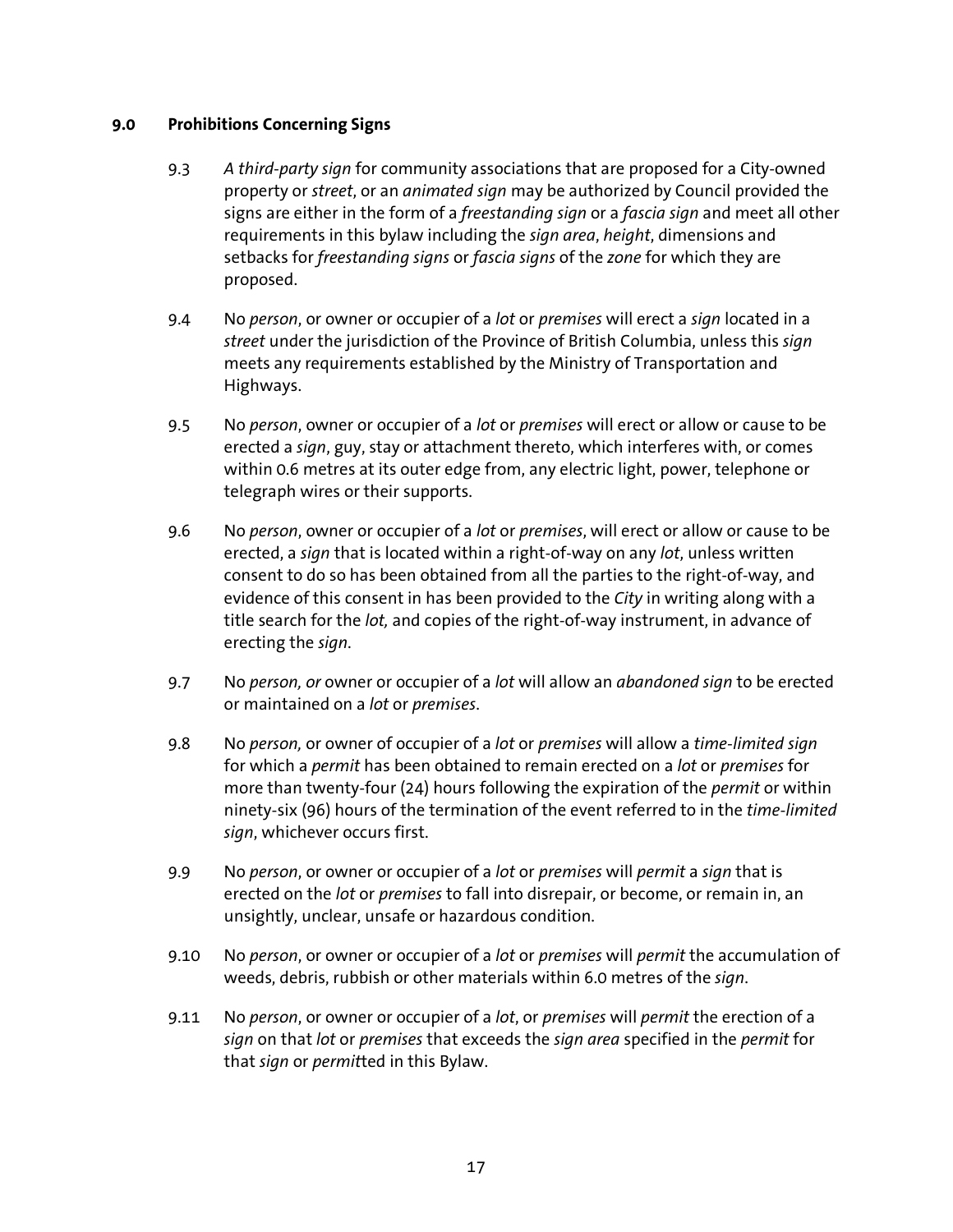## 9.0 Prohibitions Concerning Signs

9.3 *A third-party sign* for community associations that are proposed for a City-owned property or *street*, or an *animated sign* may be authorized by Council provided the signs are either in the form of a *freestanding sign* or a *fascia sign* and meet all other requirements in this bylaw including the *sign area*, *height*, dimensions and setbacks for *freestanding signs* or *fascia signs* of the *zone* for which they are proposed.

9.4 No *person*, or owner or occupier of a *lot* or *premises* will erect a *sign* located in a *street* under the jurisdiction of the Province of British Columbia, unless this *sign* meets any requirements established by the Ministry of Transportation and Highways.

9.5 No *person*, owner or occupier of a *lot* or *premises* will erect or allow or cause to be erected a *sign*, guy, stay or attachment thereto, which interferes with, or comes within 0.6 metres at its outer edge from, any electric light, power, telephone or telegraph wires or their supports.

9.6 No *person*, owner or occupier of a *lot* or *premises*, will erect or allow or cause to be erected, a *sign* that is located within a right-of-way on any *lot*, unless written consent to do so has been obtained from all the parties to the right-of-way, and evidence of this consent in has been provided to the *City* in writing along with a title search for the *lot,* and copies of the right-of-way instrument, in advance of erecting the *sign*.

9.7 No *person, or* owner or occupier of a *lot* will allow an *abandoned sign* to be erected or maintained on a *lot* or *premises*.

9.8 No *person,* or owner of occupier of a *lot* or *premises* will allow a *time-limited sign* for which a *permit* has been obtained to remain erected on a *lot* or *premises* for more than twenty-four (24) hours following the expiration of the *permit* or within ninety-six (96) hours of the termination of the event referred to in the *time-limited sign*, whichever occurs first.

9.9 No *person*, or owner or occupier of a *lot* or *premises* will *permit* a *sign* that is erected on the *lot* or *premises* to fall into disrepair, or become, or remain in, an unsightly, unclear, unsafe or hazardous condition.

9.10 No *person*, or owner or occupier of a *lot* or *premises* will *permit* the accumulation of weeds, debris, rubbish or other materials within 6.0 metres of the *sign*.

9.11 No *person*, or owner or occupier of a *lot*, or *premises* will *permit* the erection of a *sign* on that *lot* or *premises* that exceeds the *sign area* specified in the *permit* for that *sign* or *permit*ted in this Bylaw.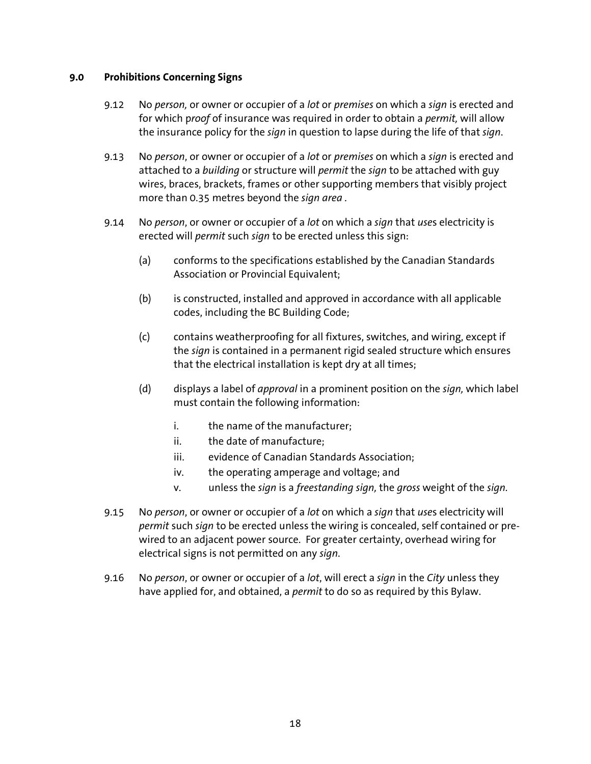## 9.0 Prohibitions Concerning Signs

9.12 No *person,* or owner or occupier of a *lot* or *premises* on which a *sign* is erected and for which p*roof* of insurance was required in order to obtain a *permit,* will allow the insurance policy for the *sign* in question to lapse during the life of that *sign*.

9.13 No *person*, or owner or occupier of a *lot* or *premises* on which a *sign* is erected and attached to a *building* or structure will *permit* the *sign* to be attached with guy wires, braces, brackets, frames or other supporting members that visibly project more than 0.35 metres beyond the *sign area* .

9.14 No *person*, or owner or occupier of a *lot* on which a *sign* that *use*s electricity is erected will *permit* such *sign* to be erected unless this sign:

(a) conforms to the specifications established by the Canadian Standards Association or Provincial Equivalent;

(b) is constructed, installed and approved in accordance with all applicable codes, including the BC Building Code;

(c) contains weatherproofing for all fixtures, switches, and wiring, except if the *sign* is contained in a permanent rigid sealed structure which ensures that the electrical installation is kept dry at all times;

(d) displays a label of *approval* in a prominent position on the *sign,* which label must contain the following information:

i. the name of the manufacturer;
ii. the date of manufacture;
iii. evidence of Canadian Standards Association;
iv. the operating amperage and voltage; and
v. unless the *sign* is a *freestanding sign,* the *gross* weight of the *sign*.

9.15 No *person*, or owner or occupier of a *lot* on which a *sign* that *use*s electricity will *permit* such *sign* to be erected unless the wiring is concealed, self contained or pre-wired to an adjacent power source. For greater certainty, overhead wiring for electrical signs is not permitted on any *sign*.

9.16 No *person*, or owner or occupier of a *lot*, will erect a *sign* in the *City* unless they have applied for, and obtained, a *permit* to do so as required by this Bylaw.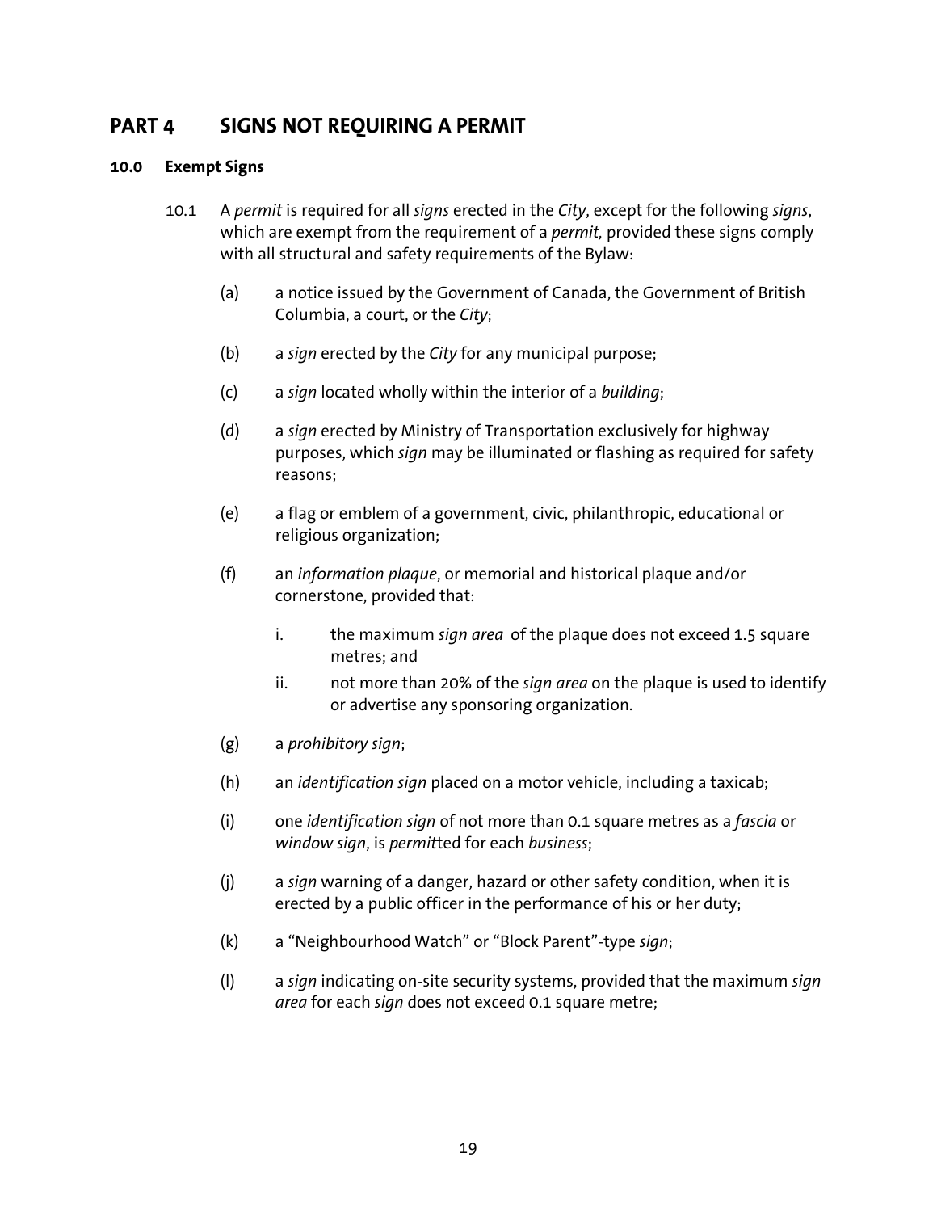# PART 4 SIGNS NOT REQUIRING A PERMIT

## 10.0 Exempt Signs

10.1 A *permit* is required for all *signs* erected in the *City*, except for the following *signs*, which are exempt from the requirement of a *permit,* provided these signs comply with all structural and safety requirements of the Bylaw:

(a) a notice issued by the Government of Canada, the Government of British Columbia, a court, or the *City*;

(b) a *sign* erected by the *City* for any municipal purpose;

(c) a *sign* located wholly within the interior of a *building*;

(d) a *sign* erected by Ministry of Transportation exclusively for highway purposes, which *sign* may be illuminated or flashing as required for safety reasons;

(e) a flag or emblem of a government, civic, philanthropic, educational or religious organization;

(f) an *information plaque*, or memorial and historical plaque and/or cornerstone, provided that:

i. the maximum *sign area* of the plaque does not exceed 1.5 square metres; and

ii. not more than 20% of the *sign area* on the plaque is used to identify or advertise any sponsoring organization.

(g) a *prohibitory sign*;

(h) an *identification sign* placed on a motor vehicle, including a taxicab;

(i) one *identification sign* of not more than 0.1 square metres as a *fascia* or *window sign*, is *permit*ted for each *business*;

(j) a *sign* warning of a danger, hazard or other safety condition, when it is erected by a public officer in the performance of his or her duty;

(k) a "Neighbourhood Watch" or "Block Parent"-type *sign*;

(l) a *sign* indicating on-site security systems, provided that the maximum *sign area* for each *sign* does not exceed 0.1 square metre;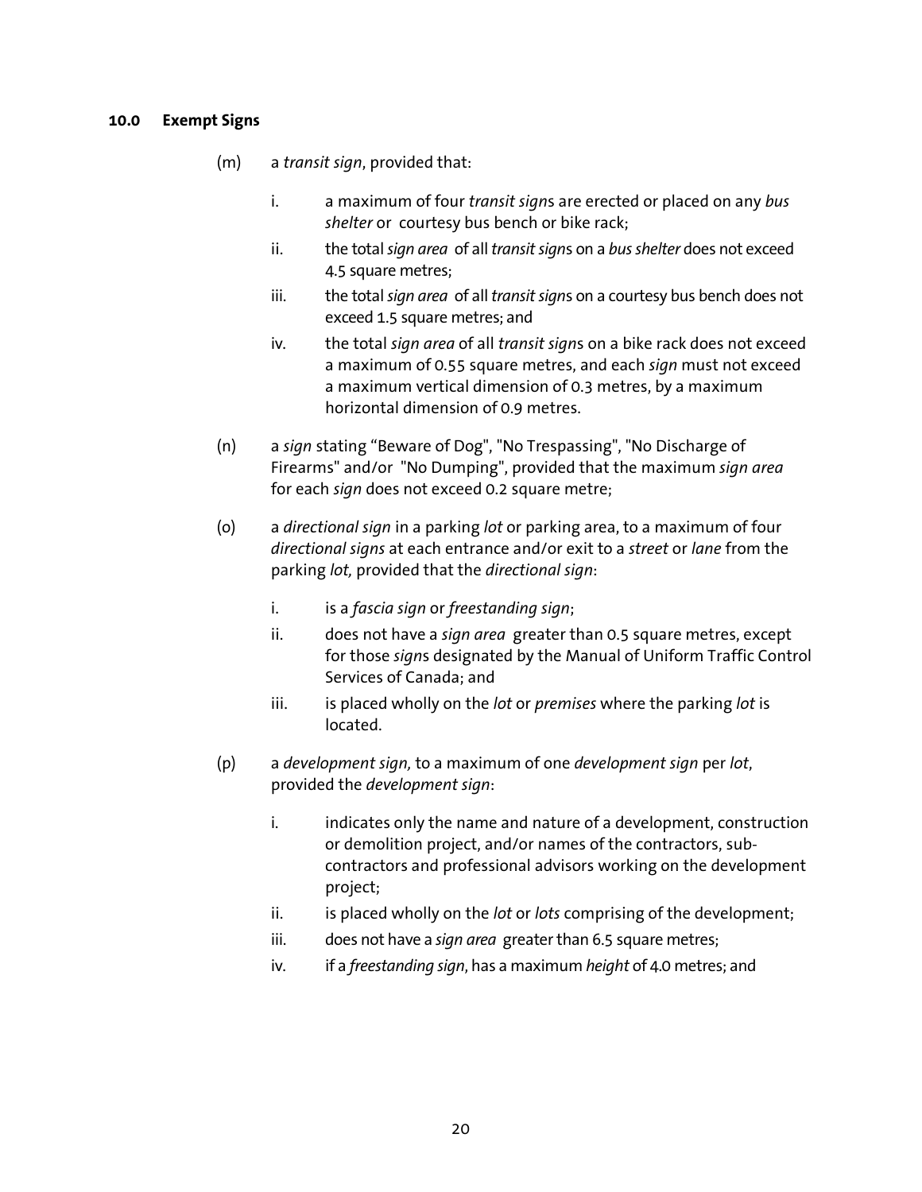### 10.0 Exempt Signs

(m) a *transit sign*, provided that:

   i. a maximum of four *transit sign*s are erected or placed on any *bus shelter* or courtesy bus bench or bike rack;

   ii. the total *sign area* of all *transit sign*s on a *bus shelter* does not exceed 4.5 square metres;

   iii. the total *sign area* of all *transit sign*s on a courtesy bus bench does not exceed 1.5 square metres; and

   iv. the total *sign area* of all *transit sign*s on a bike rack does not exceed a maximum of 0.55 square metres, and each *sign* must not exceed a maximum vertical dimension of 0.3 metres, by a maximum horizontal dimension of 0.9 metres.

(n) a *sign* stating "Beware of Dog", "No Trespassing", "No Discharge of Firearms" and/or "No Dumping", provided that the maximum *sign area* for each *sign* does not exceed 0.2 square metre;

(o) a *directional sign* in a parking *lot* or parking area, to a maximum of four *directional signs* at each entrance and/or exit to a *street* or *lane* from the parking *lot,* provided that the *directional sign*:

   i. is a *fascia sign* or *freestanding sign*;

   ii. does not have a *sign area* greater than 0.5 square metres, except for those *sign*s designated by the Manual of Uniform Traffic Control Services of Canada; and

   iii. is placed wholly on the *lot* or *premises* where the parking *lot* is located.

(p) a *development sign,* to a maximum of one *development sign* per *lot*, provided the *development sign*:

   i. indicates only the name and nature of a development, construction or demolition project, and/or names of the contractors, sub-contractors and professional advisors working on the development project;

   ii. is placed wholly on the *lot* or *lots* comprising of the development;

   iii. does not have a *sign area* greater than 6.5 square metres;

   iv. if a *freestanding sign*, has a maximum *height* of 4.0 metres; and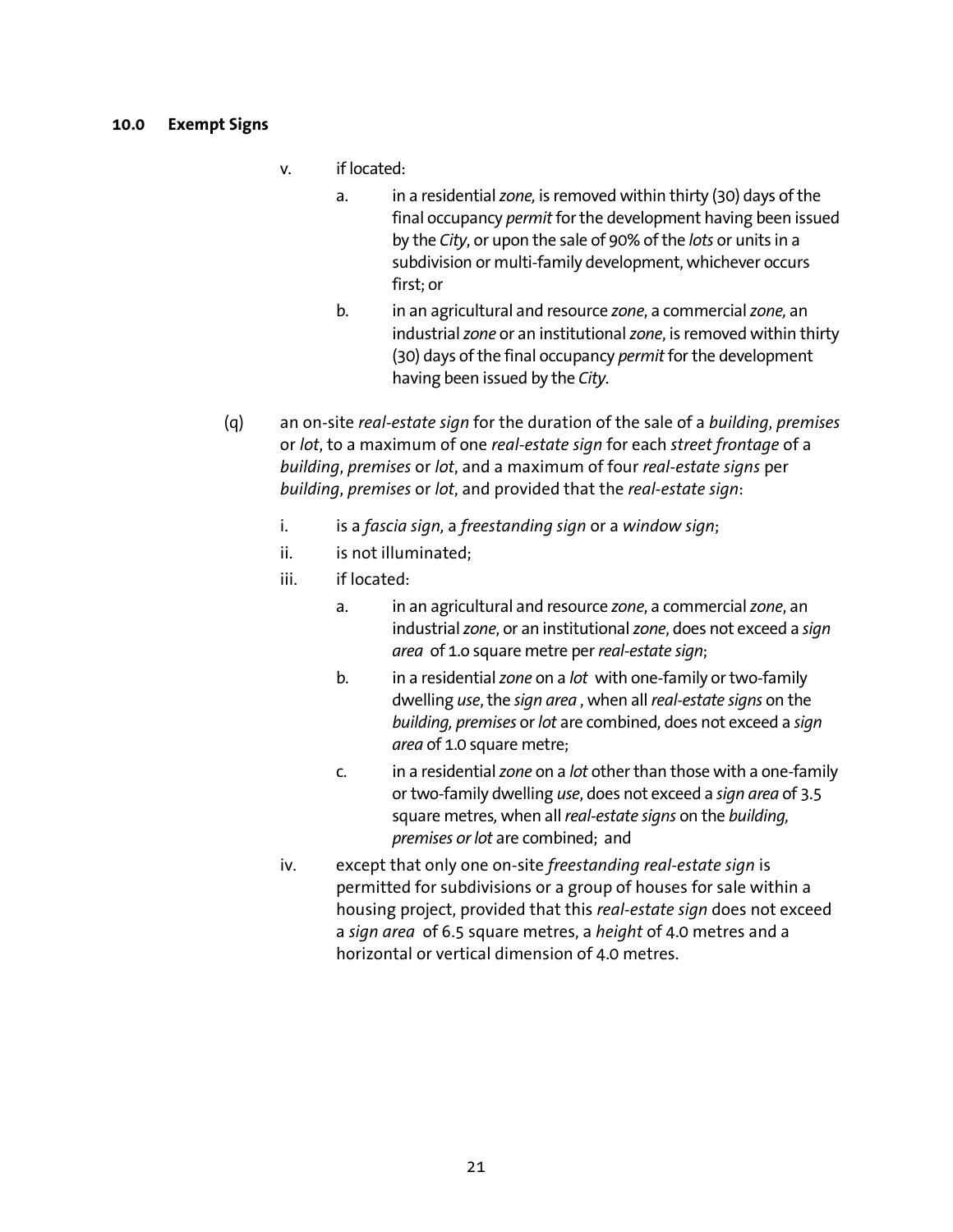## 10.0 Exempt Signs

v. if located:

a. in a residential *zone,* is removed within thirty (30) days of the final occupancy *permit* for the development having been issued by the *City*, or upon the sale of 90% of the *lots* or units in a subdivision or multi-family development, whichever occurs first; or

b. in an agricultural and resource *zone*, a commercial *zone,* an industrial *zone* or an institutional *zone*, is removed within thirty (30) days of the final occupancy *permit* for the development having been issued by the *City*.

(q) an on-site *real-estate sign* for the duration of the sale of a *building*, *premises* or *lot*, to a maximum of one *real-estate sign* for each *street frontage* of a *building*, *premises* or *lot*, and a maximum of four *real-estate signs* per *building*, *premises* or *lot*, and provided that the *real-estate sign*:

i. is a *fascia sign,* a *freestanding sign* or a *window sign*;

ii. is not illuminated;

iii. if located:

a. in an agricultural and resource *zone*, a commercial *zone*, an industrial *zone*, or an institutional *zone*, does not exceed a *sign area* of 1.0 square metre per *real-estate sign*;

b. in a residential *zone* on a *lot* with one-family or two-family dwelling *use*, the *sign area* , when all *real-estate signs* on the *building, premises* or *lot* are combined, does not exceed a *sign area* of 1.0 square metre;

c. in a residential *zone* on a *lot* other than those with a one-family or two-family dwelling *use*, does not exceed a *sign area* of 3.5 square metres*,* when all *real-estate signs* on the *building, premises or lot* are combined; and

iv. except that only one on-site *freestanding real-estate sign* is permitted for subdivisions or a group of houses for sale within a housing project, provided that this *real-estate sign* does not exceed a *sign area* of 6.5 square metres, a *height* of 4.0 metres and a horizontal or vertical dimension of 4.0 metres.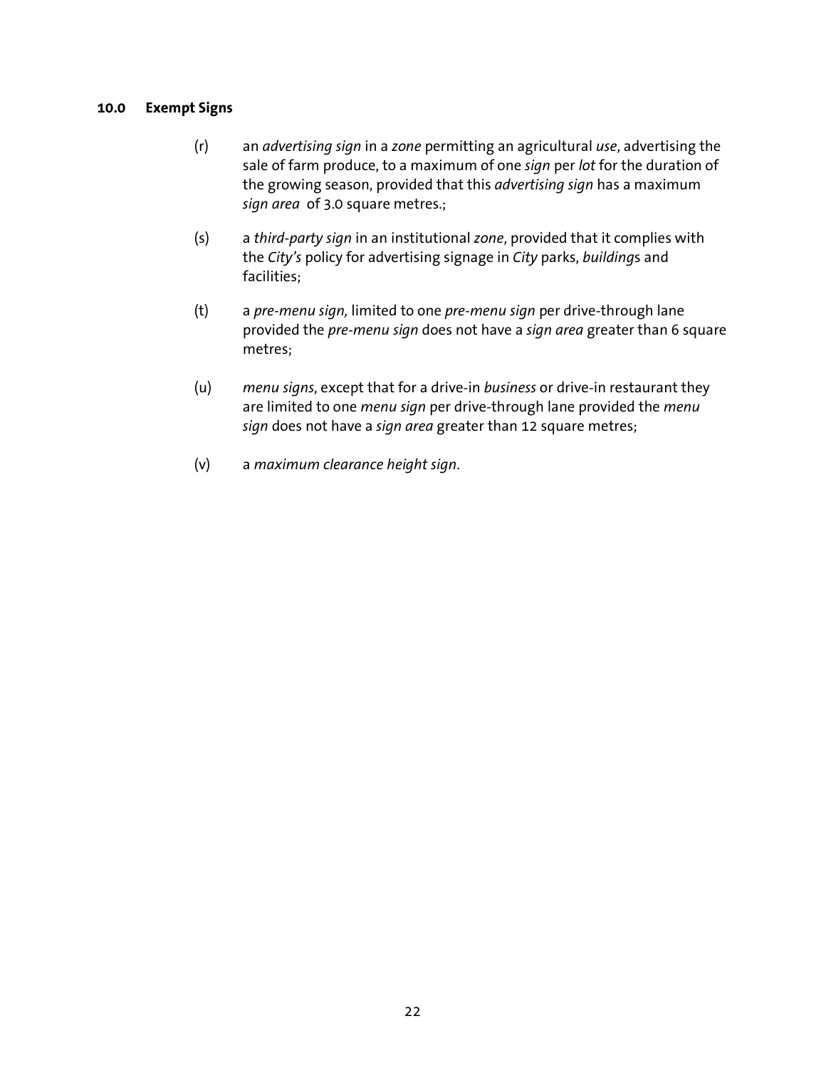## 10.0 Exempt Signs

(r) an *advertising sign* in a *zone* permitting an agricultural *use*, advertising the sale of farm produce, to a maximum of one *sign* per *lot* for the duration of the growing season, provided that this *advertising sign* has a maximum *sign area* of 3.0 square metres.;

(s) a *third-party sign* in an institutional *zone*, provided that it complies with the *City's* policy for advertising signage in *City* parks, *building*s and facilities;

(t) a *pre-menu sign,* limited to one *pre-menu sign* per drive-through lane provided the *pre-menu sign* does not have a *sign area* greater than 6 square metres;

(u) *menu signs*, except that for a drive-in *business* or drive-in restaurant they are limited to one *menu sign* per drive-through lane provided the *menu sign* does not have a *sign area* greater than 12 square metres;

(v) a *maximum clearance height sign*.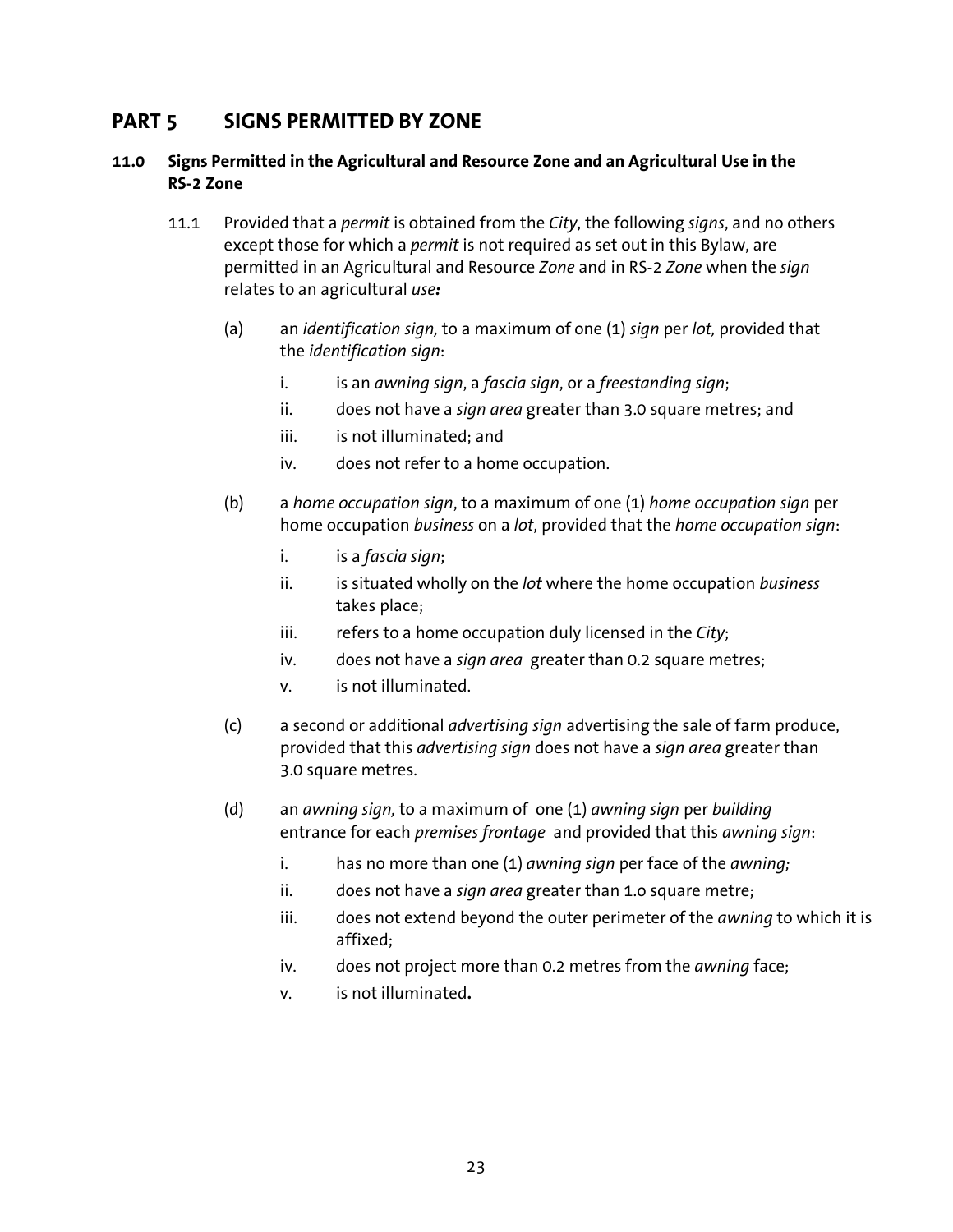# PART 5 SIGNS PERMITTED BY ZONE

## 11.0 Signs Permitted in the Agricultural and Resource Zone and an Agricultural Use in the RS-2 Zone

11.1 Provided that a *permit* is obtained from the *City*, the following *signs*, and no others except those for which a *permit* is not required as set out in this Bylaw, are permitted in an Agricultural and Resource *Zone* and in RS-2 *Zone* when the *sign* relates to an agricultural *use:*

(a) an *identification sign,* to a maximum of one (1) *sign* per *lot,* provided that the *identification sign*:

i. is an *awning sign*, a *fascia sign*, or a *freestanding sign*;

ii. does not have a *sign area* greater than 3.0 square metres; and

iii. is not illuminated; and

iv. does not refer to a home occupation.

(b) a *home occupation sign*, to a maximum of one (1) *home occupation sign* per home occupation *business* on a *lot*, provided that the *home occupation sign*:

i. is a *fascia sign*;

ii. is situated wholly on the *lot* where the home occupation *business* takes place;

iii. refers to a home occupation duly licensed in the *City*;

iv. does not have a *sign area* greater than 0.2 square metres;

v. is not illuminated.

(c) a second or additional *advertising sign* advertising the sale of farm produce, provided that this *advertising sign* does not have a *sign area* greater than 3.0 square metres.

(d) an *awning sign,* to a maximum of one (1) *awning sign* per *building* entrance for each *premises frontage* and provided that this *awning sign*:

i. has no more than one (1) *awning sign* per face of the *awning;*

ii. does not have a *sign area* greater than 1.0 square metre;

iii. does not extend beyond the outer perimeter of the *awning* to which it is affixed;

iv. does not project more than 0.2 metres from the *awning* face;

v. is not illuminated**.**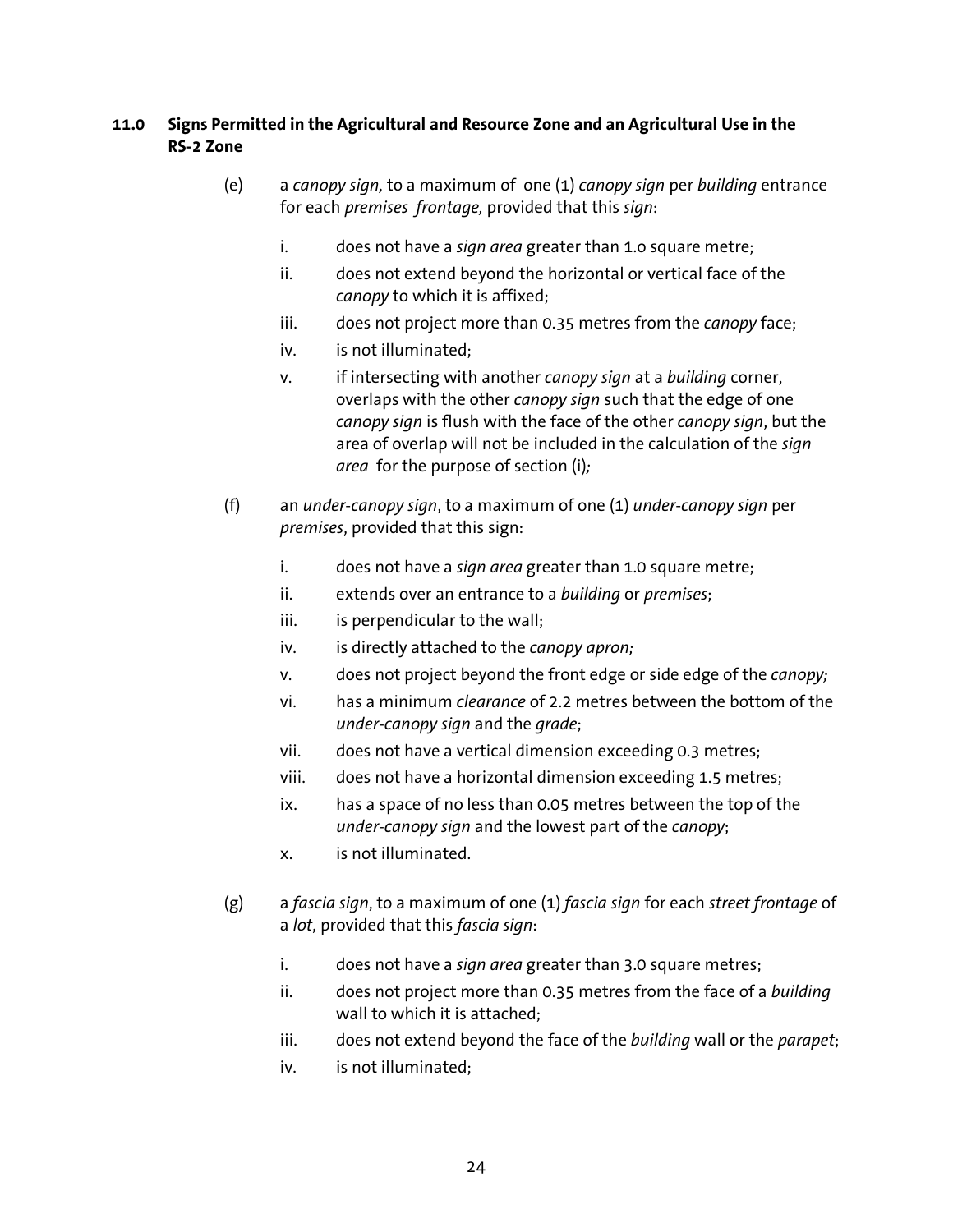## 11.0 Signs Permitted in the Agricultural and Resource Zone and an Agricultural Use in the RS-2 Zone

(e) a *canopy sign,* to a maximum of one (1) *canopy sign* per *building* entrance for each *premises frontage,* provided that this *sign*:

i. does not have a *sign area* greater than 1.0 square metre;

ii. does not extend beyond the horizontal or vertical face of the *canopy* to which it is affixed;

iii. does not project more than 0.35 metres from the *canopy* face;

iv. is not illuminated;

v. if intersecting with another *canopy sign* at a *building* corner, overlaps with the other *canopy sign* such that the edge of one *canopy sign* is flush with the face of the other *canopy sign*, but the area of overlap will not be included in the calculation of the *sign area* for the purpose of section (i)*;*

(f) an *under-canopy sign*, to a maximum of one (1) *under-canopy sign* per *premises*, provided that this sign:

i. does not have a *sign area* greater than 1.0 square metre;

ii. extends over an entrance to a *building* or *premises*;

iii. is perpendicular to the wall;

iv. is directly attached to the *canopy apron;*

v. does not project beyond the front edge or side edge of the *canopy;*

vi. has a minimum *clearance* of 2.2 metres between the bottom of the *under-canopy sign* and the *grade*;

vii. does not have a vertical dimension exceeding 0.3 metres;

viii. does not have a horizontal dimension exceeding 1.5 metres;

ix. has a space of no less than 0.05 metres between the top of the *under-canopy sign* and the lowest part of the *canopy*;

x. is not illuminated.

(g) a *fascia sign*, to a maximum of one (1) *fascia sign* for each *street frontage* of a *lot*, provided that this *fascia sign*:

i. does not have a *sign area* greater than 3.0 square metres;

ii. does not project more than 0.35 metres from the face of a *building* wall to which it is attached;

iii. does not extend beyond the face of the *building* wall or the *parapet*;

iv. is not illuminated;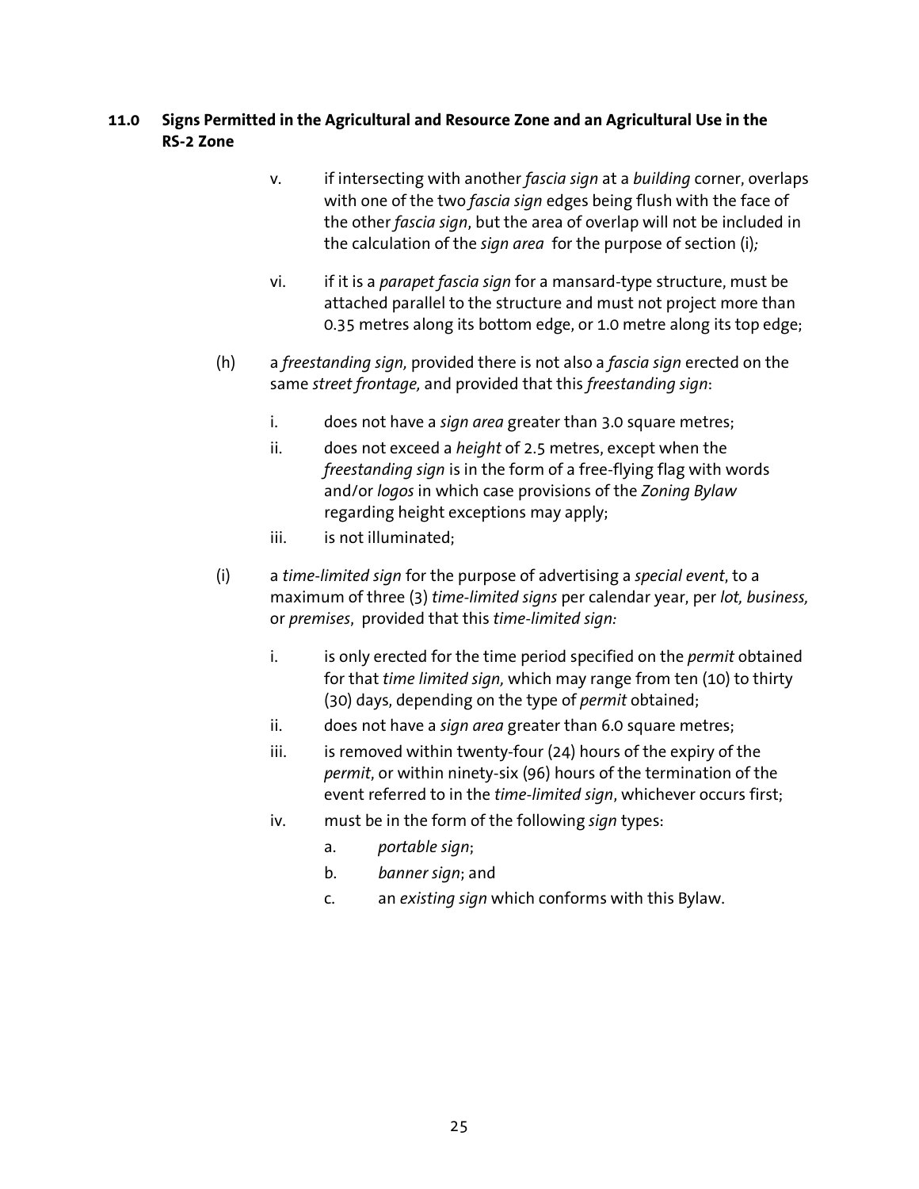## 11.0 Signs Permitted in the Agricultural and Resource Zone and an Agricultural Use in the RS-2 Zone

v. if intersecting with another *fascia sign* at a *building* corner, overlaps with one of the two *fascia sign* edges being flush with the face of the other *fascia sign*, but the area of overlap will not be included in the calculation of the *sign area* for the purpose of section (i)*;*

vi. if it is a *parapet fascia sign* for a mansard-type structure, must be attached parallel to the structure and must not project more than 0.35 metres along its bottom edge, or 1.0 metre along its top edge;

(h) a *freestanding sign,* provided there is not also a *fascia sign* erected on the same *street frontage,* and provided that this *freestanding sign*:

i. does not have a *sign area* greater than 3.0 square metres;

ii. does not exceed a *height* of 2.5 metres, except when the *freestanding sign* is in the form of a free-flying flag with words and/or *logos* in which case provisions of the *Zoning Bylaw* regarding height exceptions may apply;

iii. is not illuminated;

(i) a *time-limited sign* for the purpose of advertising a *special event*, to a maximum of three (3) *time-limited signs* per calendar year, per *lot, business,* or *premises*, provided that this *time-limited sign:*

i. is only erected for the time period specified on the *permit* obtained for that *time limited sign,* which may range from ten (10) to thirty (30) days, depending on the type of *permit* obtained;

ii. does not have a *sign area* greater than 6.0 square metres;

iii. is removed within twenty-four (24) hours of the expiry of the *permit*, or within ninety-six (96) hours of the termination of the event referred to in the *time-limited sign*, whichever occurs first;

iv. must be in the form of the following *sign* types:

a. *portable sign*;

b. *banner sign*; and

c. an *existing sign* which conforms with this Bylaw.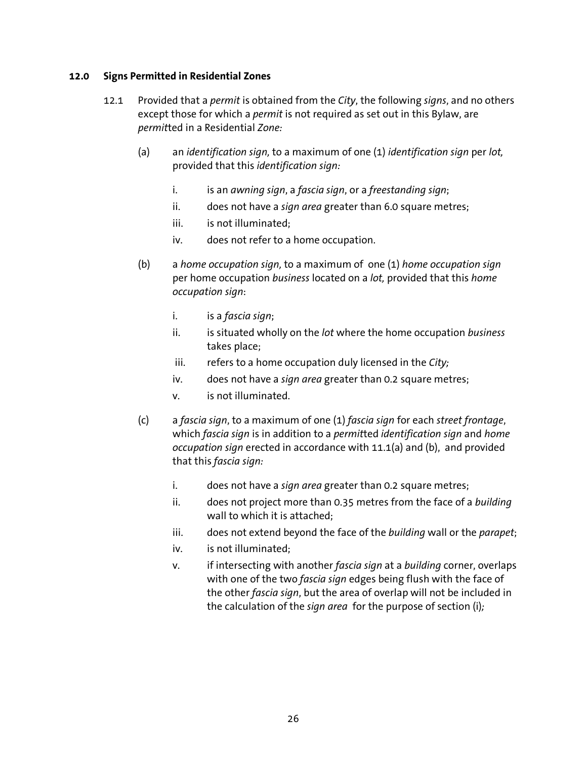## 12.0 Signs Permitted in Residential Zones

12.1 Provided that a *permit* is obtained from the *City*, the following *signs*, and no others except those for which a *permit* is not required as set out in this Bylaw, are *permit*ted in a Residential *Zone:*

(a) an *identification sign,* to a maximum of one (1) *identification sign* per *lot,* provided that this *identification sign:*

  i. is an *awning sign*, a *fascia sign*, or a *freestanding sign*;
  
  ii. does not have a *sign area* greater than 6.0 square metres;
  
  iii. is not illuminated;
  
  iv. does not refer to a home occupation.

(b) a *home occupation sign,* to a maximum of one (1) *home occupation sign* per home occupation *business* located on a *lot,* provided that this *home occupation sign*:

  i. is a *fascia sign*;
  
  ii. is situated wholly on the *lot* where the home occupation *business* takes place;
  
  iii. refers to a home occupation duly licensed in the *City;*
  
  iv. does not have a *sign area* greater than 0.2 square metres;
  
  v. is not illuminated.

(c) a *fascia sign*, to a maximum of one (1) *fascia sign* for each *street frontage*, which *fascia sign* is in addition to a *permit*ted *identification sign* and *home occupation sign* erected in accordance with 11.1(a) and (b), and provided that this *fascia sign:*

  i. does not have a *sign area* greater than 0.2 square metres;
  
  ii. does not project more than 0.35 metres from the face of a *building* wall to which it is attached;
  
  iii. does not extend beyond the face of the *building* wall or the *parapet*;
  
  iv. is not illuminated;
  
  v. if intersecting with another *fascia sign* at a *building* corner, overlaps with one of the two *fascia sign* edges being flush with the face of the other *fascia sign*, but the area of overlap will not be included in the calculation of the *sign area* for the purpose of section (i)*;*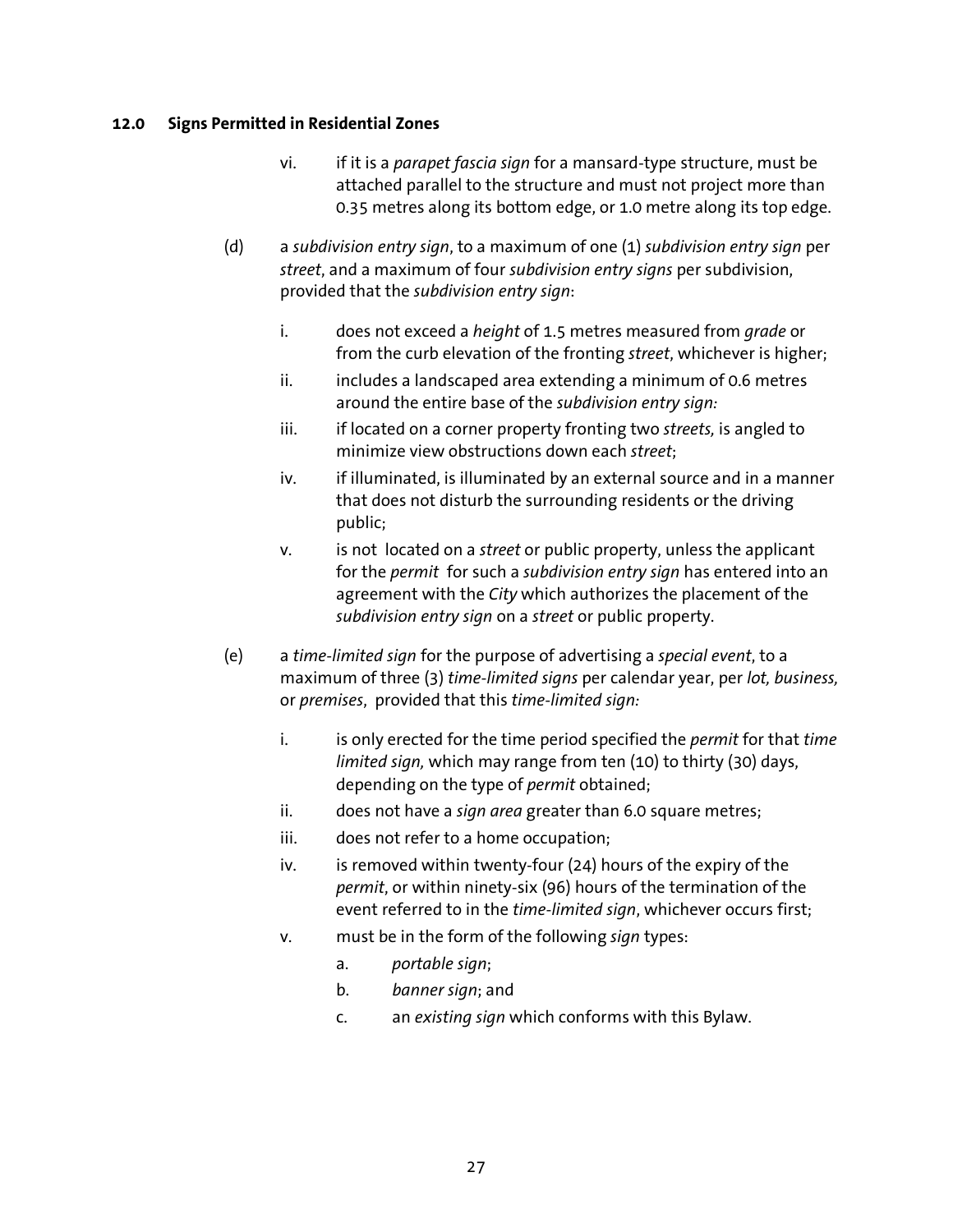### 12.0 Signs Permitted in Residential Zones

vi. if it is a *parapet fascia sign* for a mansard-type structure, must be attached parallel to the structure and must not project more than 0.35 metres along its bottom edge, or 1.0 metre along its top edge.

(d) a *subdivision entry sign*, to a maximum of one (1) *subdivision entry sign* per *street*, and a maximum of four *subdivision entry signs* per subdivision, provided that the *subdivision entry sign*:

i. does not exceed a *height* of 1.5 metres measured from *grade* or from the curb elevation of the fronting *street*, whichever is higher;

ii. includes a landscaped area extending a minimum of 0.6 metres around the entire base of the *subdivision entry sign:*

iii. if located on a corner property fronting two *streets,* is angled to minimize view obstructions down each *street*;

iv. if illuminated, is illuminated by an external source and in a manner that does not disturb the surrounding residents or the driving public;

v. is not located on a *street* or public property, unless the applicant for the *permit* for such a *subdivision entry sign* has entered into an agreement with the *City* which authorizes the placement of the *subdivision entry sign* on a *street* or public property.

(e) a *time-limited sign* for the purpose of advertising a *special event*, to a maximum of three (3) *time-limited signs* per calendar year, per *lot, business,* or *premises*, provided that this *time-limited sign:*

i. is only erected for the time period specified the *permit* for that *time limited sign,* which may range from ten (10) to thirty (30) days, depending on the type of *permit* obtained;

ii. does not have a *sign area* greater than 6.0 square metres;

iii. does not refer to a home occupation;

iv. is removed within twenty-four (24) hours of the expiry of the *permit*, or within ninety-six (96) hours of the termination of the event referred to in the *time-limited sign*, whichever occurs first;

v. must be in the form of the following *sign* types:

   a. *portable sign*;

   b. *banner sign*; and

   c. an *existing sign* which conforms with this Bylaw.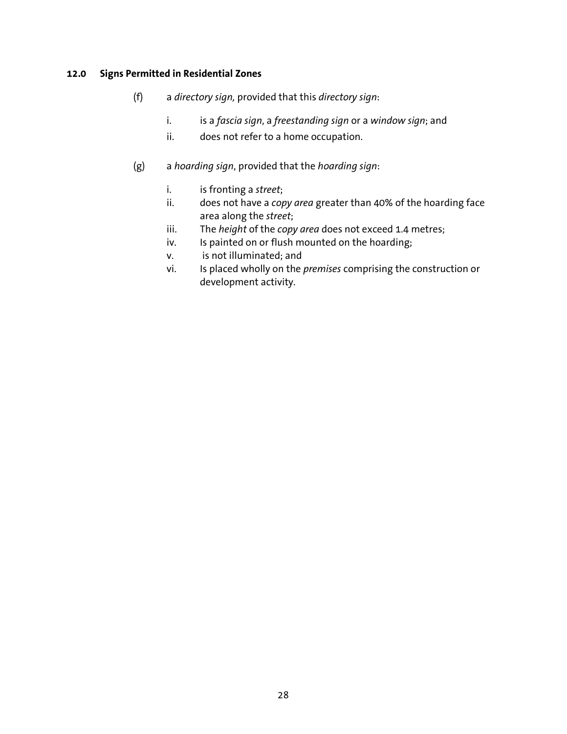### **12.0 Signs Permitted in Residential Zones**

(f) a *directory sign,* provided that this *directory sign*:

   i. is a *fascia sign*, a *freestanding sign* or a *window sign*; and
   ii. does not refer to a home occupation.

(g) a *hoarding sign*, provided that the *hoarding sign*:

   i. is fronting a *street*;
   ii. does not have a *copy area* greater than 40% of the hoarding face area along the *street*;
   iii. The *height* of the *copy area* does not exceed 1.4 metres;
   iv. Is painted on or flush mounted on the hoarding;
   v. is not illuminated; and
   vi. Is placed wholly on the *premises* comprising the construction or development activity.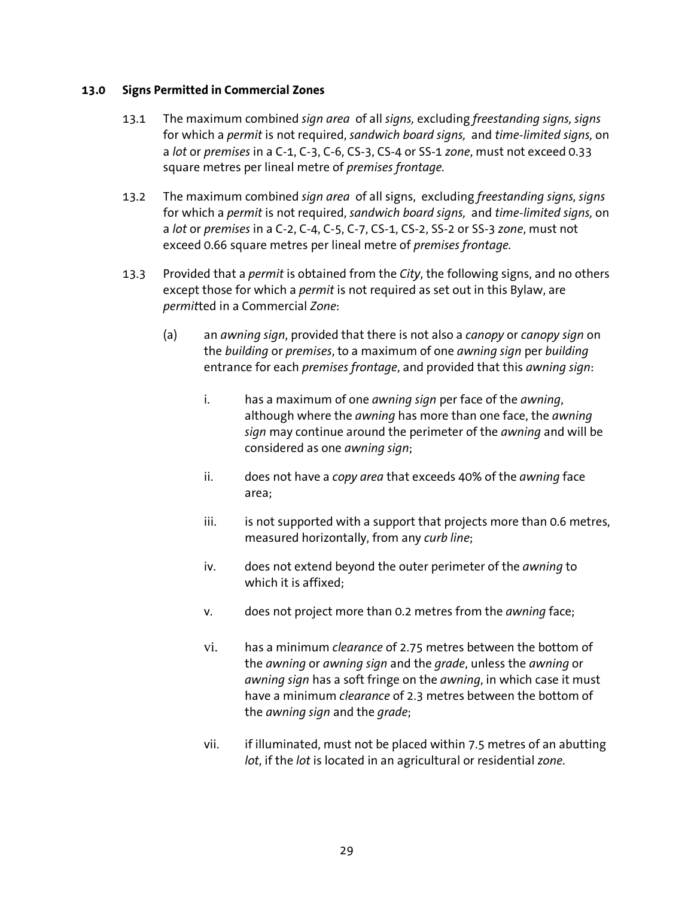## 13.0 Signs Permitted in Commercial Zones

13.1 The maximum combined *sign area* of all *signs,* excluding *freestanding signs, signs* for which a *permit* is not required, *sandwich board signs,* and *time-limited signs,* on a *lot* or *premises* in a C-1, C-3, C-6, CS-3, CS-4 or SS-1 *zone*, must not exceed 0.33 square metres per lineal metre of *premises frontage.*

13.2 The maximum combined *sign area* of all signs, excluding *freestanding signs, signs* for which a *permit* is not required, *sandwich board signs,* and *time-limited signs,* on a *lot* or *premises* in a C-2, C-4, C-5, C-7, CS-1, CS-2, SS-2 or SS-3 *zone*, must not exceed 0.66 square metres per lineal metre of *premises frontage.*

13.3 Provided that a *permit* is obtained from the *City*, the following signs, and no others except those for which a *permit* is not required as set out in this Bylaw, are *permit*ted in a Commercial *Zone*:

(a) an *awning sign*, provided that there is not also a *canopy* or *canopy sign* on the *building* or *premises*, to a maximum of one *awning sign* per *building* entrance for each *premises frontage*, and provided that this *awning sign*:

i. has a maximum of one *awning sign* per face of the *awning*, although where the *awning* has more than one face, the *awning sign* may continue around the perimeter of the *awning* and will be considered as one *awning sign*;

ii. does not have a *copy area* that exceeds 40% of the *awning* face area;

iii. is not supported with a support that projects more than 0.6 metres, measured horizontally, from any *curb line*;

iv. does not extend beyond the outer perimeter of the *awning* to which it is affixed;

v. does not project more than 0.2 metres from the *awning* face;

vi. has a minimum *clearance* of 2.75 metres between the bottom of the *awning* or *awning sign* and the *grade*, unless the *awning* or *awning sign* has a soft fringe on the *awning*, in which case it must have a minimum *clearance* of 2.3 metres between the bottom of the *awning sign* and the *grade*;

vii. if illuminated, must not be placed within 7.5 metres of an abutting *lot*, if the *lot* is located in an agricultural or residential *zone.*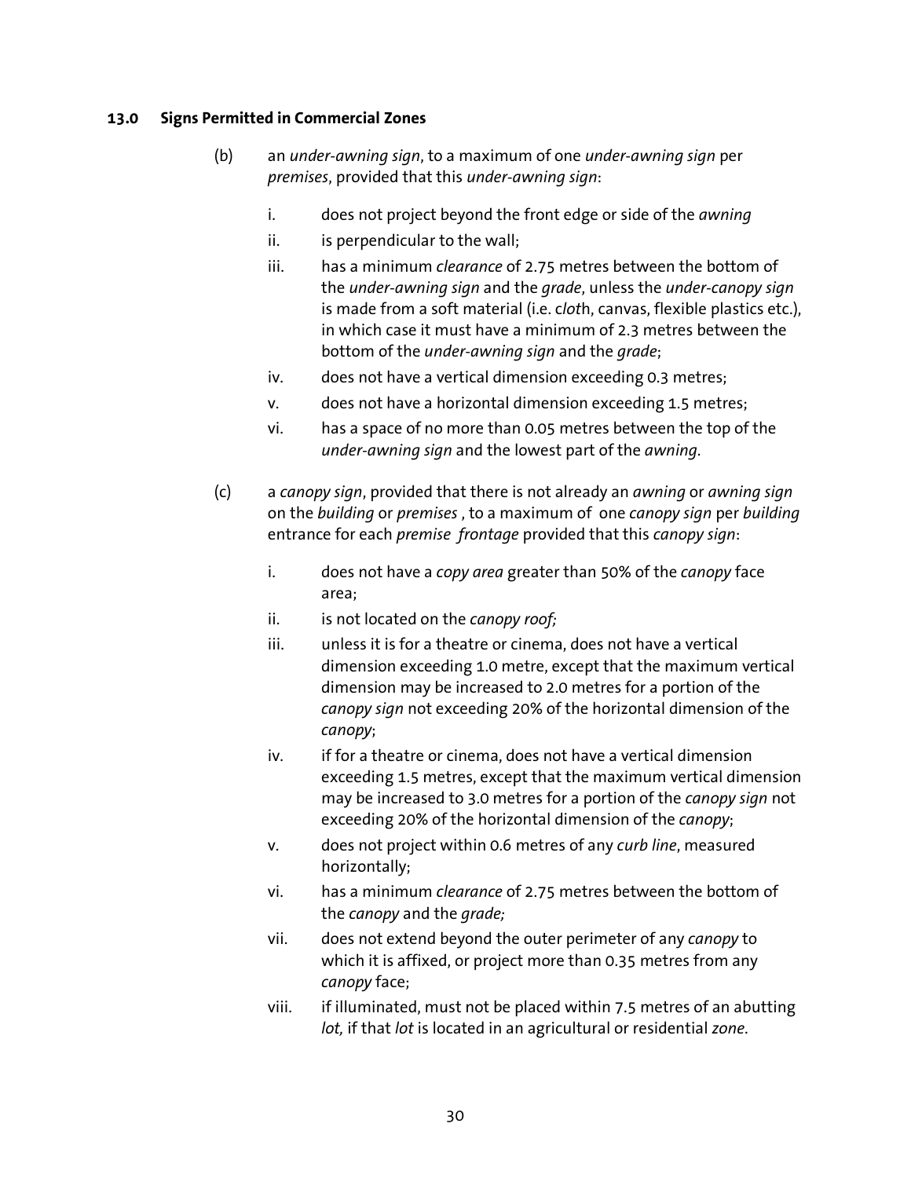### 13.0 Signs Permitted in Commercial Zones

(b) an *under-awning sign*, to a maximum of one *under-awning sign* per *premises*, provided that this *under-awning sign*:

i. does not project beyond the front edge or side of the *awning*

ii. is perpendicular to the wall;

iii. has a minimum *clearance* of 2.75 metres between the bottom of the *under-awning sign* and the *grade*, unless the *under-canopy sign* is made from a soft material (i.e. c*lot*h, canvas, flexible plastics etc.), in which case it must have a minimum of 2.3 metres between the bottom of the *under-awning sign* and the *grade*;

iv. does not have a vertical dimension exceeding 0.3 metres;

v. does not have a horizontal dimension exceeding 1.5 metres;

vi. has a space of no more than 0.05 metres between the top of the *under-awning sign* and the lowest part of the *awning*.

(c) a *canopy sign*, provided that there is not already an *awning* or *awning sign* on the *building* or *premises* , to a maximum of one *canopy sign* per *building* entrance for each *premise frontage* provided that this *canopy sign*:

i. does not have a *copy area* greater than 50% of the *canopy* face area;

ii. is not located on the *canopy roof;*

iii. unless it is for a theatre or cinema, does not have a vertical dimension exceeding 1.0 metre, except that the maximum vertical dimension may be increased to 2.0 metres for a portion of the *canopy sign* not exceeding 20% of the horizontal dimension of the *canopy*;

iv. if for a theatre or cinema, does not have a vertical dimension exceeding 1.5 metres, except that the maximum vertical dimension may be increased to 3.0 metres for a portion of the *canopy sign* not exceeding 20% of the horizontal dimension of the *canopy*;

v. does not project within 0.6 metres of any *curb line*, measured horizontally;

vi. has a minimum *clearance* of 2.75 metres between the bottom of the *canopy* and the *grade;*

vii. does not extend beyond the outer perimeter of any *canopy* to which it is affixed, or project more than 0.35 metres from any *canopy* face;

viii. if illuminated, must not be placed within 7.5 metres of an abutting *lot,* if that *lot* is located in an agricultural or residential *zone*.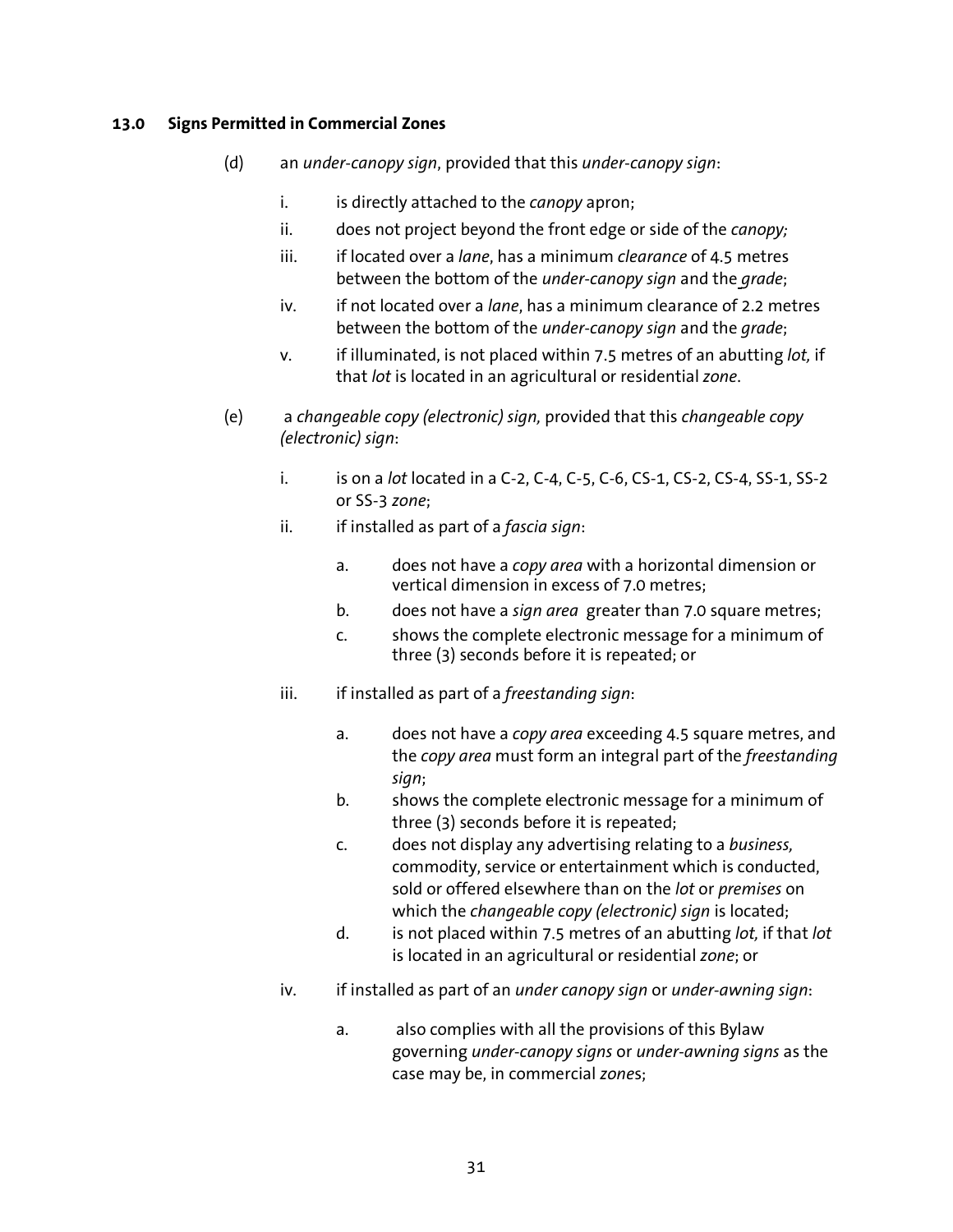## 13.0 Signs Permitted in Commercial Zones

(d) an *under-canopy sign*, provided that this *under-canopy sign*:

  i. is directly attached to the *canopy* apron;

  ii. does not project beyond the front edge or side of the *canopy;*

  iii. if located over a *lane*, has a minimum *clearance* of 4.5 metres between the bottom of the *under-canopy sign* and the *grade*;

  iv. if not located over a *lane*, has a minimum clearance of 2.2 metres between the bottom of the *under-canopy sign* and the *grade*;

  v. if illuminated, is not placed within 7.5 metres of an abutting *lot,* if that *lot* is located in an agricultural or residential *zone*.

(e) a *changeable copy (electronic) sign,* provided that this *changeable copy (electronic) sign*:

  i. is on a *lot* located in a C-2, C-4, C-5, C-6, CS-1, CS-2, CS-4, SS-1, SS-2 or SS-3 *zone*;

  ii. if installed as part of a *fascia sign*:

    a. does not have a *copy area* with a horizontal dimension or vertical dimension in excess of 7.0 metres;

    b. does not have a *sign area* greater than 7.0 square metres;

    c. shows the complete electronic message for a minimum of three (3) seconds before it is repeated; or

  iii. if installed as part of a *freestanding sign*:

    a. does not have a *copy area* exceeding 4.5 square metres, and the *copy area* must form an integral part of the *freestanding sign*;

    b. shows the complete electronic message for a minimum of three (3) seconds before it is repeated;

    c. does not display any advertising relating to a *business,* commodity, service or entertainment which is conducted, sold or offered elsewhere than on the *lot* or *premises* on which the *changeable copy (electronic) sign* is located;

    d. is not placed within 7.5 metres of an abutting *lot,* if that *lot* is located in an agricultural or residential *zone*; or

  iv. if installed as part of an *under canopy sign* or *under-awning sign*:

    a. also complies with all the provisions of this Bylaw governing *under-canopy signs* or *under-awning signs* as the case may be, in commercial *zone*s;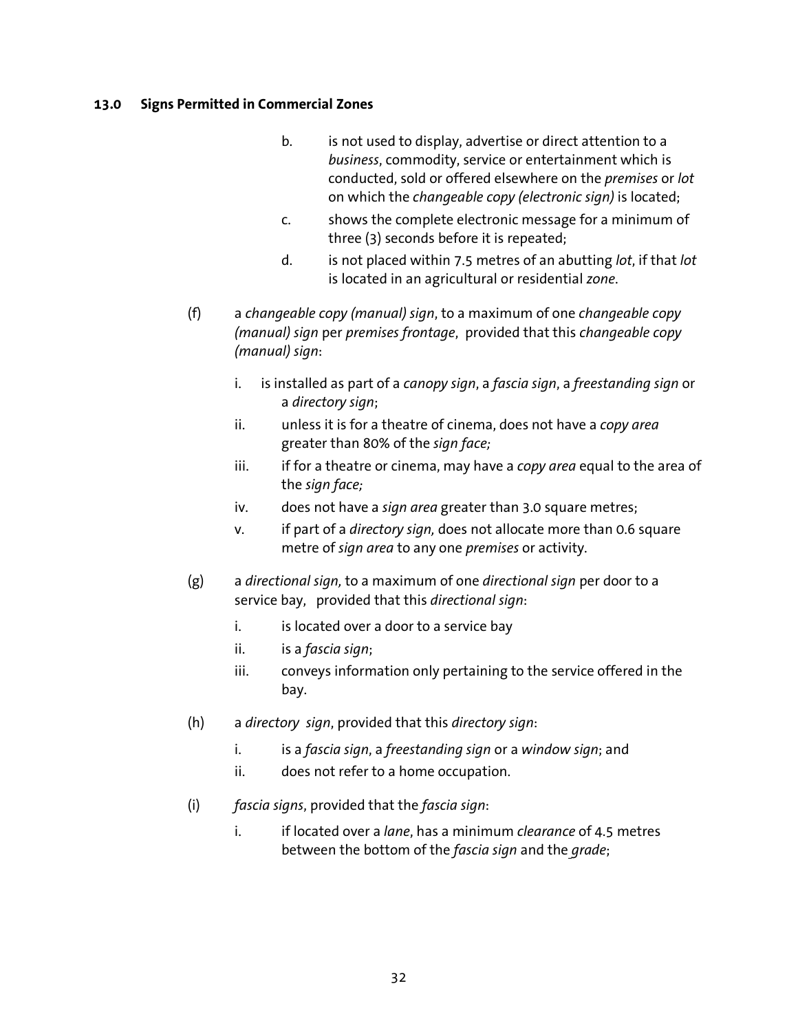### 13.0 Signs Permitted in Commercial Zones

b. is not used to display, advertise or direct attention to a *business*, commodity, service or entertainment which is conducted, sold or offered elsewhere on the *premises* or *lot* on which the *changeable copy (electronic sign)* is located;

c. shows the complete electronic message for a minimum of three (3) seconds before it is repeated;

d. is not placed within 7.5 metres of an abutting *lot*, if that *lot* is located in an agricultural or residential *zone*.

(f) a *changeable copy (manual) sign*, to a maximum of one *changeable copy (manual) sign* per *premises frontage*, provided that this *changeable copy (manual) sign*:

i. is installed as part of a *canopy sign*, a *fascia sign*, a *freestanding sign* or a *directory sign*;

ii. unless it is for a theatre of cinema, does not have a *copy area* greater than 80% of the *sign face;*

iii. if for a theatre or cinema, may have a *copy area* equal to the area of the *sign face;*

iv. does not have a *sign area* greater than 3.0 square metres;

v. if part of a *directory sign,* does not allocate more than 0.6 square metre of *sign area* to any one *premises* or activity.

(g) a *directional sign,* to a maximum of one *directional sign* per door to a service bay, provided that this *directional sign*:

i. is located over a door to a service bay

ii. is a *fascia sign*;

iii. conveys information only pertaining to the service offered in the bay.

(h) a *directory sign*, provided that this *directory sign*:

i. is a *fascia sign*, a *freestanding sign* or a *window sign*; and

ii. does not refer to a home occupation.

(i) *fascia signs*, provided that the *fascia sign*:

i. if located over a *lane*, has a minimum *clearance* of 4.5 metres between the bottom of the *fascia sign* and the *grade*;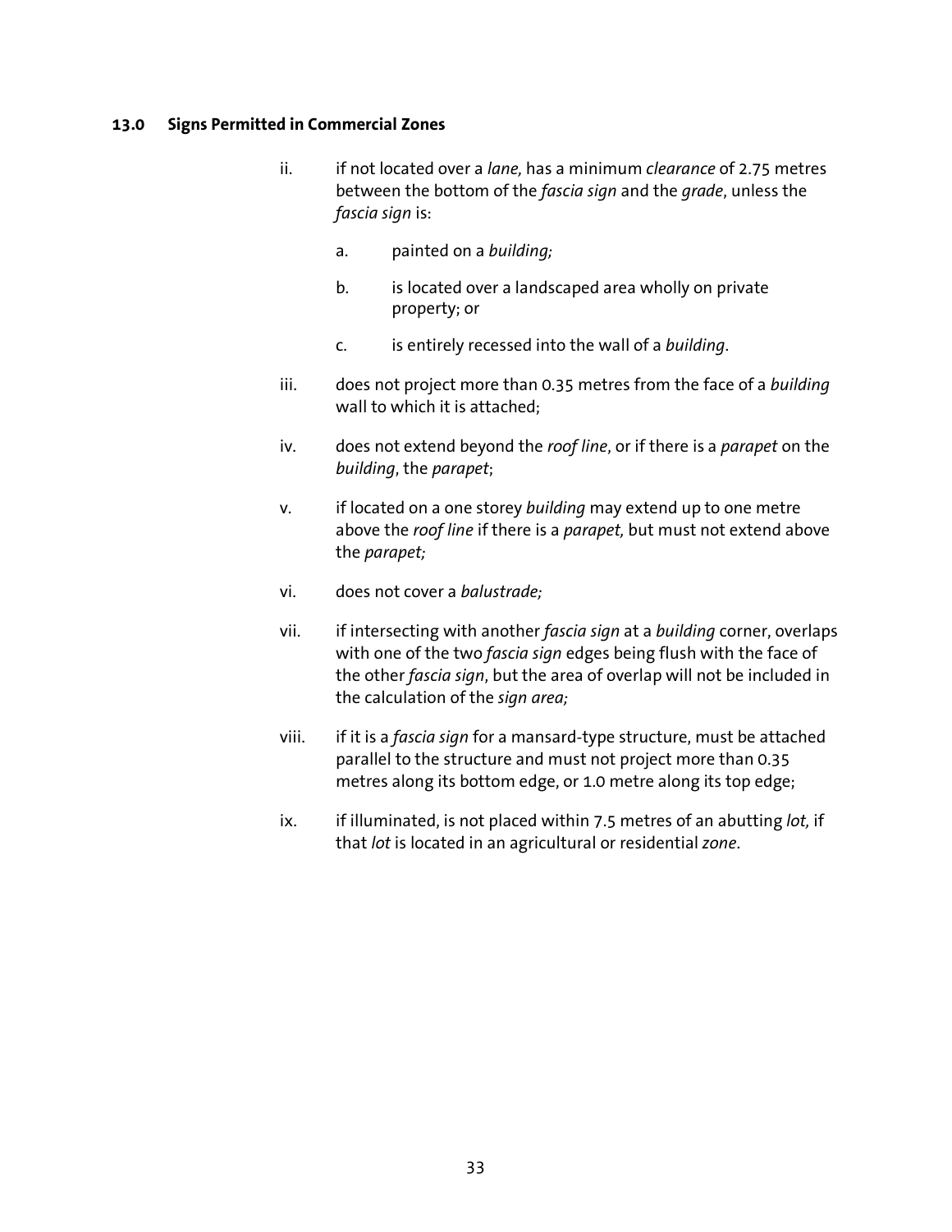### 13.0 Signs Permitted in Commercial Zones

ii. if not located over a *lane,* has a minimum *clearance* of 2.75 metres between the bottom of the *fascia sign* and the *grade*, unless the *fascia sign* is:

   a. painted on a *building;*

   b. is located over a landscaped area wholly on private property; or

   c. is entirely recessed into the wall of a *building*.

iii. does not project more than 0.35 metres from the face of a *building* wall to which it is attached;

iv. does not extend beyond the *roof line*, or if there is a *parapet* on the *building*, the *parapet*;

v. if located on a one storey *building* may extend up to one metre above the *roof line* if there is a *parapet,* but must not extend above the *parapet;*

vi. does not cover a *balustrade;*

vii. if intersecting with another *fascia sign* at a *building* corner, overlaps with one of the two *fascia sign* edges being flush with the face of the other *fascia sign*, but the area of overlap will not be included in the calculation of the *sign area;*

viii. if it is a *fascia sign* for a mansard-type structure, must be attached parallel to the structure and must not project more than 0.35 metres along its bottom edge, or 1.0 metre along its top edge;

ix. if illuminated, is not placed within 7.5 metres of an abutting *lot,* if that *lot* is located in an agricultural or residential *zone*.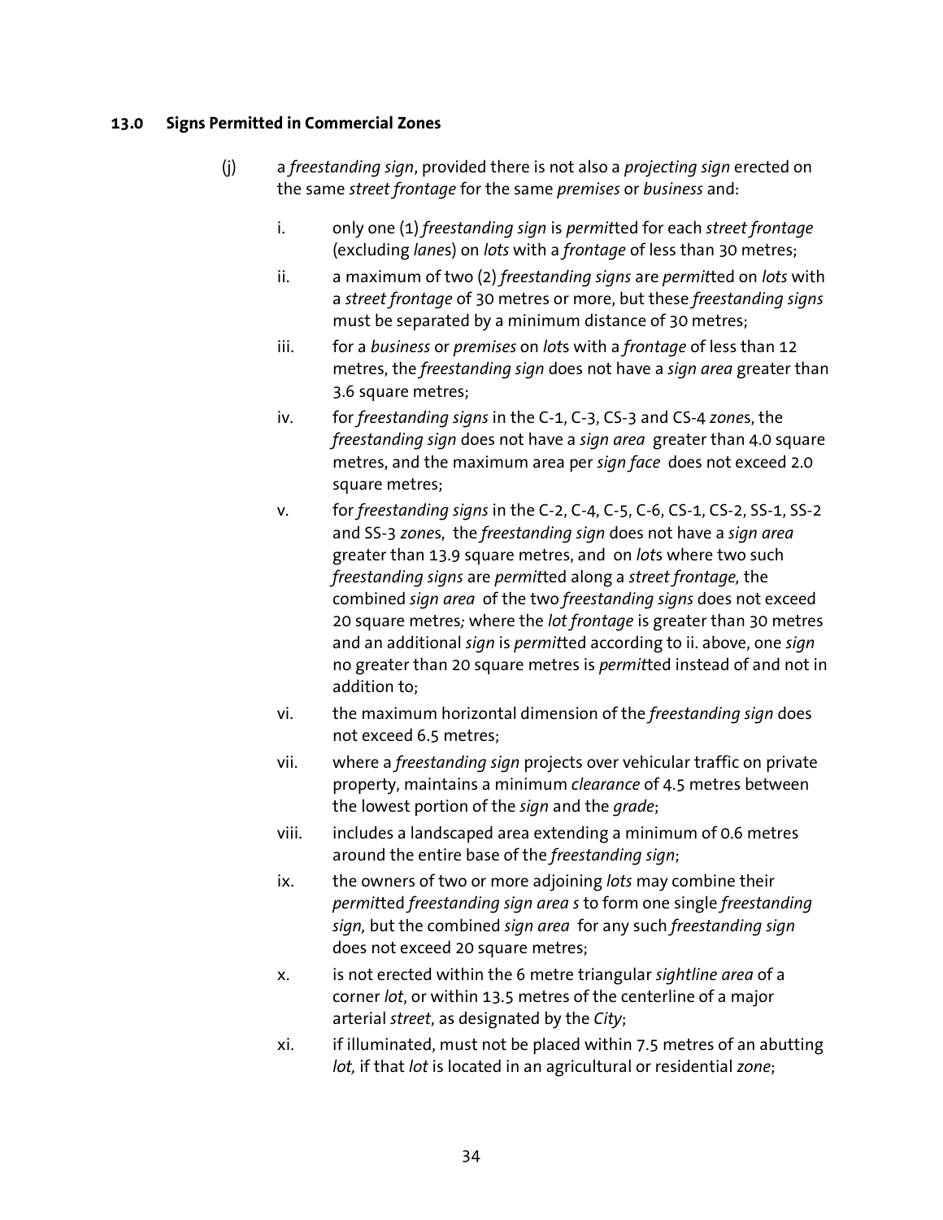## 13.0 Signs Permitted in Commercial Zones

(j) a *freestanding sign*, provided there is not also a *projecting sign* erected on the same *street frontage* for the same *premises* or *business* and:

i. only one (1) *freestanding sign* is *permit*ted for each *street frontage* (excluding *lane*s) on *lots* with a *frontage* of less than 30 metres;

ii. a maximum of two (2) *freestanding signs* are *permit*ted on *lots* with a *street frontage* of 30 metres or more, but these *freestanding signs* must be separated by a minimum distance of 30 metres;

iii. for a *business* or *premises* on *lot*s with a *frontage* of less than 12 metres, the *freestanding sign* does not have a *sign area* greater than 3.6 square metres;

iv. for *freestanding signs* in the C-1, C-3, CS-3 and CS-4 *zone*s, the *freestanding sign* does not have a *sign area* greater than 4.0 square metres, and the maximum area per *sign face* does not exceed 2.0 square metres;

v. for *freestanding signs* in the C-2, C-4, C-5, C-6, CS-1, CS-2, SS-1, SS-2 and SS-3 *zone*s, the *freestanding sign* does not have a *sign area* greater than 13.9 square metres, and on *lot*s where two such *freestanding signs* are *permit*ted along a *street frontage,* the combined *sign area* of the two *freestanding signs* does not exceed 20 square metres*;* where the *lot frontage* is greater than 30 metres and an additional *sign* is *permit*ted according to ii. above, one *sign* no greater than 20 square metres is *permit*ted instead of and not in addition to;

vi. the maximum horizontal dimension of the *freestanding sign* does not exceed 6.5 metres;

vii. where a *freestanding sign* projects over vehicular traffic on private property, maintains a minimum *clearance* of 4.5 metres between the lowest portion of the *sign* and the *grade*;

viii. includes a landscaped area extending a minimum of 0.6 metres around the entire base of the *freestanding sign*;

ix. the owners of two or more adjoining *lots* may combine their *permit*ted *freestanding sign area s* to form one single *freestanding sign,* but the combined *sign area* for any such *freestanding sign* does not exceed 20 square metres;

x. is not erected within the 6 metre triangular *sightline area* of a corner *lot*, or within 13.5 metres of the centerline of a major arterial *street*, as designated by the *City*;

xi. if illuminated, must not be placed within 7.5 metres of an abutting *lot,* if that *lot* is located in an agricultural or residential *zone*;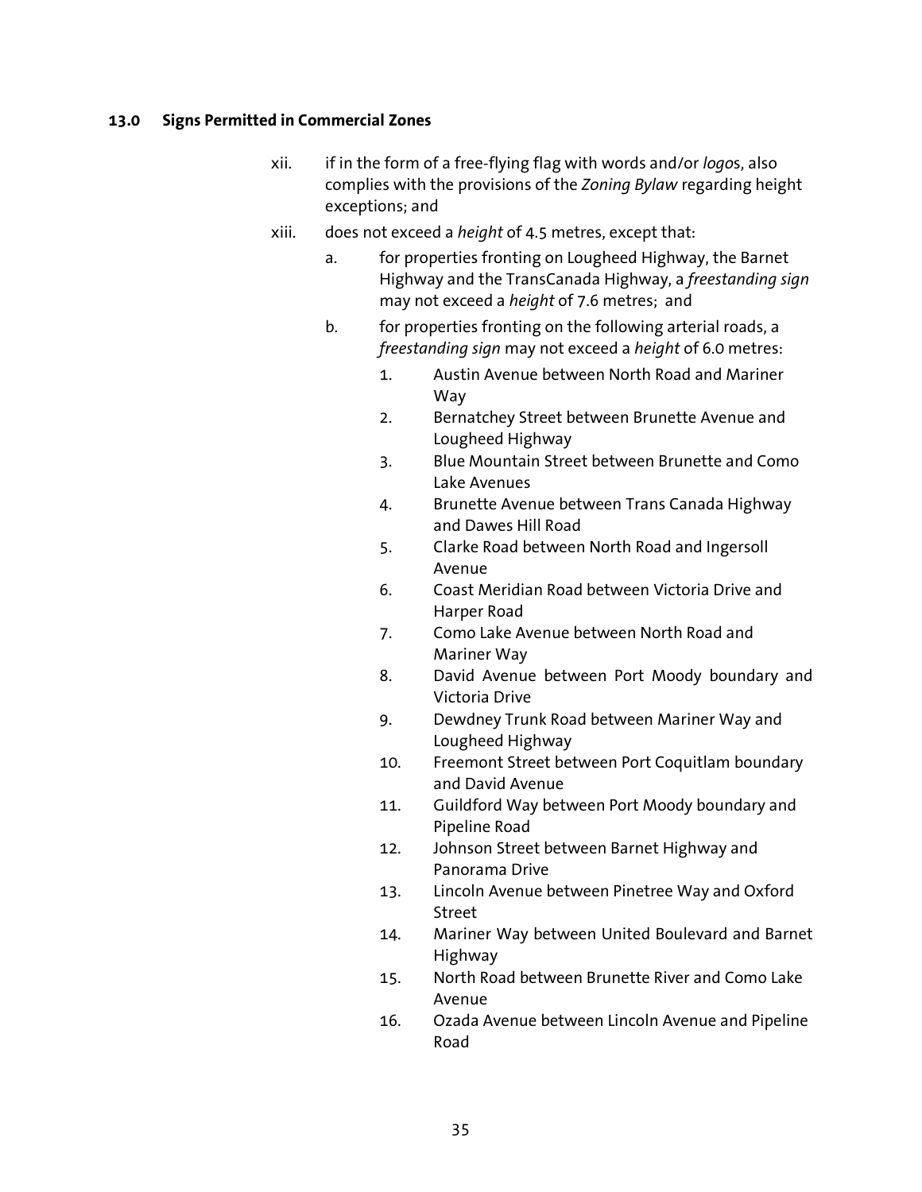## 13.0 Signs Permitted in Commercial Zones

xii. if in the form of a free-flying flag with words and/or *logo*s, also complies with the provisions of the *Zoning Bylaw* regarding height exceptions; and

xiii. does not exceed a *height* of 4.5 metres, except that:

a. for properties fronting on Lougheed Highway, the Barnet Highway and the TransCanada Highway, a *freestanding sign* may not exceed a *height* of 7.6 metres; and

b. for properties fronting on the following arterial roads, a *freestanding sign* may not exceed a *height* of 6.0 metres:

1. Austin Avenue between North Road and Mariner Way
2. Bernatchey Street between Brunette Avenue and Lougheed Highway
3. Blue Mountain Street between Brunette and Como Lake Avenues
4. Brunette Avenue between Trans Canada Highway and Dawes Hill Road
5. Clarke Road between North Road and Ingersoll Avenue
6. Coast Meridian Road between Victoria Drive and Harper Road
7. Como Lake Avenue between North Road and Mariner Way
8. David Avenue between Port Moody boundary and Victoria Drive
9. Dewdney Trunk Road between Mariner Way and Lougheed Highway
10. Freemont Street between Port Coquitlam boundary and David Avenue
11. Guildford Way between Port Moody boundary and Pipeline Road
12. Johnson Street between Barnet Highway and Panorama Drive
13. Lincoln Avenue between Pinetree Way and Oxford Street
14. Mariner Way between United Boulevard and Barnet Highway
15. North Road between Brunette River and Como Lake Avenue
16. Ozada Avenue between Lincoln Avenue and Pipeline Road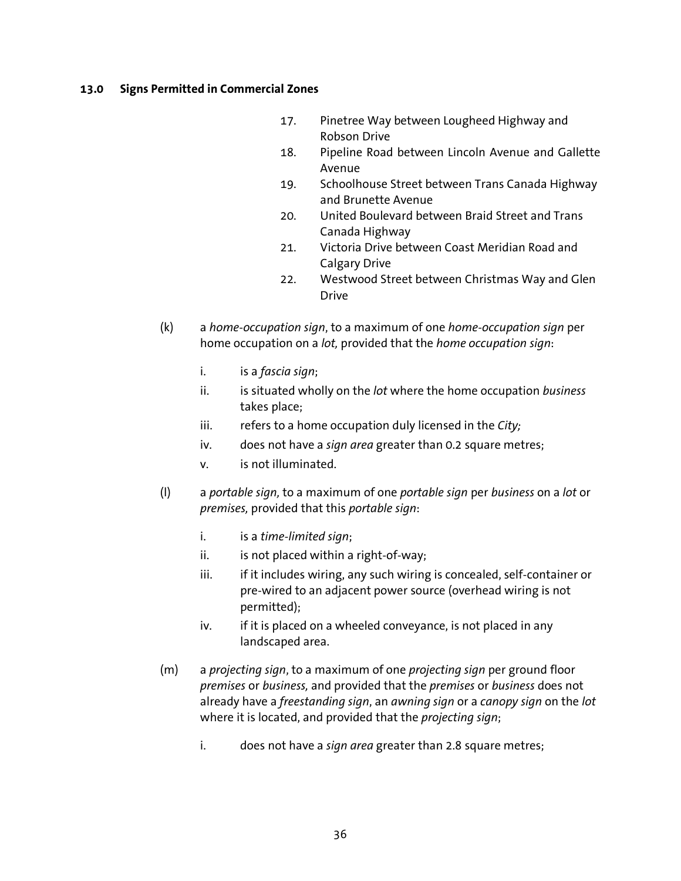## 13.0 Signs Permitted in Commercial Zones

17. Pinetree Way between Lougheed Highway and Robson Drive
18. Pipeline Road between Lincoln Avenue and Gallette Avenue
19. Schoolhouse Street between Trans Canada Highway and Brunette Avenue
20. United Boulevard between Braid Street and Trans Canada Highway
21. Victoria Drive between Coast Meridian Road and Calgary Drive
22. Westwood Street between Christmas Way and Glen Drive

(k) a *home-occupation sign*, to a maximum of one *home-occupation sign* per home occupation on a *lot,* provided that the *home occupation sign*:

- i. is a *fascia sign*;
- ii. is situated wholly on the *lot* where the home occupation *business* takes place;
- iii. refers to a home occupation duly licensed in the *City;*
- iv. does not have a *sign area* greater than 0.2 square metres;
- v. is not illuminated.

(l) a *portable sign,* to a maximum of one *portable sign* per *business* on a *lot* or *premises,* provided that this *portable sign*:

- i. is a *time-limited sign*;
- ii. is not placed within a right-of-way;
- iii. if it includes wiring, any such wiring is concealed, self-container or pre-wired to an adjacent power source (overhead wiring is not permitted);
- iv. if it is placed on a wheeled conveyance, is not placed in any landscaped area.

(m) a *projecting sign*, to a maximum of one *projecting sign* per ground floor *premises* or *business,* and provided that the *premises* or *business* does not already have a *freestanding sign*, an *awning sign* or a *canopy sign* on the *lot* where it is located, and provided that the *projecting sign*;

- i. does not have a *sign area* greater than 2.8 square metres;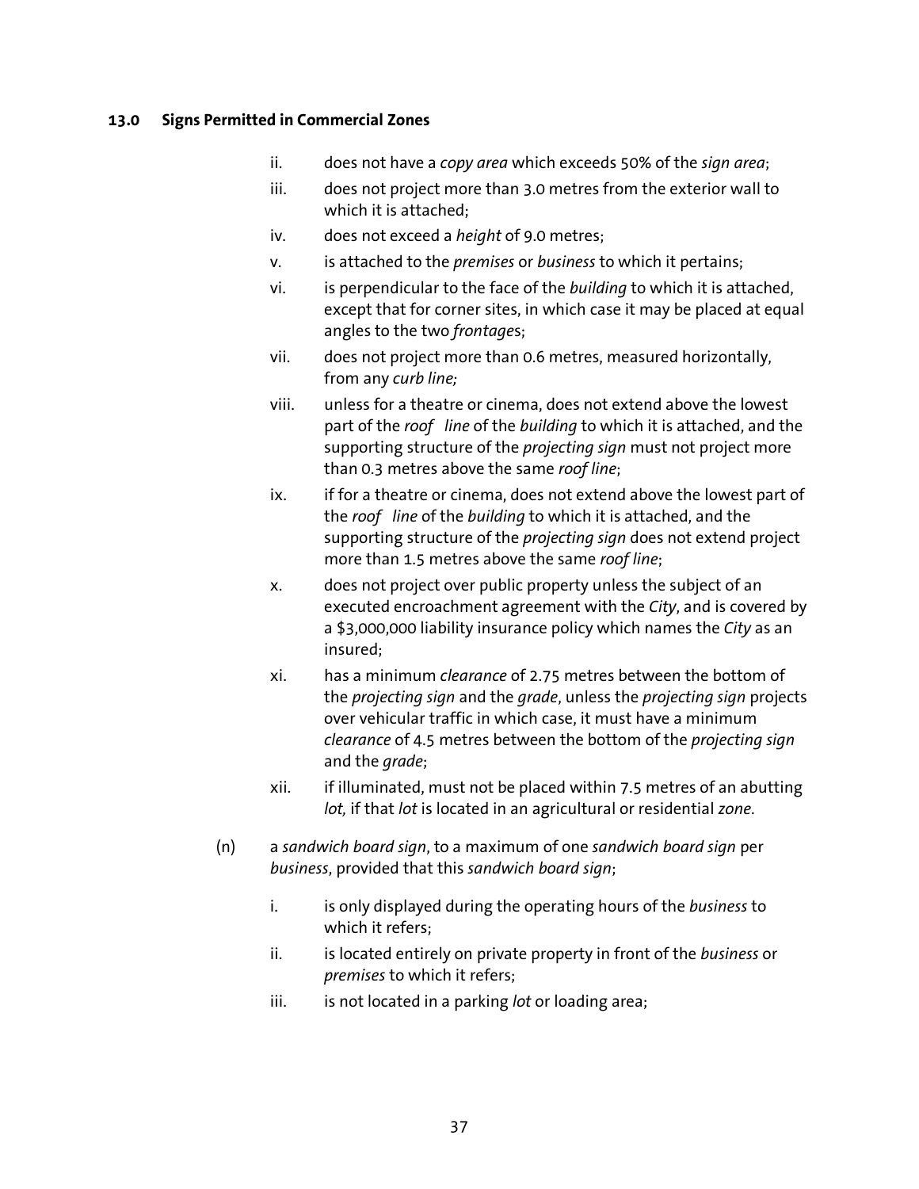### 13.0 Signs Permitted in Commercial Zones

- ii. does not have a *copy area* which exceeds 50% of the *sign area*;
- iii. does not project more than 3.0 metres from the exterior wall to which it is attached;
- iv. does not exceed a *height* of 9.0 metres;
- v. is attached to the *premises* or *business* to which it pertains;
- vi. is perpendicular to the face of the *building* to which it is attached, except that for corner sites, in which case it may be placed at equal angles to the two *frontage*s;
- vii. does not project more than 0.6 metres, measured horizontally, from any *curb line;*
- viii. unless for a theatre or cinema, does not extend above the lowest part of the *roof line* of the *building* to which it is attached, and the supporting structure of the *projecting sign* must not project more than 0.3 metres above the same *roof line*;
- ix. if for a theatre or cinema, does not extend above the lowest part of the *roof line* of the *building* to which it is attached, and the supporting structure of the *projecting sign* does not extend project more than 1.5 metres above the same *roof line*;
- x. does not project over public property unless the subject of an executed encroachment agreement with the *City*, and is covered by a $3,000,000 liability insurance policy which names the *City* as an insured;
- xi. has a minimum *clearance* of 2.75 metres between the bottom of the *projecting sign* and the *grade*, unless the *projecting sign* projects over vehicular traffic in which case, it must have a minimum *clearance* of 4.5 metres between the bottom of the *projecting sign* and the *grade*;
- xii. if illuminated, must not be placed within 7.5 metres of an abutting *lot,* if that *lot* is located in an agricultural or residential *zone*.

(n) a *sandwich board sign*, to a maximum of one *sandwich board sign* per *business*, provided that this *sandwich board sign*;

- i. is only displayed during the operating hours of the *business* to which it refers;
- ii. is located entirely on private property in front of the *business* or *premises* to which it refers;
- iii. is not located in a parking *lot* or loading area;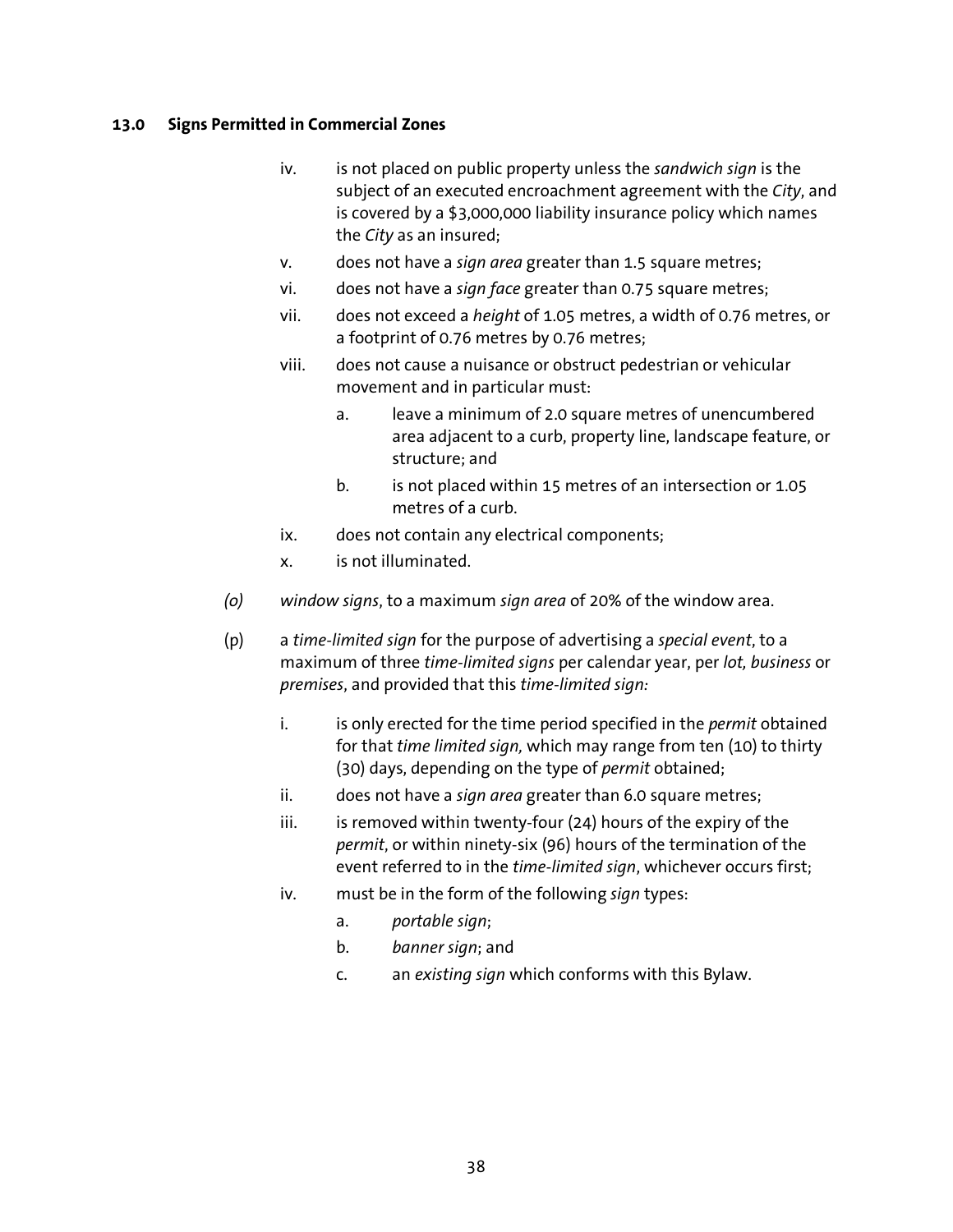### 13.0 Signs Permitted in Commercial Zones

iv. is not placed on public property unless the *sandwich sign* is the subject of an executed encroachment agreement with the *City*, and is covered by a $3,000,000 liability insurance policy which names the *City* as an insured;

v. does not have a *sign area* greater than 1.5 square metres;

vi. does not have a *sign face* greater than 0.75 square metres;

vii. does not exceed a *height* of 1.05 metres, a width of 0.76 metres, or a footprint of 0.76 metres by 0.76 metres;

viii. does not cause a nuisance or obstruct pedestrian or vehicular movement and in particular must:

  a. leave a minimum of 2.0 square metres of unencumbered area adjacent to a curb, property line, landscape feature, or structure; and

  b. is not placed within 15 metres of an intersection or 1.05 metres of a curb.

ix. does not contain any electrical components;

x. is not illuminated.

*(o)* *window signs*, to a maximum *sign area* of 20% of the window area.

(p) a *time-limited sign* for the purpose of advertising a *special event*, to a maximum of three *time-limited signs* per calendar year, per *lot, business* or *premises*, and provided that this *time-limited sign:*

i. is only erected for the time period specified in the *permit* obtained for that *time limited sign,* which may range from ten (10) to thirty (30) days, depending on the type of *permit* obtained;

ii. does not have a *sign area* greater than 6.0 square metres;

iii. is removed within twenty-four (24) hours of the expiry of the *permit*, or within ninety-six (96) hours of the termination of the event referred to in the *time-limited sign*, whichever occurs first;

iv. must be in the form of the following *sign* types:

  a. *portable sign*;

  b. *banner sign*; and

  c. an *existing sign* which conforms with this Bylaw.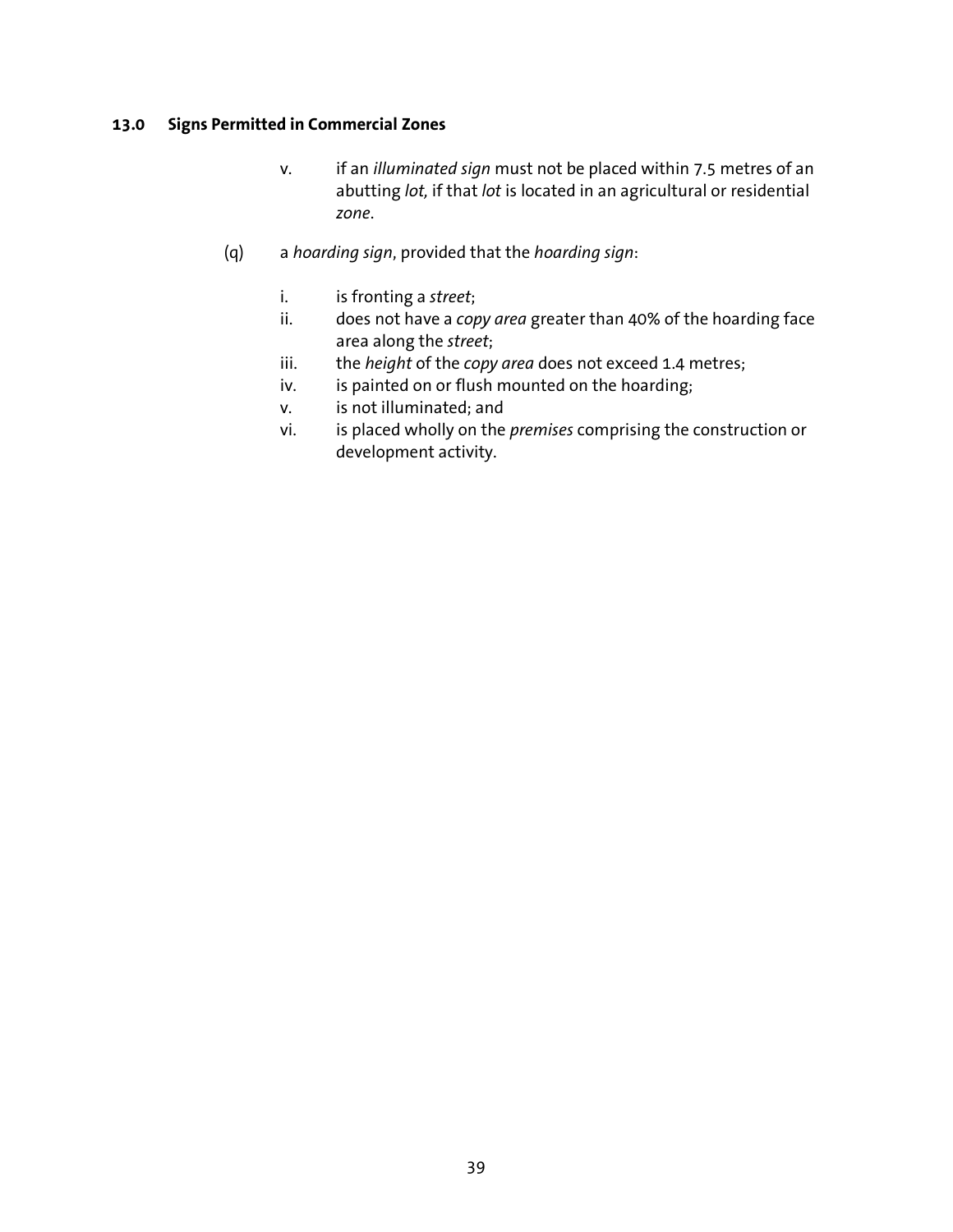## 13.0 Signs Permitted in Commercial Zones

v. if an *illuminated sign* must not be placed within 7.5 metres of an abutting *lot,* if that *lot* is located in an agricultural or residential *zone*.

(q) a *hoarding sign*, provided that the *hoarding sign*:

i. is fronting a *street*;
ii. does not have a *copy area* greater than 40% of the hoarding face area along the *street*;
iii. the *height* of the *copy area* does not exceed 1.4 metres;
iv. is painted on or flush mounted on the hoarding;
v. is not illuminated; and
vi. is placed wholly on the *premises* comprising the construction or development activity.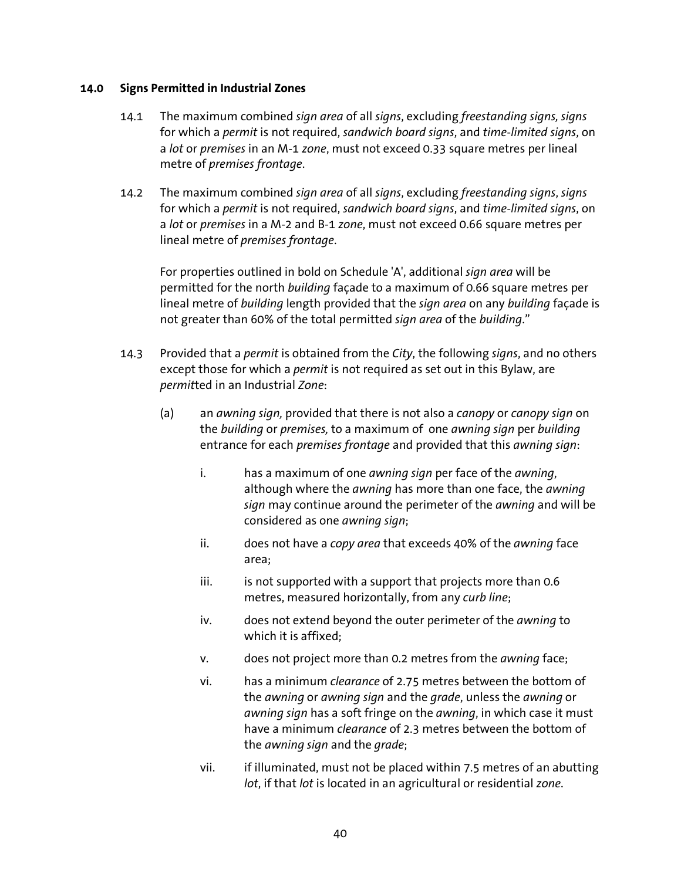## 14.0 Signs Permitted in Industrial Zones

14.1 The maximum combined *sign area* of all *signs*, excluding *freestanding signs, signs* for which a *permit* is not required, *sandwich board signs*, and *time-limited signs*, on a *lot* or *premises* in an M-1 *zone*, must not exceed 0.33 square metres per lineal metre of *premises frontage*.

14.2 The maximum combined *sign area* of all *signs*, excluding *freestanding signs*, *signs* for which a *permit* is not required, *sandwich board signs*, and *time-limited signs*, on a *lot* or *premises* in a M-2 and B-1 *zone*, must not exceed 0.66 square metres per lineal metre of *premises frontage*.

For properties outlined in bold on Schedule 'A', additional *sign area* will be permitted for the north *building* façade to a maximum of 0.66 square metres per lineal metre of *building* length provided that the *sign area* on any *building* façade is not greater than 60% of the total permitted *sign area* of the *building*."

14.3 Provided that a *permit* is obtained from the *City*, the following *signs*, and no others except those for which a *permit* is not required as set out in this Bylaw, are *permit*ted in an Industrial *Zone*:

(a) an *awning sign,* provided that there is not also a *canopy* or *canopy sign* on the *building* or *premises,* to a maximum of one *awning sign* per *building* entrance for each *premises frontage* and provided that this *awning sign*:

i. has a maximum of one *awning sign* per face of the *awning*, although where the *awning* has more than one face, the *awning sign* may continue around the perimeter of the *awning* and will be considered as one *awning sign*;

ii. does not have a *copy area* that exceeds 40% of the *awning* face area;

iii. is not supported with a support that projects more than 0.6 metres, measured horizontally, from any *curb line*;

iv. does not extend beyond the outer perimeter of the *awning* to which it is affixed;

v. does not project more than 0.2 metres from the *awning* face;

vi. has a minimum *clearance* of 2.75 metres between the bottom of the *awning* or *awning sign* and the *grade*, unless the *awning* or *awning sign* has a soft fringe on the *awning*, in which case it must have a minimum *clearance* of 2.3 metres between the bottom of the *awning sign* and the *grade*;

vii. if illuminated, must not be placed within 7.5 metres of an abutting *lot*, if that *lot* is located in an agricultural or residential *zone*.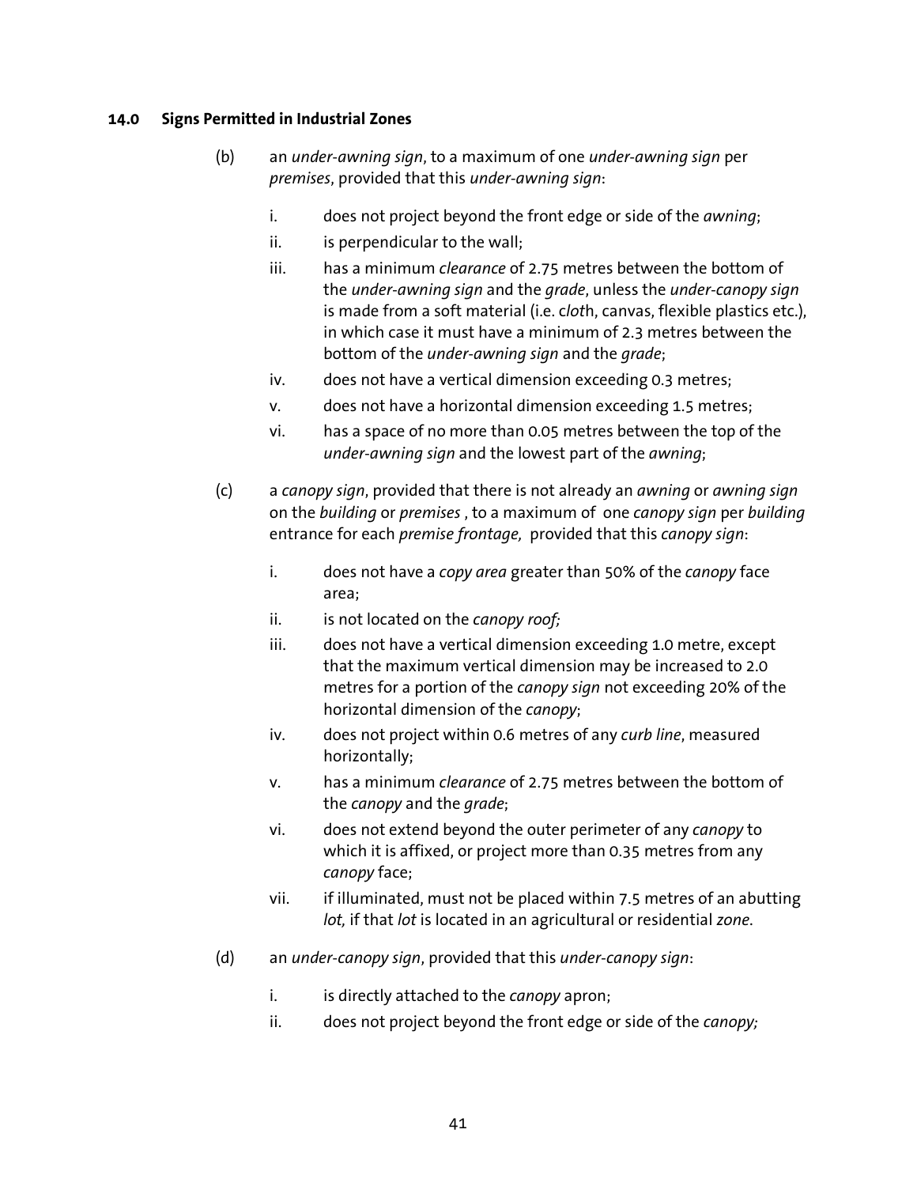## 14.0 Signs Permitted in Industrial Zones

(b) an *under-awning sign*, to a maximum of one *under-awning sign* per *premises*, provided that this *under-awning sign*:

i. does not project beyond the front edge or side of the *awning*;
ii. is perpendicular to the wall;
iii. has a minimum *clearance* of 2.75 metres between the bottom of the *under-awning sign* and the *grade*, unless the *under-canopy sign* is made from a soft material (i.e. c*lot*h, canvas, flexible plastics etc.), in which case it must have a minimum of 2.3 metres between the bottom of the *under-awning sign* and the *grade*;
iv. does not have a vertical dimension exceeding 0.3 metres;
v. does not have a horizontal dimension exceeding 1.5 metres;
vi. has a space of no more than 0.05 metres between the top of the *under-awning sign* and the lowest part of the *awning*;

(c) a *canopy sign*, provided that there is not already an *awning* or *awning sign* on the *building* or *premises* , to a maximum of one *canopy sign* per *building* entrance for each *premise frontage,* provided that this *canopy sign*:

i. does not have a *copy area* greater than 50% of the *canopy* face area;
ii. is not located on the *canopy roof;*
iii. does not have a vertical dimension exceeding 1.0 metre, except that the maximum vertical dimension may be increased to 2.0 metres for a portion of the *canopy sign* not exceeding 20% of the horizontal dimension of the *canopy*;
iv. does not project within 0.6 metres of any *curb line*, measured horizontally;
v. has a minimum *clearance* of 2.75 metres between the bottom of the *canopy* and the *grade*;
vi. does not extend beyond the outer perimeter of any *canopy* to which it is affixed, or project more than 0.35 metres from any *canopy* face;
vii. if illuminated, must not be placed within 7.5 metres of an abutting *lot,* if that *lot* is located in an agricultural or residential *zone*.

(d) an *under-canopy sign*, provided that this *under-canopy sign*:

i. is directly attached to the *canopy* apron;
ii. does not project beyond the front edge or side of the *canopy;*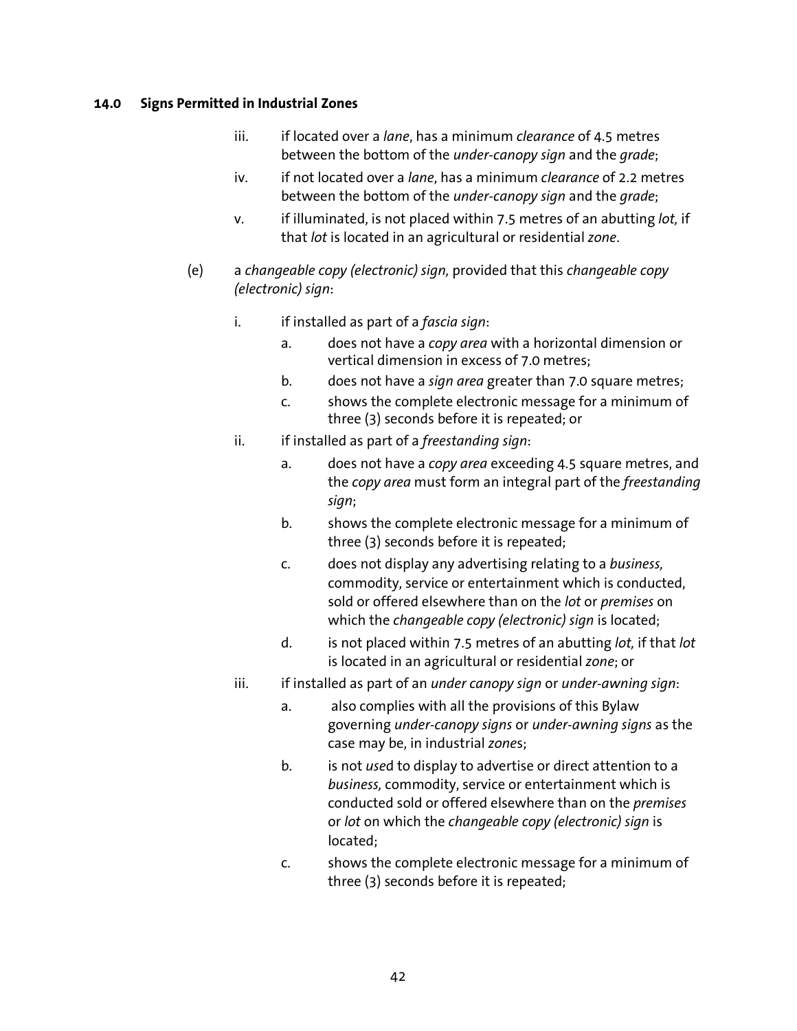#### 14.0 Signs Permitted in Industrial Zones

iii. if located over a *lane*, has a minimum *clearance* of 4.5 metres between the bottom of the *under-canopy sign* and the *grade*;

iv. if not located over a *lane*, has a minimum *clearance* of 2.2 metres between the bottom of the *under-canopy sign* and the *grade*;

v. if illuminated, is not placed within 7.5 metres of an abutting *lot,* if that *lot* is located in an agricultural or residential *zone*.

(e) a *changeable copy (electronic) sign,* provided that this *changeable copy (electronic) sign*:

i. if installed as part of a *fascia sign*:

   a. does not have a *copy area* with a horizontal dimension or vertical dimension in excess of 7.0 metres;

   b. does not have a *sign area* greater than 7.0 square metres;

   c. shows the complete electronic message for a minimum of three (3) seconds before it is repeated; or

ii. if installed as part of a *freestanding sign*:

   a. does not have a *copy area* exceeding 4.5 square metres, and the *copy area* must form an integral part of the *freestanding sign*;

   b. shows the complete electronic message for a minimum of three (3) seconds before it is repeated;

   c. does not display any advertising relating to a *business,* commodity, service or entertainment which is conducted, sold or offered elsewhere than on the *lot* or *premises* on which the *changeable copy (electronic) sign* is located;

   d. is not placed within 7.5 metres of an abutting *lot,* if that *lot* is located in an agricultural or residential *zone*; or

iii. if installed as part of an *under canopy sign* or *under-awning sign*:

   a. also complies with all the provisions of this Bylaw governing *under-canopy signs* or *under-awning signs* as the case may be, in industrial *zone*s;

   b. is not *use*d to display to advertise or direct attention to a *business,* commodity, service or entertainment which is conducted sold or offered elsewhere than on the *premises* or *lot* on which the *changeable copy (electronic) sign* is located;

   c. shows the complete electronic message for a minimum of three (3) seconds before it is repeated;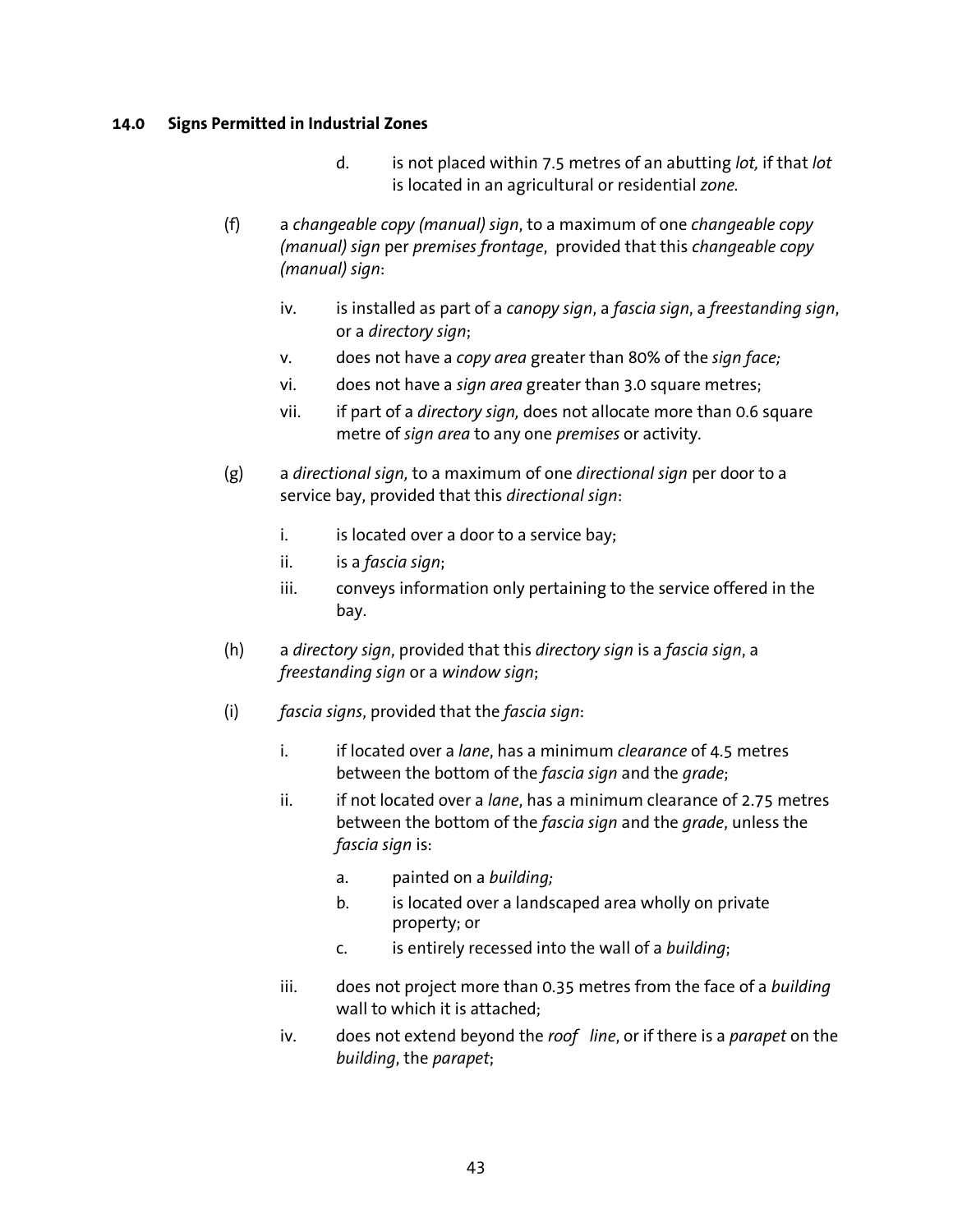### 14.0 Signs Permitted in Industrial Zones

d. is not placed within 7.5 metres of an abutting *lot,* if that *lot* is located in an agricultural or residential *zone.*

(f) a *changeable copy (manual) sign*, to a maximum of one *changeable copy (manual) sign* per *premises frontage*, provided that this *changeable copy (manual) sign*:

iv. is installed as part of a *canopy sign*, a *fascia sign*, a *freestanding sign*, or a *directory sign*;

v. does not have a *copy area* greater than 80% of the *sign face;*

vi. does not have a *sign area* greater than 3.0 square metres;

vii. if part of a *directory sign,* does not allocate more than 0.6 square metre of *sign area* to any one *premises* or activity.

(g) a *directional sign,* to a maximum of one *directional sign* per door to a service bay, provided that this *directional sign*:

i. is located over a door to a service bay;

ii. is a *fascia sign*;

iii. conveys information only pertaining to the service offered in the bay.

(h) a *directory sign*, provided that this *directory sign* is a *fascia sign*, a *freestanding sign* or a *window sign*;

(i) *fascia signs*, provided that the *fascia sign*:

i. if located over a *lane*, has a minimum *clearance* of 4.5 metres between the bottom of the *fascia sign* and the *grade*;

ii. if not located over a *lane*, has a minimum clearance of 2.75 metres between the bottom of the *fascia sign* and the *grade*, unless the *fascia sign* is:

a. painted on a *building;*

b. is located over a landscaped area wholly on private property; or

c. is entirely recessed into the wall of a *building*;

iii. does not project more than 0.35 metres from the face of a *building* wall to which it is attached;

iv. does not extend beyond the *roof line*, or if there is a *parapet* on the *building*, the *parapet*;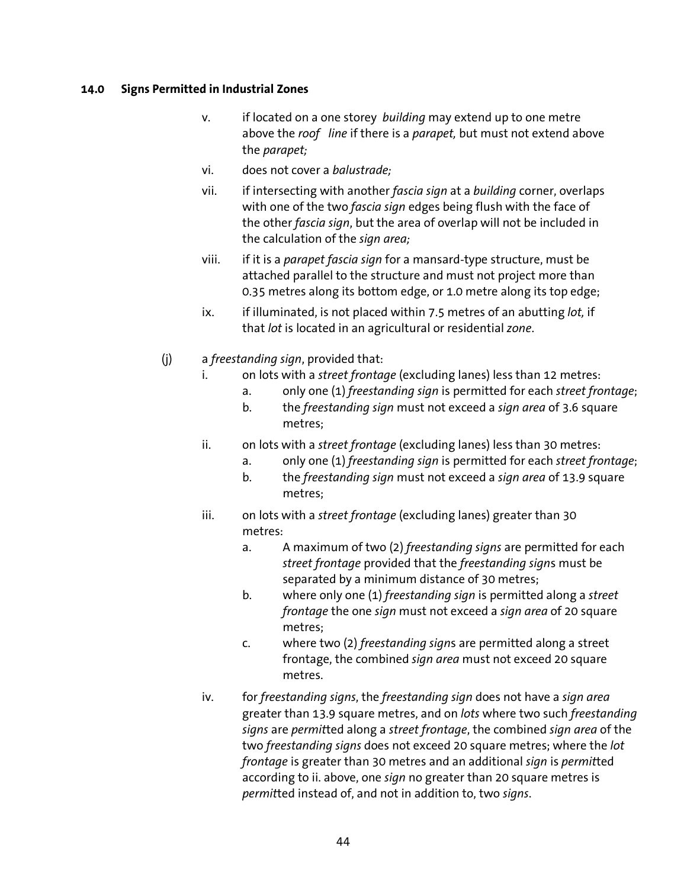#### 14.0 Signs Permitted in Industrial Zones

v. if located on a one storey *building* may extend up to one metre above the *roof line* if there is a *parapet,* but must not extend above the *parapet;*

vi. does not cover a *balustrade;*

vii. if intersecting with another *fascia sign* at a *building* corner, overlaps with one of the two *fascia sign* edges being flush with the face of the other *fascia sign*, but the area of overlap will not be included in the calculation of the *sign area;*

viii. if it is a *parapet fascia sign* for a mansard-type structure, must be attached parallel to the structure and must not project more than 0.35 metres along its bottom edge, or 1.0 metre along its top edge;

ix. if illuminated, is not placed within 7.5 metres of an abutting *lot,* if that *lot* is located in an agricultural or residential *zone*.

(j) a *freestanding sign*, provided that:

i. on lots with a *street frontage* (excluding lanes) less than 12 metres:
   a. only one (1) *freestanding sign* is permitted for each *street frontage*;
   b. the *freestanding sign* must not exceed a *sign area* of 3.6 square metres;

ii. on lots with a *street frontage* (excluding lanes) less than 30 metres:
   a. only one (1) *freestanding sign* is permitted for each *street frontage*;
   b. the *freestanding sign* must not exceed a *sign area* of 13.9 square metres;

iii. on lots with a *street frontage* (excluding lanes) greater than 30 metres:
   a. A maximum of two (2) *freestanding signs* are permitted for each *street frontage* provided that the *freestanding sign*s must be separated by a minimum distance of 30 metres;
   b. where only one (1) *freestanding sign* is permitted along a *street frontage* the one *sign* must not exceed a *sign area* of 20 square metres;
   c. where two (2) *freestanding sign*s are permitted along a street frontage, the combined *sign area* must not exceed 20 square metres.

iv. for *freestanding signs*, the *freestanding sign* does not have a *sign area* greater than 13.9 square metres, and on *lots* where two such *freestanding signs* are *permit*ted along a *street frontage*, the combined *sign area* of the two *freestanding signs* does not exceed 20 square metres; where the *lot frontage* is greater than 30 metres and an additional *sign* is *permit*ted according to ii. above, one *sign* no greater than 20 square metres is *permit*ted instead of, and not in addition to, two *signs*.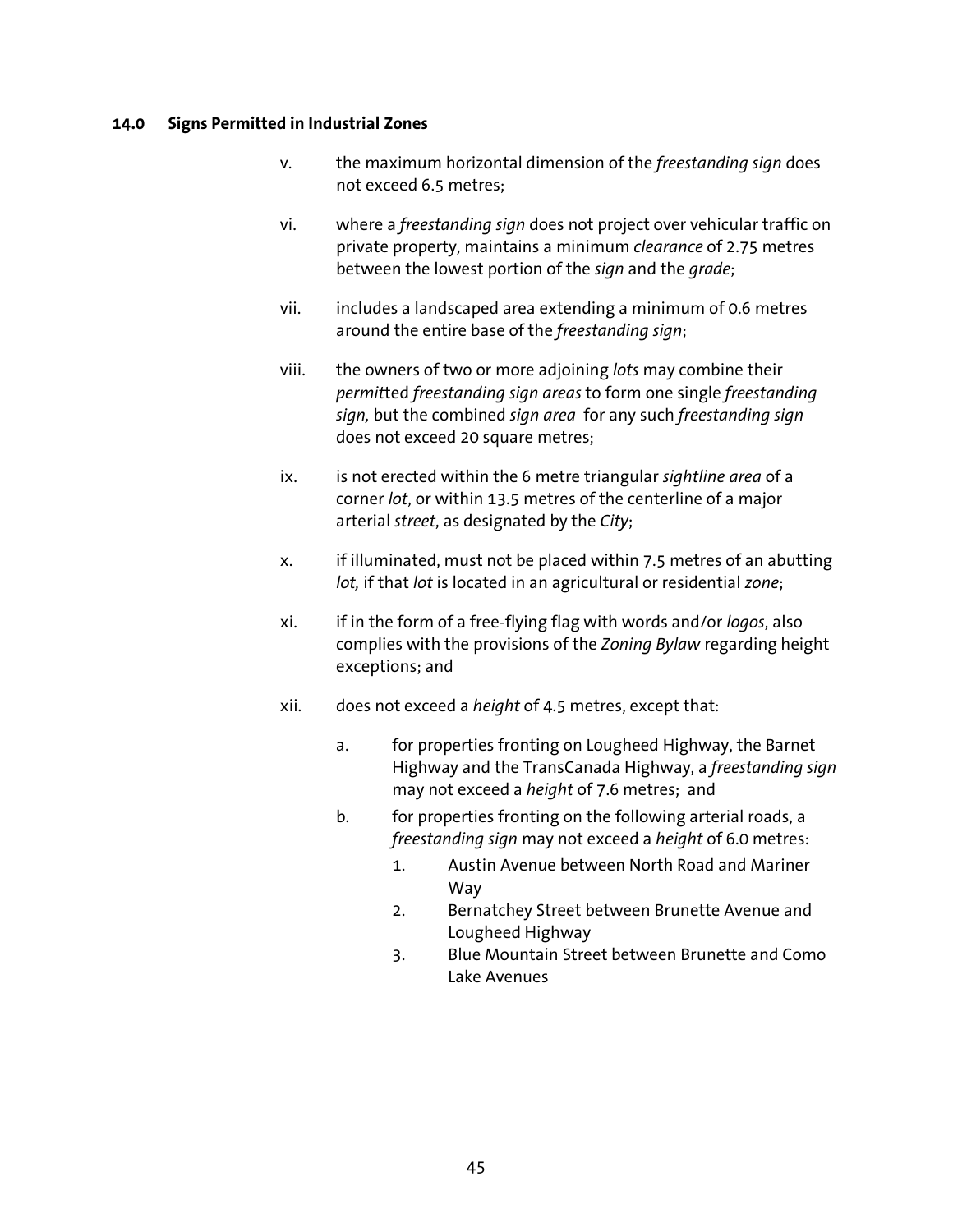#### 14.0 Signs Permitted in Industrial Zones

v. the maximum horizontal dimension of the *freestanding sign* does not exceed 6.5 metres;

vi. where a *freestanding sign* does not project over vehicular traffic on private property, maintains a minimum *clearance* of 2.75 metres between the lowest portion of the *sign* and the *grade*;

vii. includes a landscaped area extending a minimum of 0.6 metres around the entire base of the *freestanding sign*;

viii. the owners of two or more adjoining *lots* may combine their *permit*ted *freestanding sign areas* to form one single *freestanding sign,* but the combined *sign area* for any such *freestanding sign* does not exceed 20 square metres;

ix. is not erected within the 6 metre triangular *sightline area* of a corner *lot*, or within 13.5 metres of the centerline of a major arterial *street*, as designated by the *City*;

x. if illuminated, must not be placed within 7.5 metres of an abutting *lot,* if that *lot* is located in an agricultural or residential *zone*;

xi. if in the form of a free-flying flag with words and/or *logos*, also complies with the provisions of the *Zoning Bylaw* regarding height exceptions; and

xii. does not exceed a *height* of 4.5 metres, except that:

   a. for properties fronting on Lougheed Highway, the Barnet Highway and the TransCanada Highway, a *freestanding sign* may not exceed a *height* of 7.6 metres; and

   b. for properties fronting on the following arterial roads, a *freestanding sign* may not exceed a *height* of 6.0 metres:

      1. Austin Avenue between North Road and Mariner Way
      2. Bernatchey Street between Brunette Avenue and Lougheed Highway
      3. Blue Mountain Street between Brunette and Como Lake Avenues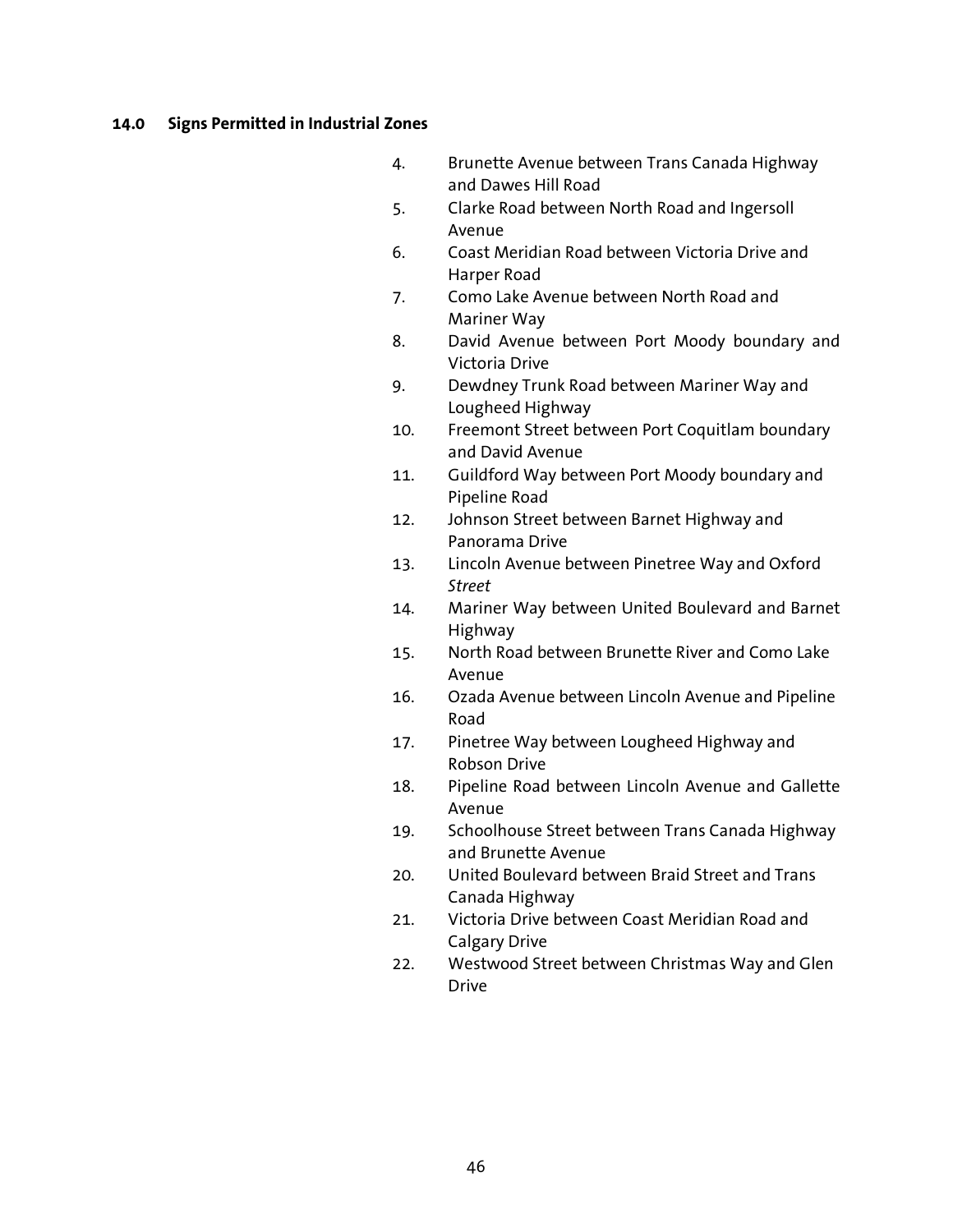## 14.0 Signs Permitted in Industrial Zones

4. Brunette Avenue between Trans Canada Highway and Dawes Hill Road
5. Clarke Road between North Road and Ingersoll Avenue
6. Coast Meridian Road between Victoria Drive and Harper Road
7. Como Lake Avenue between North Road and Mariner Way
8. David Avenue between Port Moody boundary and Victoria Drive
9. Dewdney Trunk Road between Mariner Way and Lougheed Highway
10. Freemont Street between Port Coquitlam boundary and David Avenue
11. Guildford Way between Port Moody boundary and Pipeline Road
12. Johnson Street between Barnet Highway and Panorama Drive
13. Lincoln Avenue between Pinetree Way and Oxford *Street*
14. Mariner Way between United Boulevard and Barnet Highway
15. North Road between Brunette River and Como Lake Avenue
16. Ozada Avenue between Lincoln Avenue and Pipeline Road
17. Pinetree Way between Lougheed Highway and Robson Drive
18. Pipeline Road between Lincoln Avenue and Gallette Avenue
19. Schoolhouse Street between Trans Canada Highway and Brunette Avenue
20. United Boulevard between Braid Street and Trans Canada Highway
21. Victoria Drive between Coast Meridian Road and Calgary Drive
22. Westwood Street between Christmas Way and Glen Drive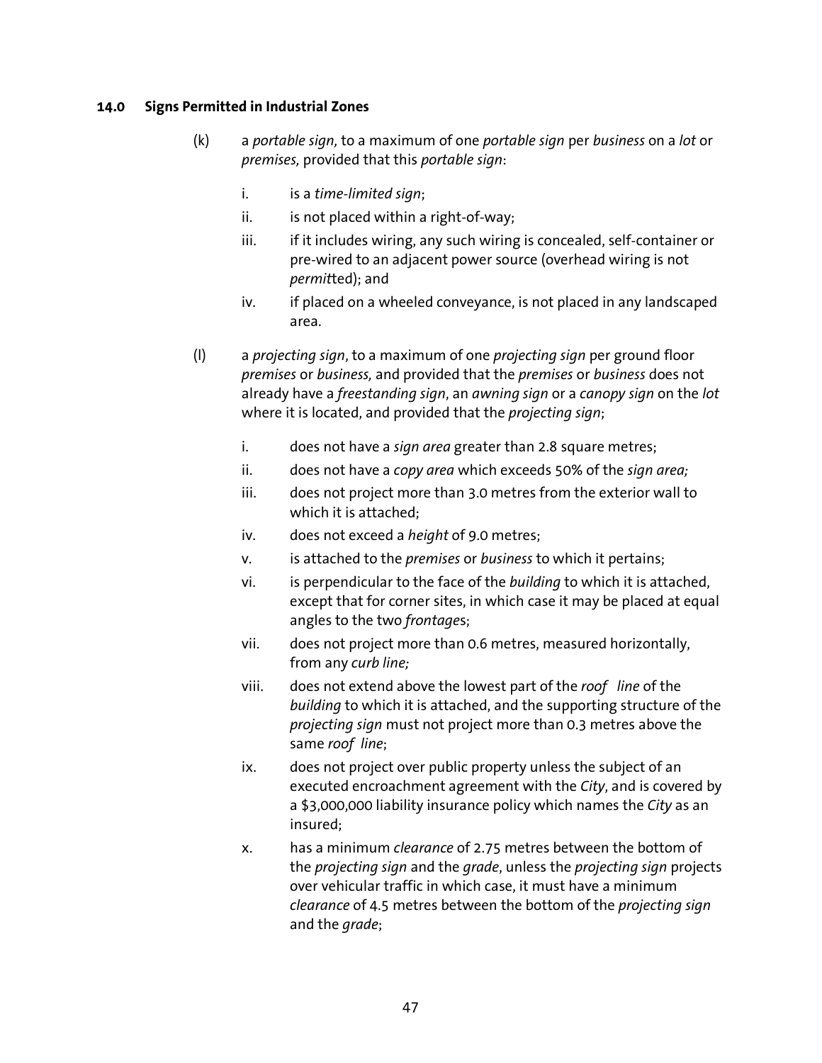### 14.0 Signs Permitted in Industrial Zones

(k) a *portable sign,* to a maximum of one *portable sign* per *business* on a *lot* or *premises,* provided that this *portable sign*:

   i. is a *time-limited sign*;
   ii. is not placed within a right-of-way;
   iii. if it includes wiring, any such wiring is concealed, self-container or pre-wired to an adjacent power source (overhead wiring is not *permit*ted); and
   iv. if placed on a wheeled conveyance, is not placed in any landscaped area.

(l) a *projecting sign*, to a maximum of one *projecting sign* per ground floor *premises* or *business,* and provided that the *premises* or *business* does not already have a *freestanding sign*, an *awning sign* or a *canopy sign* on the *lot* where it is located, and provided that the *projecting sign*;

   i. does not have a *sign area* greater than 2.8 square metres;
   ii. does not have a *copy area* which exceeds 50% of the *sign area;*
   iii. does not project more than 3.0 metres from the exterior wall to which it is attached;
   iv. does not exceed a *height* of 9.0 metres;
   v. is attached to the *premises* or *business* to which it pertains;
   vi. is perpendicular to the face of the *building* to which it is attached, except that for corner sites, in which case it may be placed at equal angles to the two *frontage*s;
   vii. does not project more than 0.6 metres, measured horizontally, from any *curb line;*
   viii. does not extend above the lowest part of the *roof line* of the *building* to which it is attached, and the supporting structure of the *projecting sign* must not project more than 0.3 metres above the same *roof line*;
   ix. does not project over public property unless the subject of an executed encroachment agreement with the *City*, and is covered by a $3,000,000 liability insurance policy which names the *City* as an insured;
   x. has a minimum *clearance* of 2.75 metres between the bottom of the *projecting sign* and the *grade*, unless the *projecting sign* projects over vehicular traffic in which case, it must have a minimum *clearance* of 4.5 metres between the bottom of the *projecting sign* and the *grade*;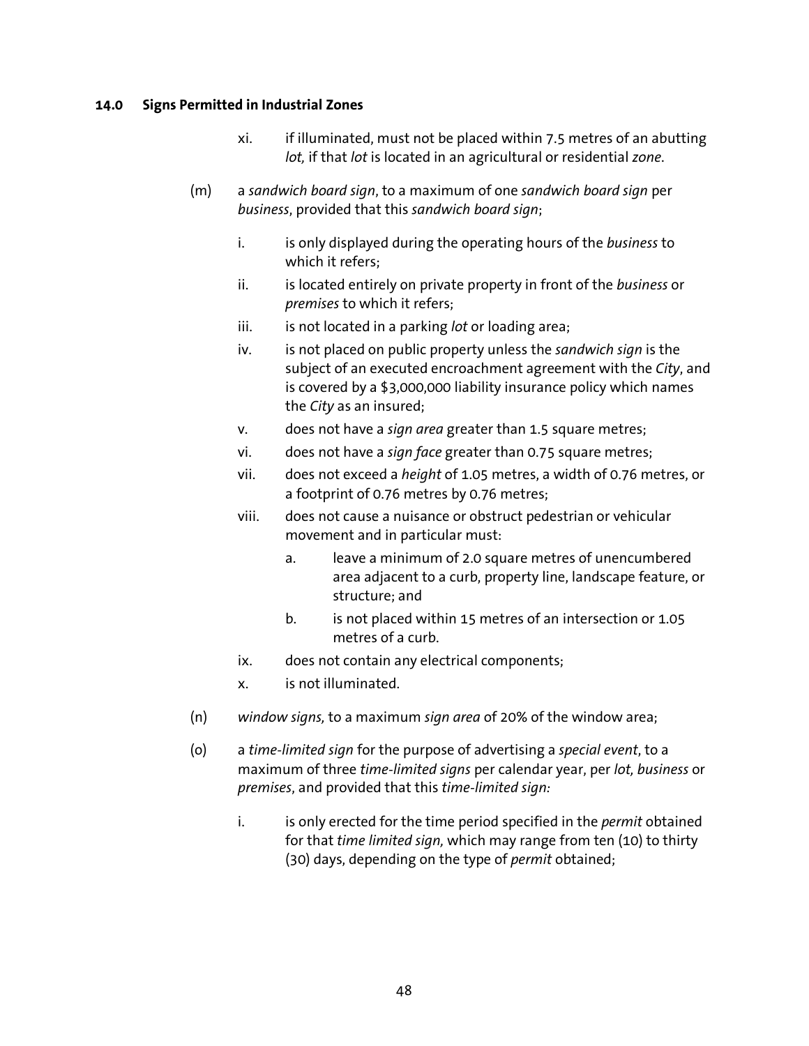## 14.0 Signs Permitted in Industrial Zones

xi. if illuminated, must not be placed within 7.5 metres of an abutting *lot,* if that *lot* is located in an agricultural or residential *zone.*

(m) a *sandwich board sign*, to a maximum of one *sandwich board sign* per *business*, provided that this *sandwich board sign*;

i. is only displayed during the operating hours of the *business* to which it refers;

ii. is located entirely on private property in front of the *business* or *premises* to which it refers;

iii. is not located in a parking *lot* or loading area;

iv. is not placed on public property unless the *sandwich sign* is the subject of an executed encroachment agreement with the *City*, and is covered by a $3,000,000 liability insurance policy which names the *City* as an insured;

v. does not have a *sign area* greater than 1.5 square metres;

vi. does not have a *sign face* greater than 0.75 square metres;

vii. does not exceed a *height* of 1.05 metres, a width of 0.76 metres, or a footprint of 0.76 metres by 0.76 metres;

viii. does not cause a nuisance or obstruct pedestrian or vehicular movement and in particular must:

a. leave a minimum of 2.0 square metres of unencumbered area adjacent to a curb, property line, landscape feature, or structure; and

b. is not placed within 15 metres of an intersection or 1.05 metres of a curb.

ix. does not contain any electrical components;

x. is not illuminated.

(n) *window signs,* to a maximum *sign area* of 20% of the window area;

(o) a *time-limited sign* for the purpose of advertising a *special event*, to a maximum of three *time-limited signs* per calendar year, per *lot, business* or *premises*, and provided that this *time-limited sign:*

i. is only erected for the time period specified in the *permit* obtained for that *time limited sign,* which may range from ten (10) to thirty (30) days, depending on the type of *permit* obtained;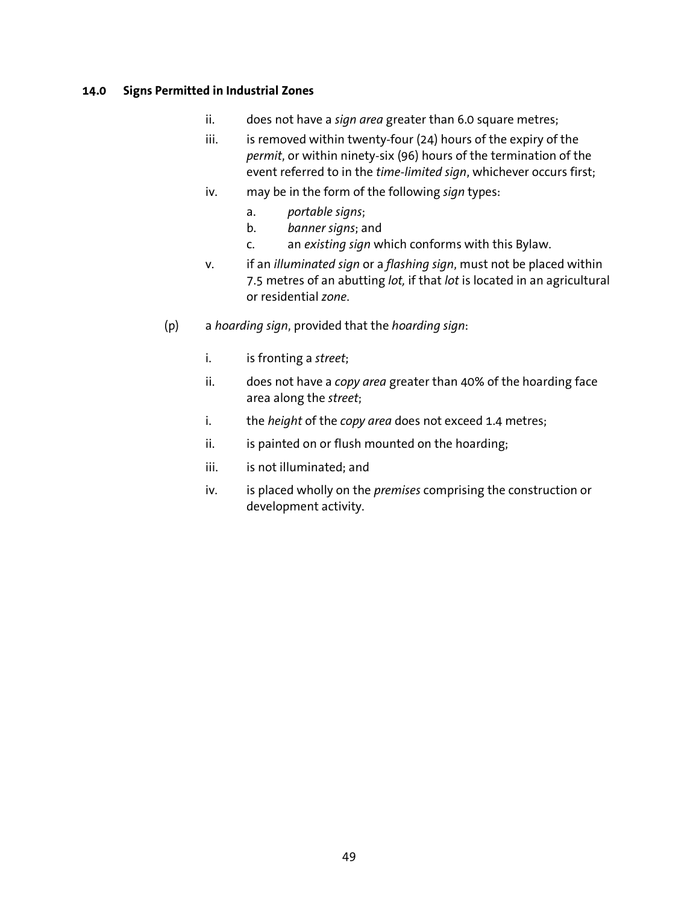## 14.0 Signs Permitted in Industrial Zones

ii. does not have a *sign area* greater than 6.0 square metres;

iii. is removed within twenty-four (24) hours of the expiry of the *permit*, or within ninety-six (96) hours of the termination of the event referred to in the *time-limited sign*, whichever occurs first;

iv. may be in the form of the following *sign* types:

  a. *portable signs*;
  b. *banner signs*; and
  c. an *existing sign* which conforms with this Bylaw.

v. if an *illuminated sign* or a *flashing sign*, must not be placed within 7.5 metres of an abutting *lot,* if that *lot* is located in an agricultural or residential *zone*.

(p) a *hoarding sign*, provided that the *hoarding sign*:

i. is fronting a *street*;

ii. does not have a *copy area* greater than 40% of the hoarding face area along the *street*;

i. the *height* of the *copy area* does not exceed 1.4 metres;

ii. is painted on or flush mounted on the hoarding;

iii. is not illuminated; and

iv. is placed wholly on the *premises* comprising the construction or development activity.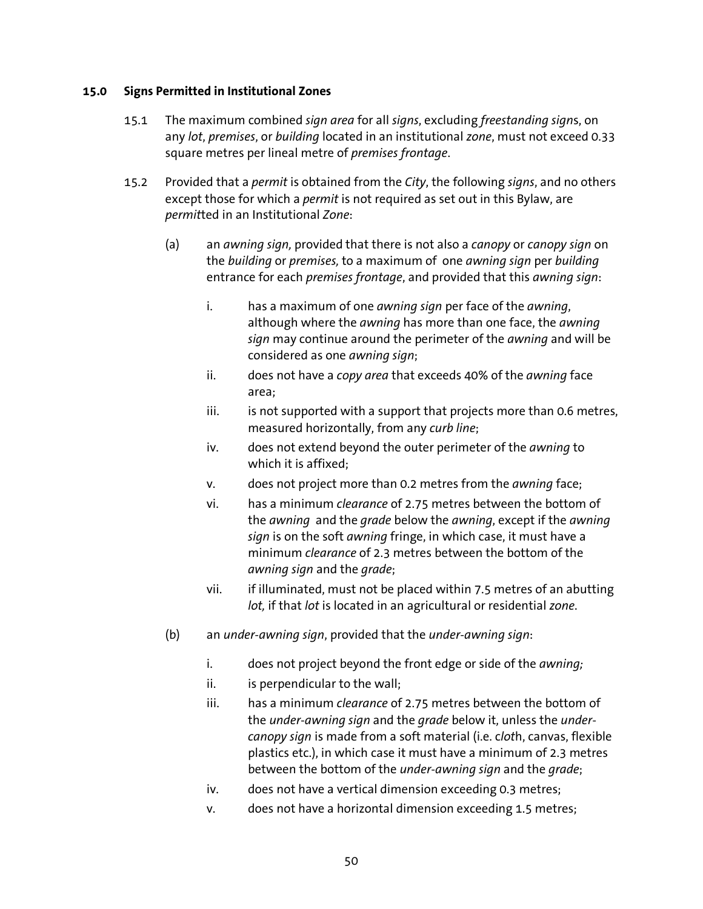## 15.0 Signs Permitted in Institutional Zones

15.1 The maximum combined *sign area* for all *signs*, excluding *freestanding sign*s, on any *lot*, *premises*, or *building* located in an institutional *zone*, must not exceed 0.33 square metres per lineal metre of *premises frontage*.

15.2 Provided that a *permit* is obtained from the *City*, the following *signs*, and no others except those for which a *permit* is not required as set out in this Bylaw, are *permit*ted in an Institutional *Zone*:

(a) an *awning sign,* provided that there is not also a *canopy* or *canopy sign* on the *building* or *premises,* to a maximum of one *awning sign* per *building* entrance for each *premises frontage*, and provided that this *awning sign*:

i. has a maximum of one *awning sign* per face of the *awning*, although where the *awning* has more than one face, the *awning sign* may continue around the perimeter of the *awning* and will be considered as one *awning sign*;

ii. does not have a *copy area* that exceeds 40% of the *awning* face area;

iii. is not supported with a support that projects more than 0.6 metres, measured horizontally, from any *curb line*;

iv. does not extend beyond the outer perimeter of the *awning* to which it is affixed;

v. does not project more than 0.2 metres from the *awning* face;

vi. has a minimum *clearance* of 2.75 metres between the bottom of the *awning* and the *grade* below the *awning*, except if the *awning sign* is on the soft *awning* fringe, in which case, it must have a minimum *clearance* of 2.3 metres between the bottom of the *awning sign* and the *grade*;

vii. if illuminated, must not be placed within 7.5 metres of an abutting *lot,* if that *lot* is located in an agricultural or residential *zone*.

(b) an *under-awning sign*, provided that the *under-awning sign*:

i. does not project beyond the front edge or side of the *awning;*

ii. is perpendicular to the wall;

iii. has a minimum *clearance* of 2.75 metres between the bottom of the *under-awning sign* and the *grade* below it, unless the *under-canopy sign* is made from a soft material (i.e. c*lot*h, canvas, flexible plastics etc.), in which case it must have a minimum of 2.3 metres between the bottom of the *under-awning sign* and the *grade*;

iv. does not have a vertical dimension exceeding 0.3 metres;

v. does not have a horizontal dimension exceeding 1.5 metres;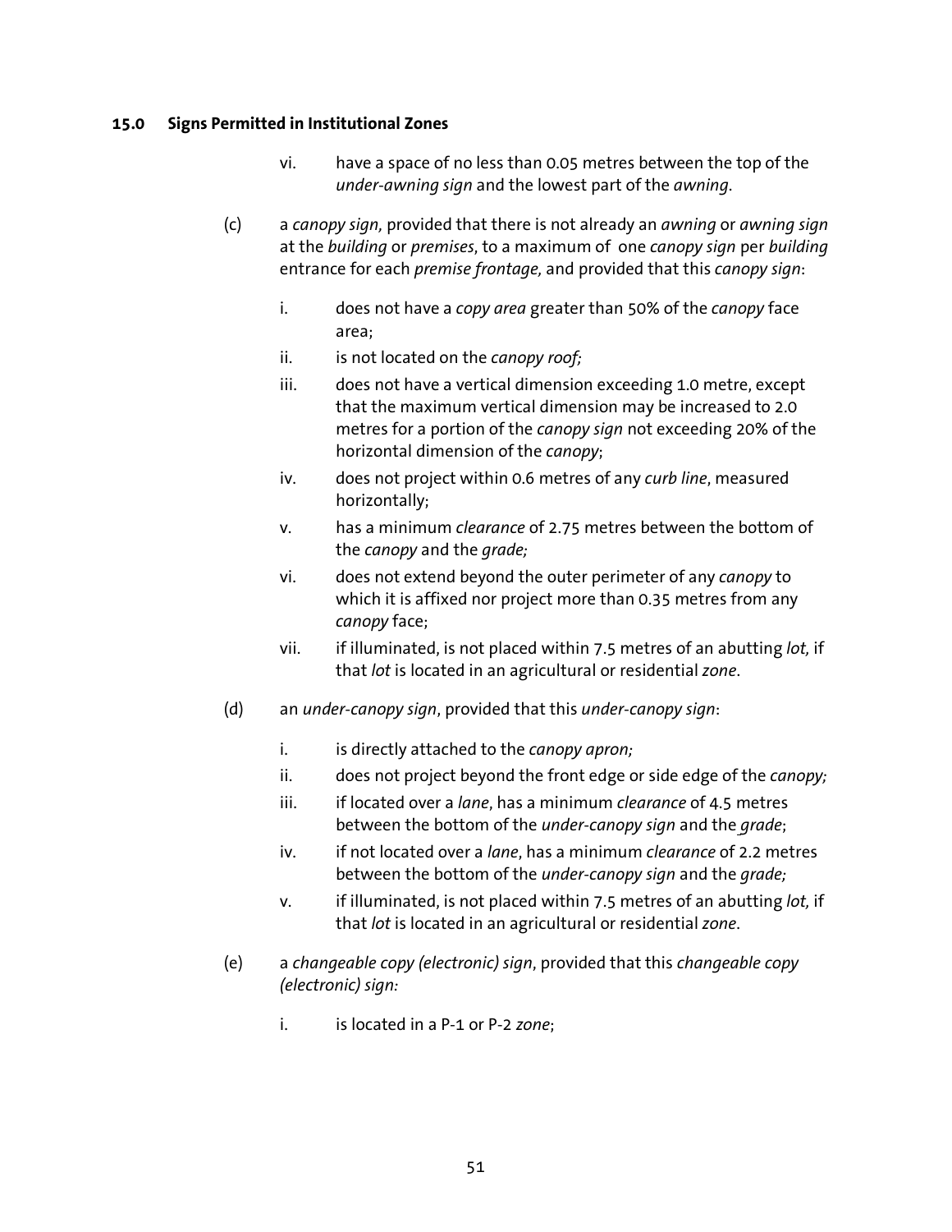## 15.0 Signs Permitted in Institutional Zones

vi. have a space of no less than 0.05 metres between the top of the *under-awning sign* and the lowest part of the *awning*.

(c) a *canopy sign,* provided that there is not already an *awning* or *awning sign* at the *building* or *premises*, to a maximum of one *canopy sign* per *building* entrance for each *premise frontage,* and provided that this *canopy sign*:

i. does not have a *copy area* greater than 50% of the *canopy* face area;
ii. is not located on the *canopy roof;*
iii. does not have a vertical dimension exceeding 1.0 metre, except that the maximum vertical dimension may be increased to 2.0 metres for a portion of the *canopy sign* not exceeding 20% of the horizontal dimension of the *canopy*;
iv. does not project within 0.6 metres of any *curb line*, measured horizontally;
v. has a minimum *clearance* of 2.75 metres between the bottom of the *canopy* and the *grade;*
vi. does not extend beyond the outer perimeter of any *canopy* to which it is affixed nor project more than 0.35 metres from any *canopy* face;
vii. if illuminated, is not placed within 7.5 metres of an abutting *lot,* if that *lot* is located in an agricultural or residential *zone*.

(d) an *under-canopy sign*, provided that this *under-canopy sign*:

i. is directly attached to the *canopy apron;*
ii. does not project beyond the front edge or side edge of the *canopy;*
iii. if located over a *lane*, has a minimum *clearance* of 4.5 metres between the bottom of the *under-canopy sign* and the *grade*;
iv. if not located over a *lane*, has a minimum *clearance* of 2.2 metres between the bottom of the *under-canopy sign* and the *grade;*
v. if illuminated, is not placed within 7.5 metres of an abutting *lot,* if that *lot* is located in an agricultural or residential *zone*.

(e) a *changeable copy (electronic) sign*, provided that this *changeable copy (electronic) sign:*

i. is located in a P-1 or P-2 *zone*;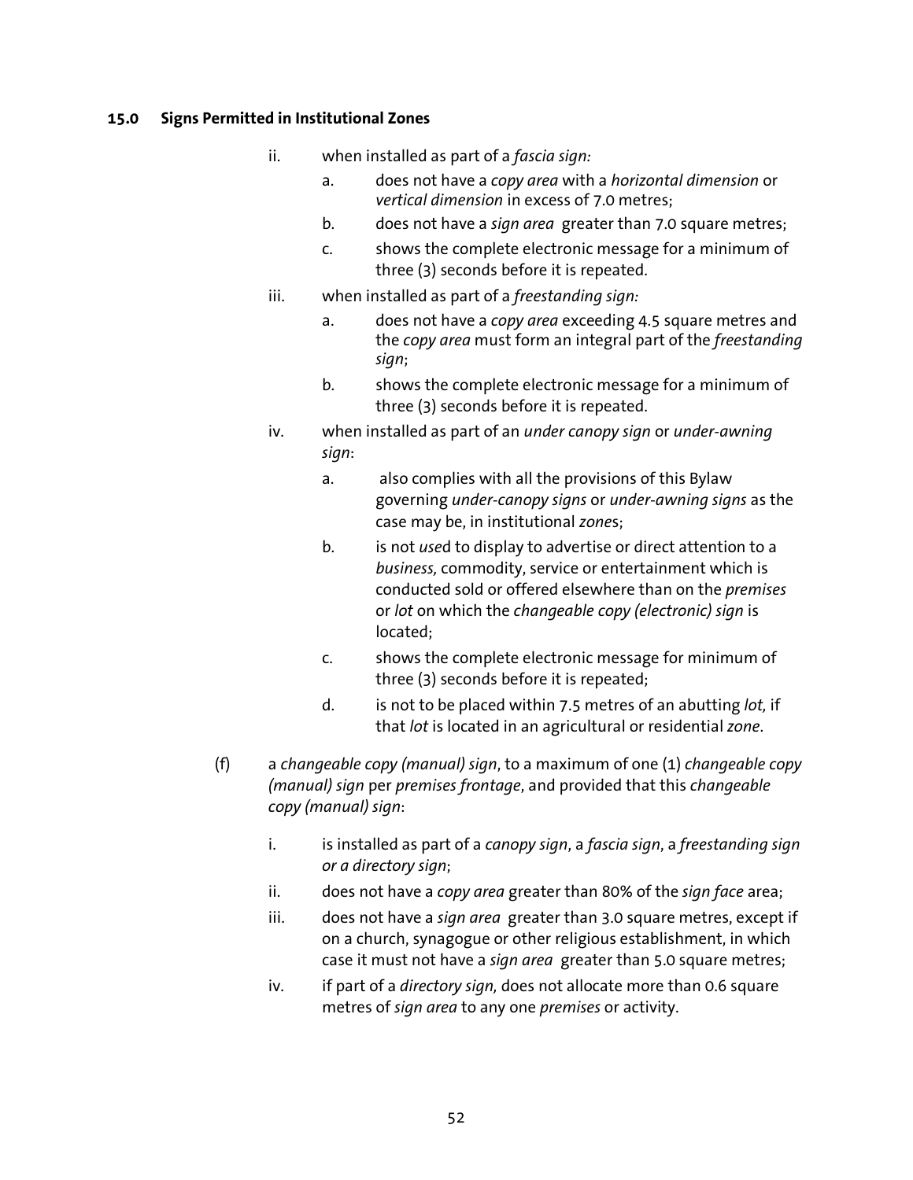## 15.0 Signs Permitted in Institutional Zones

ii. when installed as part of a *fascia sign:*

  a. does not have a *copy area* with a *horizontal dimension* or *vertical dimension* in excess of 7.0 metres;

  b. does not have a *sign area* greater than 7.0 square metres;

  c. shows the complete electronic message for a minimum of three (3) seconds before it is repeated.

iii. when installed as part of a *freestanding sign:*

  a. does not have a *copy area* exceeding 4.5 square metres and the *copy area* must form an integral part of the *freestanding sign*;

  b. shows the complete electronic message for a minimum of three (3) seconds before it is repeated.

iv. when installed as part of an *under canopy sign* or *under-awning sign*:

  a. also complies with all the provisions of this Bylaw governing *under-canopy signs* or *under-awning signs* as the case may be, in institutional *zone*s;

  b. is not *use*d to display to advertise or direct attention to a *business,* commodity, service or entertainment which is conducted sold or offered elsewhere than on the *premises* or *lot* on which the *changeable copy (electronic) sign* is located;

  c. shows the complete electronic message for minimum of three (3) seconds before it is repeated;

  d. is not to be placed within 7.5 metres of an abutting *lot,* if that *lot* is located in an agricultural or residential *zone*.

(f) a *changeable copy (manual) sign*, to a maximum of one (1) *changeable copy (manual) sign* per *premises frontage*, and provided that this *changeable copy (manual) sign*:

  i. is installed as part of a *canopy sign*, a *fascia sign*, a *freestanding sign or a directory sign*;

  ii. does not have a *copy area* greater than 80% of the *sign face* area;

  iii. does not have a *sign area* greater than 3.0 square metres, except if on a church, synagogue or other religious establishment, in which case it must not have a *sign area* greater than 5.0 square metres;

  iv. if part of a *directory sign,* does not allocate more than 0.6 square metres of *sign area* to any one *premises* or activity.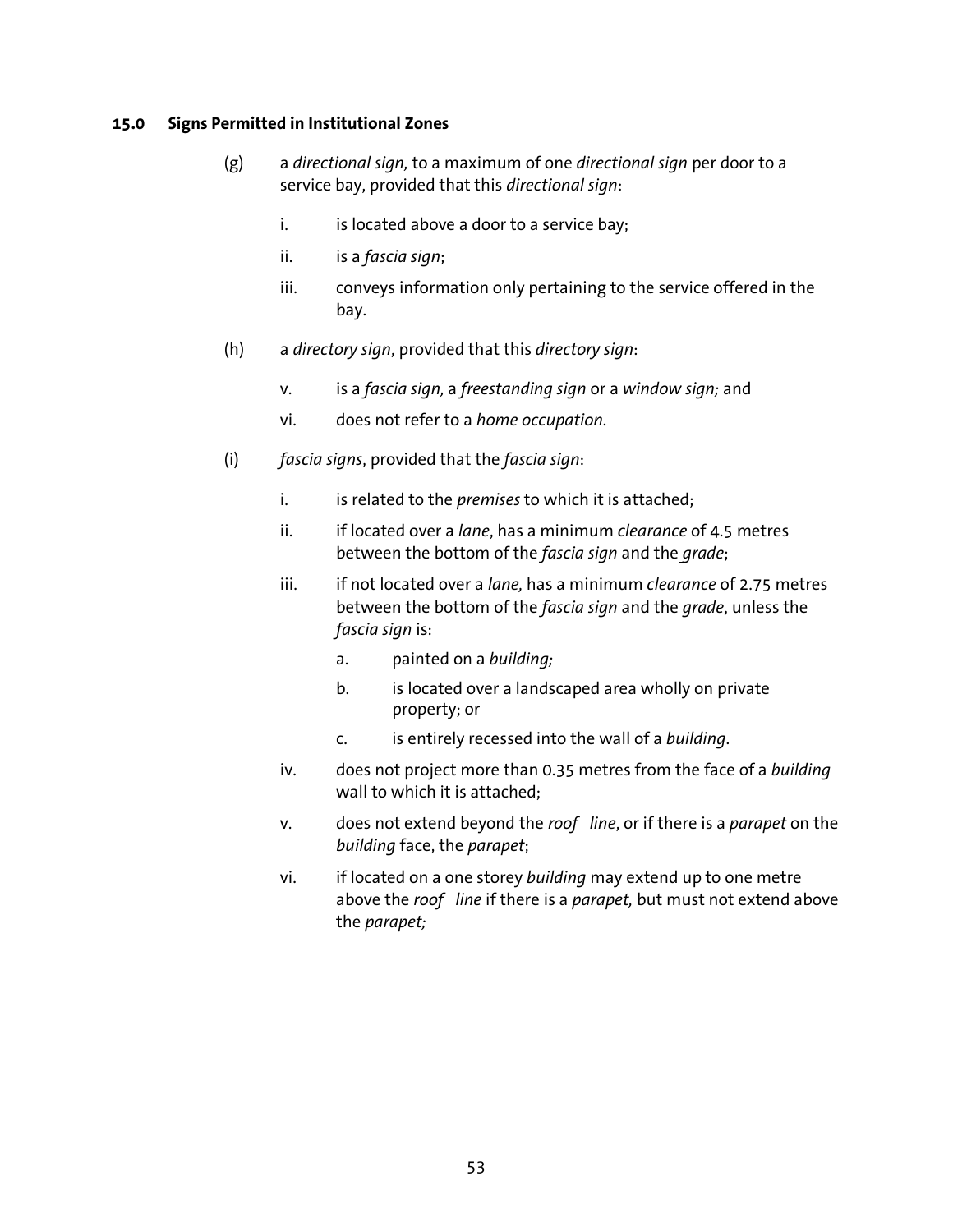### 15.0 Signs Permitted in Institutional Zones

(g) a *directional sign,* to a maximum of one *directional sign* per door to a service bay, provided that this *directional sign*:

  i. is located above a door to a service bay;

  ii. is a *fascia sign*;

  iii. conveys information only pertaining to the service offered in the bay.

(h) a *directory sign*, provided that this *directory sign*:

  v. is a *fascia sign,* a *freestanding sign* or a *window sign;* and

  vi. does not refer to a *home occupation.*

(i) *fascia signs*, provided that the *fascia sign*:

  i. is related to the *premises* to which it is attached;

  ii. if located over a *lane*, has a minimum *clearance* of 4.5 metres between the bottom of the *fascia sign* and the *grade*;

  iii. if not located over a *lane,* has a minimum *clearance* of 2.75 metres between the bottom of the *fascia sign* and the *grade*, unless the *fascia sign* is:

    a. painted on a *building;*

    b. is located over a landscaped area wholly on private property; or

    c. is entirely recessed into the wall of a *building*.

  iv. does not project more than 0.35 metres from the face of a *building* wall to which it is attached;

  v. does not extend beyond the *roof line*, or if there is a *parapet* on the *building* face, the *parapet*;

  vi. if located on a one storey *building* may extend up to one metre above the *roof line* if there is a *parapet,* but must not extend above the *parapet;*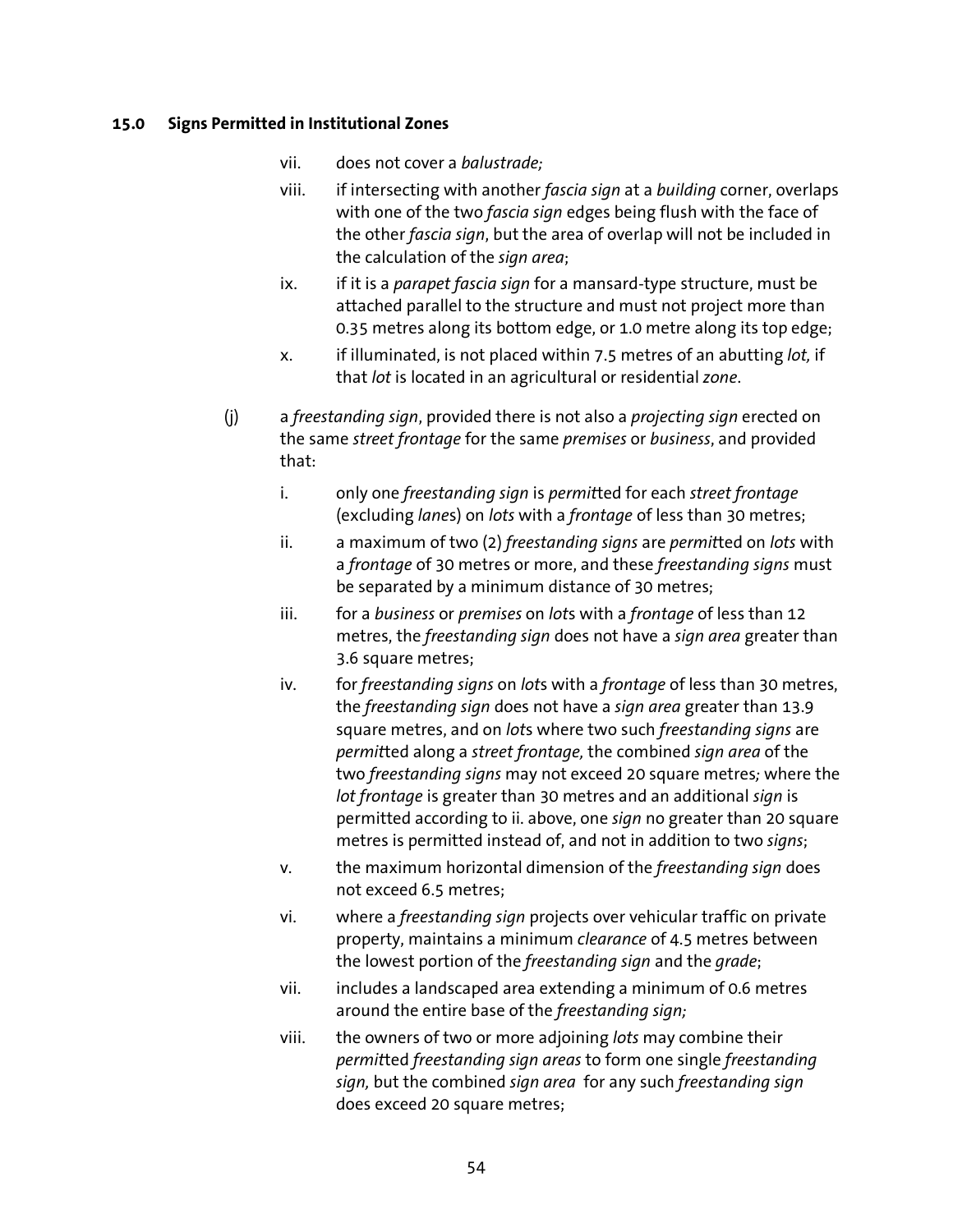## 15.0 Signs Permitted in Institutional Zones

vii. does not cover a *balustrade;*

viii. if intersecting with another *fascia sign* at a *building* corner, overlaps with one of the two *fascia sign* edges being flush with the face of the other *fascia sign*, but the area of overlap will not be included in the calculation of the *sign area*;

ix. if it is a *parapet fascia sign* for a mansard-type structure, must be attached parallel to the structure and must not project more than 0.35 metres along its bottom edge, or 1.0 metre along its top edge;

x. if illuminated, is not placed within 7.5 metres of an abutting *lot,* if that *lot* is located in an agricultural or residential *zone*.

(j) a *freestanding sign*, provided there is not also a *projecting sign* erected on the same *street frontage* for the same *premises* or *business*, and provided that:

i. only one *freestanding sign* is *permit*ted for each *street frontage* (excluding *lane*s) on *lots* with a *frontage* of less than 30 metres;

ii. a maximum of two (2) *freestanding signs* are *permit*ted on *lots* with a *frontage* of 30 metres or more, and these *freestanding signs* must be separated by a minimum distance of 30 metres;

iii. for a *business* or *premises* on *lot*s with a *frontage* of less than 12 metres, the *freestanding sign* does not have a *sign area* greater than 3.6 square metres;

iv. for *freestanding signs* on *lot*s with a *frontage* of less than 30 metres, the *freestanding sign* does not have a *sign area* greater than 13.9 square metres, and on *lot*s where two such *freestanding signs* are *permit*ted along a *street frontage,* the combined *sign area* of the two *freestanding signs* may not exceed 20 square metres*;* where the *lot frontage* is greater than 30 metres and an additional *sign* is permitted according to ii. above, one *sign* no greater than 20 square metres is permitted instead of, and not in addition to two *signs*;

v. the maximum horizontal dimension of the *freestanding sign* does not exceed 6.5 metres;

vi. where a *freestanding sign* projects over vehicular traffic on private property, maintains a minimum *clearance* of 4.5 metres between the lowest portion of the *freestanding sign* and the *grade*;

vii. includes a landscaped area extending a minimum of 0.6 metres around the entire base of the *freestanding sign;*

viii. the owners of two or more adjoining *lots* may combine their *permit*ted *freestanding sign areas* to form one single *freestanding sign,* but the combined *sign area* for any such *freestanding sign* does exceed 20 square metres;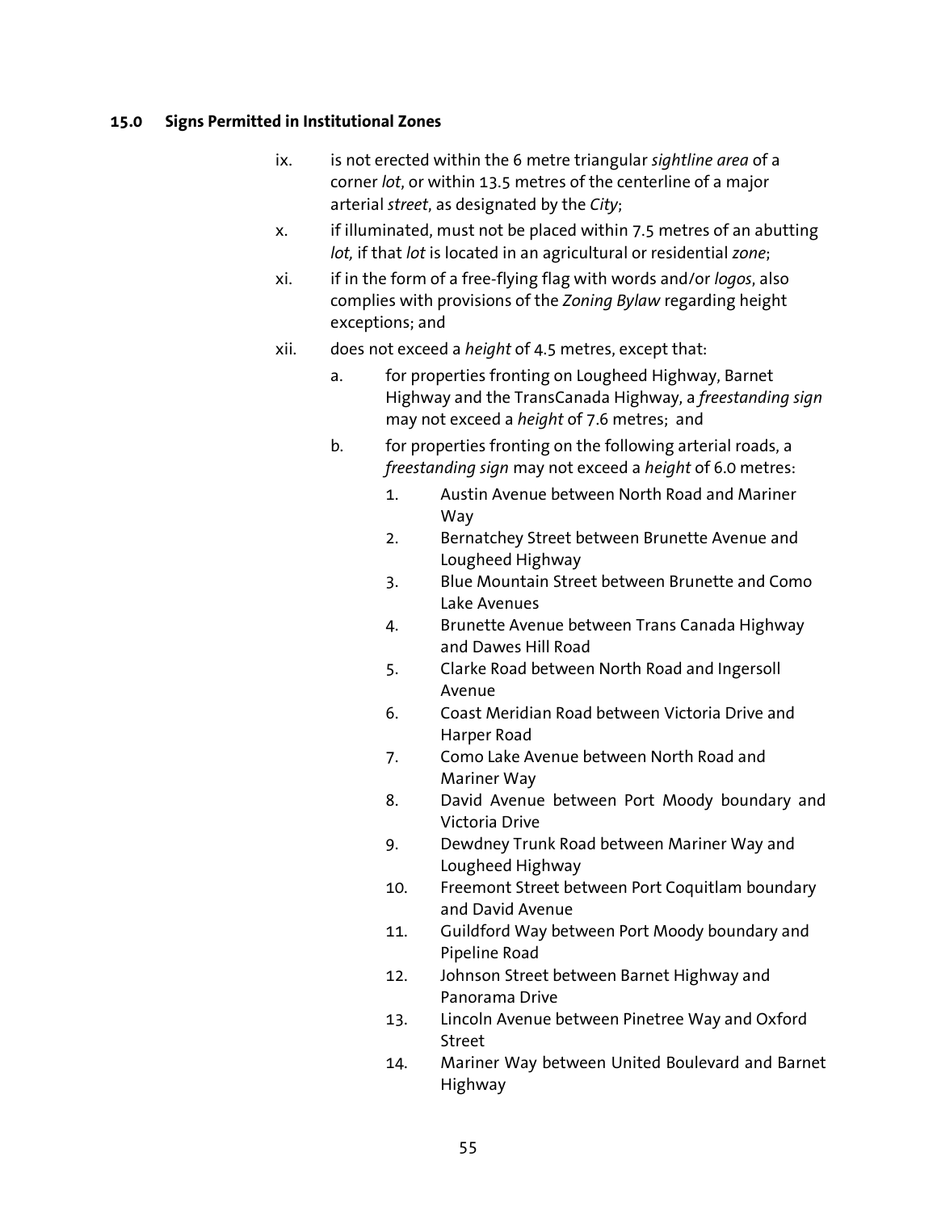### 15.0 Signs Permitted in Institutional Zones

ix. is not erected within the 6 metre triangular *sightline area* of a corner *lot*, or within 13.5 metres of the centerline of a major arterial *street*, as designated by the *City*;

x. if illuminated, must not be placed within 7.5 metres of an abutting *lot,* if that *lot* is located in an agricultural or residential *zone*;

xi. if in the form of a free-flying flag with words and/or *logos*, also complies with provisions of the *Zoning Bylaw* regarding height exceptions; and

xii. does not exceed a *height* of 4.5 metres, except that:

   a. for properties fronting on Lougheed Highway, Barnet Highway and the TransCanada Highway, a *freestanding sign* may not exceed a *height* of 7.6 metres; and

   b. for properties fronting on the following arterial roads, a *freestanding sign* may not exceed a *height* of 6.0 metres:

      1. Austin Avenue between North Road and Mariner Way
      2. Bernatchey Street between Brunette Avenue and Lougheed Highway
      3. Blue Mountain Street between Brunette and Como Lake Avenues
      4. Brunette Avenue between Trans Canada Highway and Dawes Hill Road
      5. Clarke Road between North Road and Ingersoll Avenue
      6. Coast Meridian Road between Victoria Drive and Harper Road
      7. Como Lake Avenue between North Road and Mariner Way
      8. David Avenue between Port Moody boundary and Victoria Drive
      9. Dewdney Trunk Road between Mariner Way and Lougheed Highway
      10. Freemont Street between Port Coquitlam boundary and David Avenue
      11. Guildford Way between Port Moody boundary and Pipeline Road
      12. Johnson Street between Barnet Highway and Panorama Drive
      13. Lincoln Avenue between Pinetree Way and Oxford Street
      14. Mariner Way between United Boulevard and Barnet Highway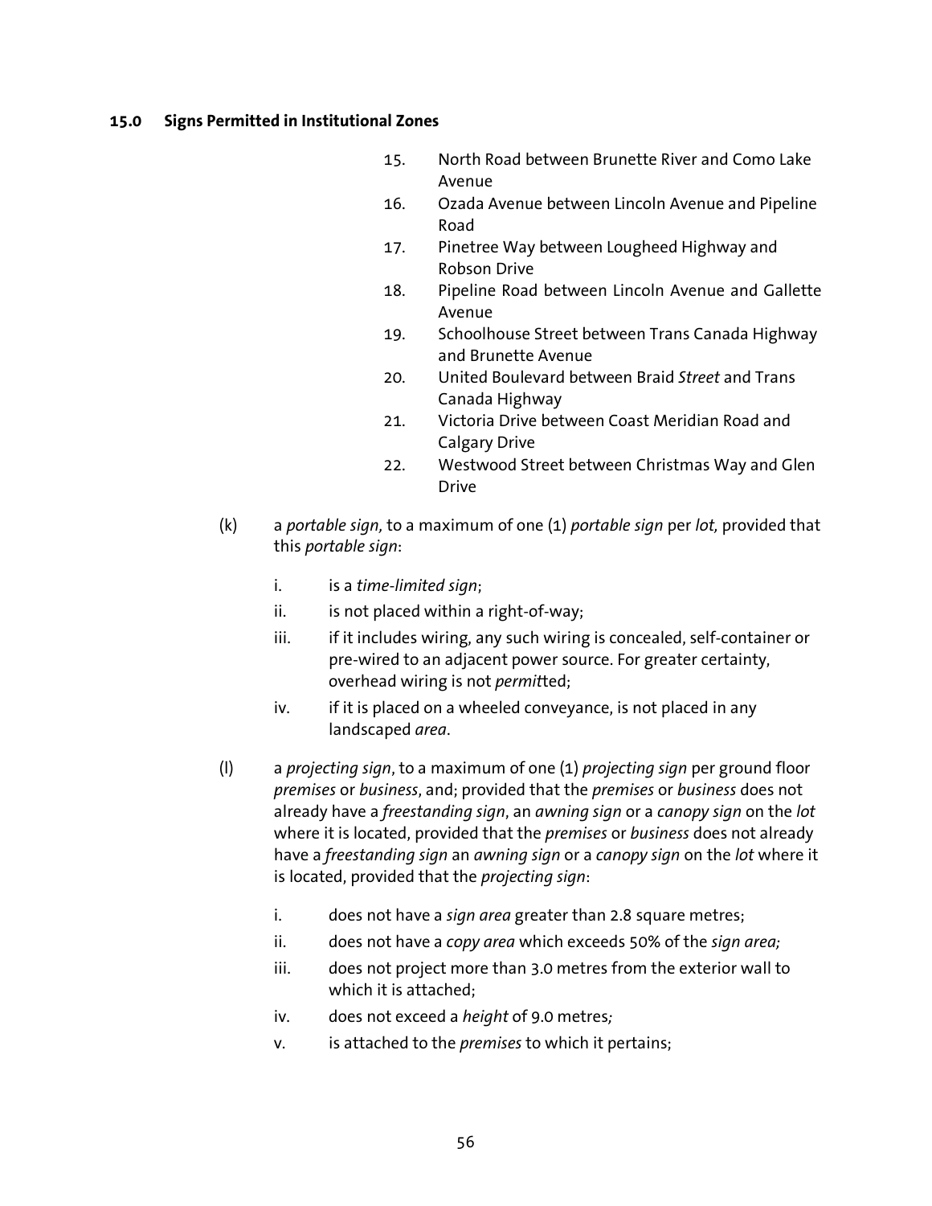**15.0 Signs Permitted in Institutional Zones**

15. North Road between Brunette River and Como Lake Avenue
16. Ozada Avenue between Lincoln Avenue and Pipeline Road
17. Pinetree Way between Lougheed Highway and Robson Drive
18. Pipeline Road between Lincoln Avenue and Gallette Avenue
19. Schoolhouse Street between Trans Canada Highway and Brunette Avenue
20. United Boulevard between Braid *Street* and Trans Canada Highway
21. Victoria Drive between Coast Meridian Road and Calgary Drive
22. Westwood Street between Christmas Way and Glen Drive

(k) a *portable sign,* to a maximum of one (1) *portable sign* per *lot,* provided that this *portable sign*:

   i. is a *time-limited sign*;
   ii. is not placed within a right-of-way;
   iii. if it includes wiring, any such wiring is concealed, self-container or pre-wired to an adjacent power source. For greater certainty, overhead wiring is not *permit*ted;
   iv. if it is placed on a wheeled conveyance, is not placed in any landscaped *area*.

(l) a *projecting sign*, to a maximum of one (1) *projecting sign* per ground floor *premises* or *business*, and; provided that the *premises* or *business* does not already have a *freestanding sign*, an *awning sign* or a *canopy sign* on the *lot* where it is located, provided that the *premises* or *business* does not already have a *freestanding sign* an *awning sign* or a *canopy sign* on the *lot* where it is located, provided that the *projecting sign*:

   i. does not have a *sign area* greater than 2.8 square metres;
   ii. does not have a *copy area* which exceeds 50% of the *sign area;*
   iii. does not project more than 3.0 metres from the exterior wall to which it is attached;
   iv. does not exceed a *height* of 9.0 metres*;*
   v. is attached to the *premises* to which it pertains;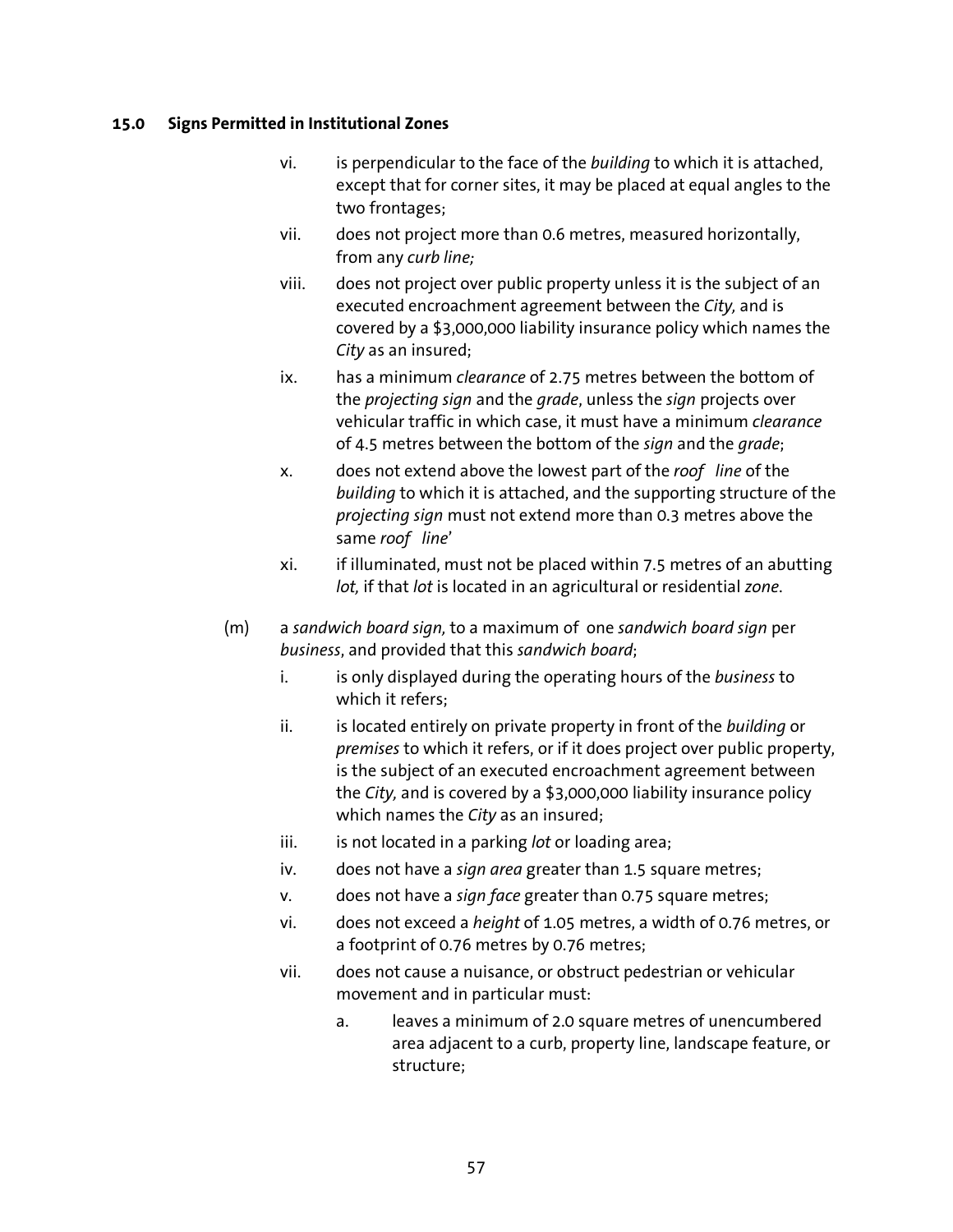**15.0 Signs Permitted in Institutional Zones**

vi. is perpendicular to the face of the *building* to which it is attached, except that for corner sites, it may be placed at equal angles to the two frontages;

vii. does not project more than 0.6 metres, measured horizontally, from any *curb line;*

viii. does not project over public property unless it is the subject of an executed encroachment agreement between the *City,* and is covered by a $3,000,000 liability insurance policy which names the *City* as an insured;

ix. has a minimum *clearance* of 2.75 metres between the bottom of the *projecting sign* and the *grade*, unless the *sign* projects over vehicular traffic in which case, it must have a minimum *clearance* of 4.5 metres between the bottom of the *sign* and the *grade*;

x. does not extend above the lowest part of the *roof line* of the *building* to which it is attached, and the supporting structure of the *projecting sign* must not extend more than 0.3 metres above the same *roof line*'

xi. if illuminated, must not be placed within 7.5 metres of an abutting *lot,* if that *lot* is located in an agricultural or residential *zone*.

(m) a *sandwich board sign,* to a maximum of one *sandwich board sign* per *business*, and provided that this *sandwich board*;

i. is only displayed during the operating hours of the *business* to which it refers;

ii. is located entirely on private property in front of the *building* or *premises* to which it refers, or if it does project over public property, is the subject of an executed encroachment agreement between the *City,* and is covered by a $3,000,000 liability insurance policy which names the *City* as an insured;

iii. is not located in a parking *lot* or loading area;

iv. does not have a *sign area* greater than 1.5 square metres;

v. does not have a *sign face* greater than 0.75 square metres;

vi. does not exceed a *height* of 1.05 metres, a width of 0.76 metres, or a footprint of 0.76 metres by 0.76 metres;

vii. does not cause a nuisance, or obstruct pedestrian or vehicular movement and in particular must:

a. leaves a minimum of 2.0 square metres of unencumbered area adjacent to a curb, property line, landscape feature, or structure;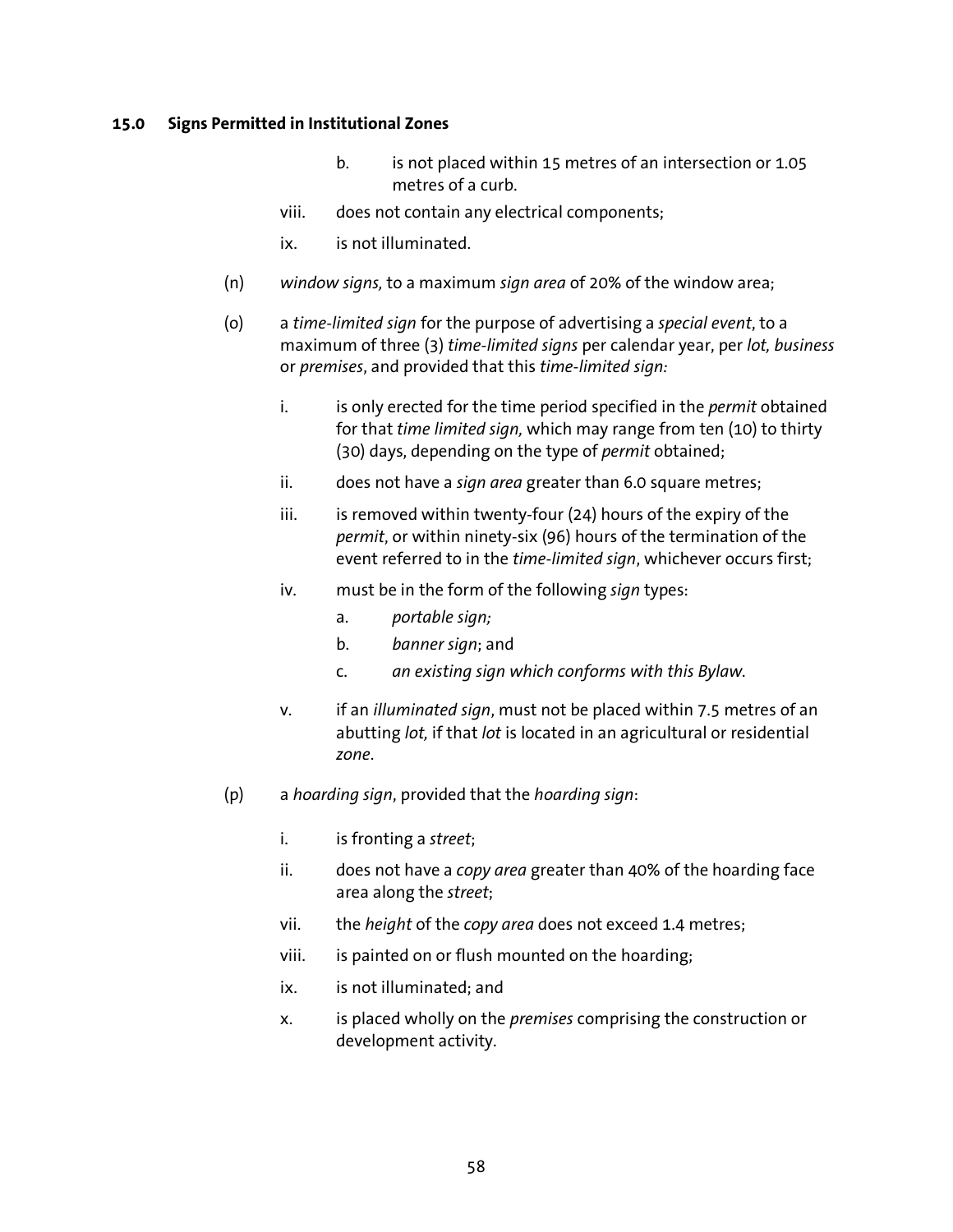## 15.0 Signs Permitted in Institutional Zones

b. is not placed within 15 metres of an intersection or 1.05 metres of a curb.

viii. does not contain any electrical components;

ix. is not illuminated.

(n) *window signs,* to a maximum *sign area* of 20% of the window area;

(o) a *time-limited sign* for the purpose of advertising a *special event*, to a maximum of three (3) *time-limited signs* per calendar year, per *lot, business* or *premises*, and provided that this *time-limited sign:*

i. is only erected for the time period specified in the *permit* obtained for that *time limited sign,* which may range from ten (10) to thirty (30) days, depending on the type of *permit* obtained;

ii. does not have a *sign area* greater than 6.0 square metres;

iii. is removed within twenty-four (24) hours of the expiry of the *permit*, or within ninety-six (96) hours of the termination of the event referred to in the *time-limited sign*, whichever occurs first;

iv. must be in the form of the following *sign* types:

a. *portable sign;*

b. *banner sign*; and

c. *an existing sign which conforms with this Bylaw.*

v. if an *illuminated sign*, must not be placed within 7.5 metres of an abutting *lot,* if that *lot* is located in an agricultural or residential *zone*.

(p) a *hoarding sign*, provided that the *hoarding sign*:

i. is fronting a *street*;

ii. does not have a *copy area* greater than 40% of the hoarding face area along the *street*;

vii. the *height* of the *copy area* does not exceed 1.4 metres;

viii. is painted on or flush mounted on the hoarding;

ix. is not illuminated; and

x. is placed wholly on the *premises* comprising the construction or development activity.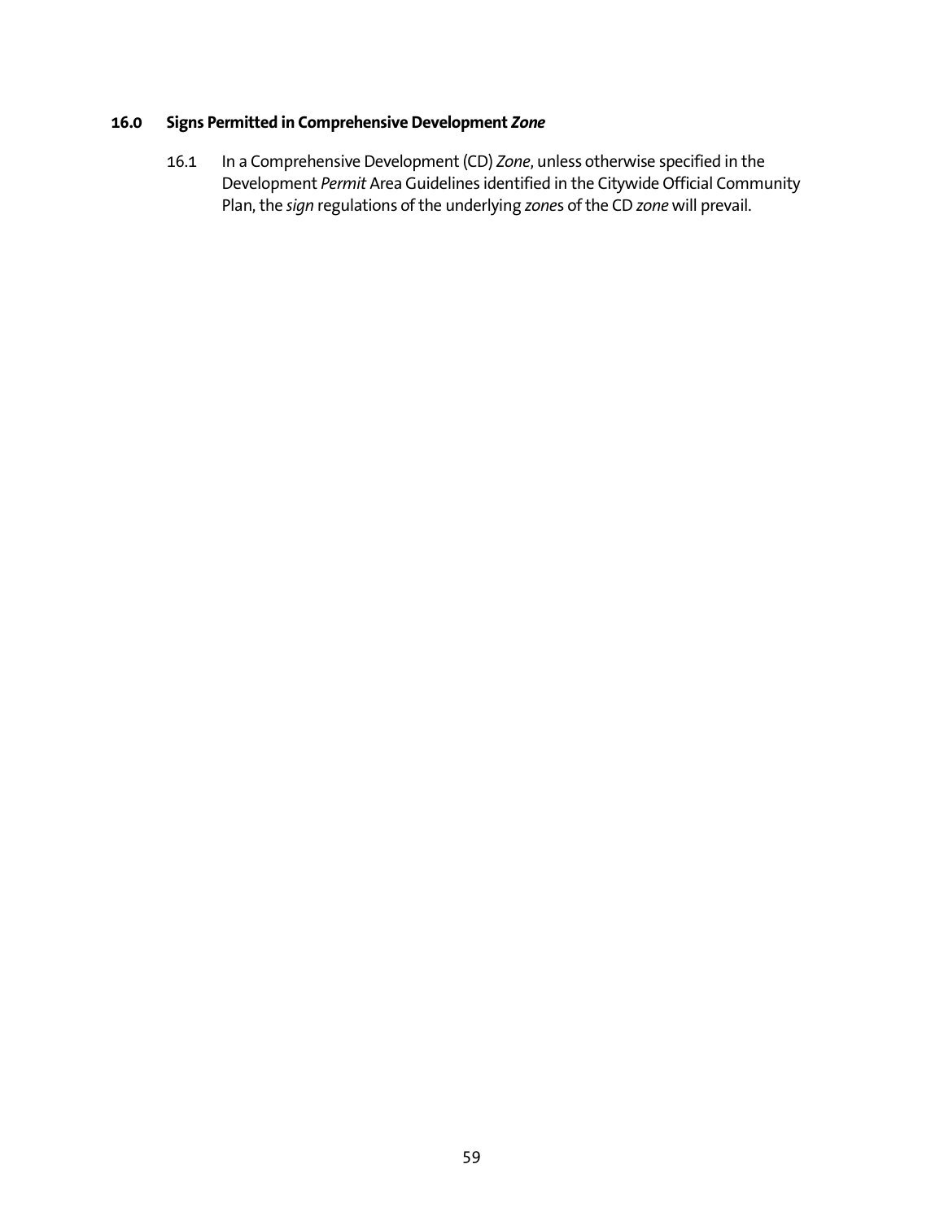## 16.0 Signs Permitted in Comprehensive Development *Zone*

16.1 In a Comprehensive Development (CD) *Zone*, unless otherwise specified in the Development *Permit* Area Guidelines identified in the Citywide Official Community Plan, the *sign* regulations of the underlying *zone*s of the CD *zone* will prevail.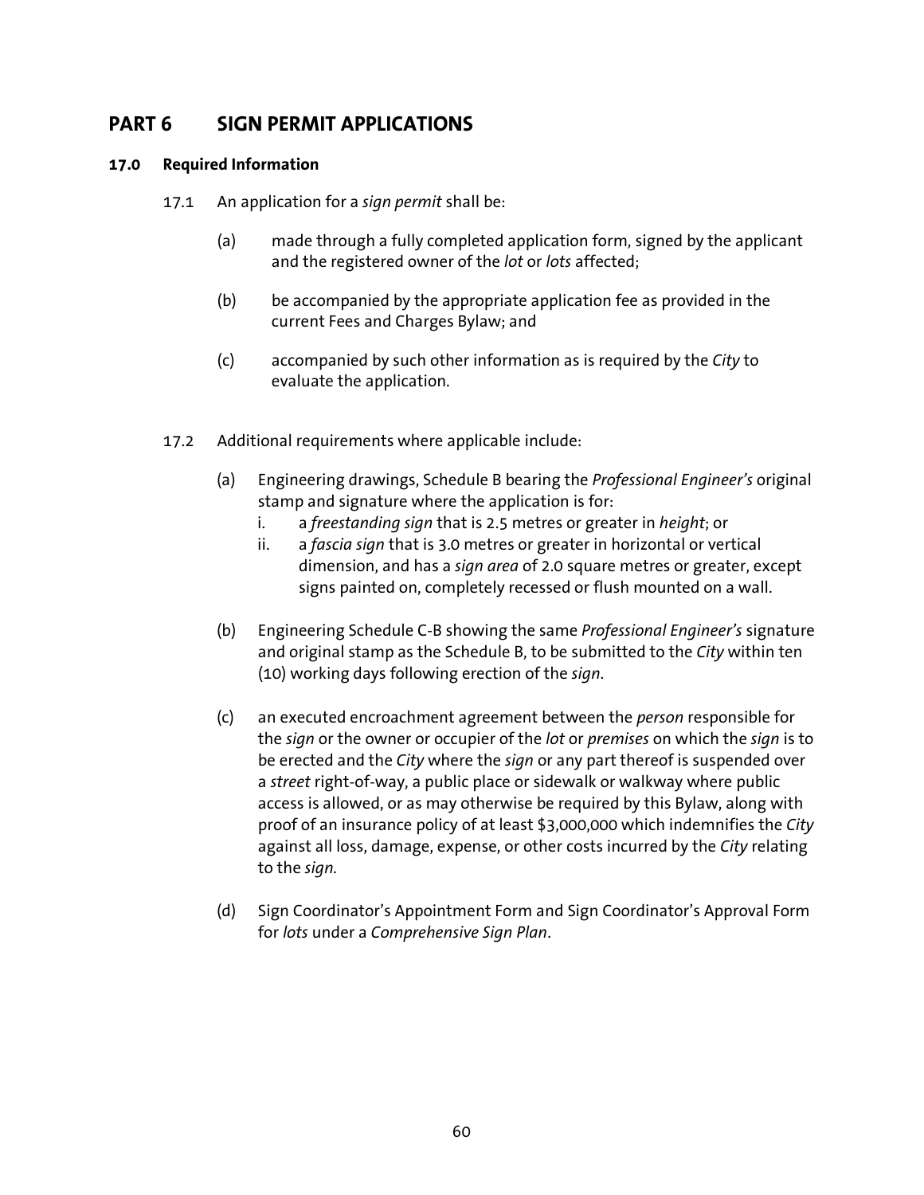# PART 6 SIGN PERMIT APPLICATIONS

## 17.0 Required Information

17.1 An application for a *sign permit* shall be:

(a) made through a fully completed application form, signed by the applicant and the registered owner of the *lot* or *lots* affected;

(b) be accompanied by the appropriate application fee as provided in the current Fees and Charges Bylaw; and

(c) accompanied by such other information as is required by the *City* to evaluate the application.

17.2 Additional requirements where applicable include:

(a) Engineering drawings, Schedule B bearing the *Professional Engineer's* original stamp and signature where the application is for:

i. a *freestanding sign* that is 2.5 metres or greater in *height*; or

ii. a *fascia sign* that is 3.0 metres or greater in horizontal or vertical dimension, and has a *sign area* of 2.0 square metres or greater, except signs painted on, completely recessed or flush mounted on a wall.

(b) Engineering Schedule C-B showing the same *Professional Engineer's* signature and original stamp as the Schedule B, to be submitted to the *City* within ten (10) working days following erection of the *sign*.

(c) an executed encroachment agreement between the *person* responsible for the *sign* or the owner or occupier of the *lot* or *premises* on which the *sign* is to be erected and the *City* where the *sign* or any part thereof is suspended over a *street* right-of-way, a public place or sidewalk or walkway where public access is allowed, or as may otherwise be required by this Bylaw, along with proof of an insurance policy of at least $3,000,000 which indemnifies the *City* against all loss, damage, expense, or other costs incurred by the *City* relating to the *sign*.

(d) Sign Coordinator's Appointment Form and Sign Coordinator's Approval Form for *lots* under a *Comprehensive Sign Plan*.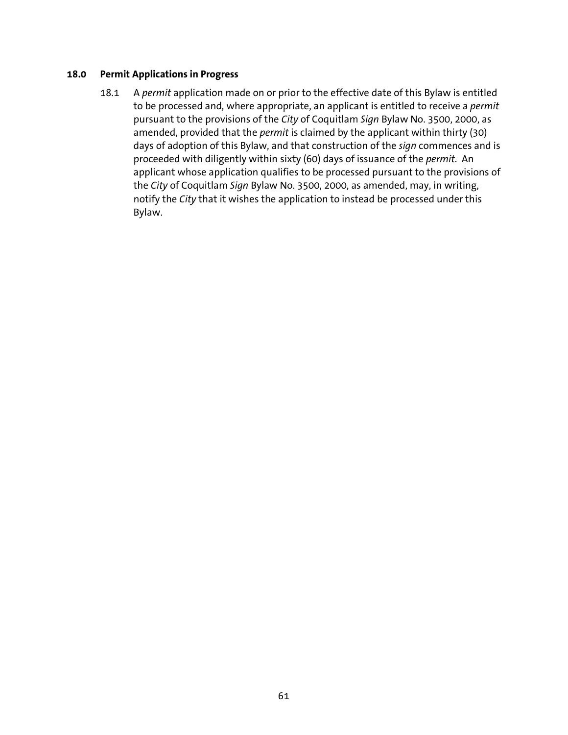## 18.0 Permit Applications in Progress

18.1 A *permit* application made on or prior to the effective date of this Bylaw is entitled to be processed and, where appropriate, an applicant is entitled to receive a *permit* pursuant to the provisions of the *City* of Coquitlam *Sign* Bylaw No. 3500, 2000, as amended, provided that the *permit* is claimed by the applicant within thirty (30) days of adoption of this Bylaw, and that construction of the *sign* commences and is proceeded with diligently within sixty (60) days of issuance of the *permit*. An applicant whose application qualifies to be processed pursuant to the provisions of the *City* of Coquitlam *Sign* Bylaw No. 3500, 2000, as amended, may, in writing, notify the *City* that it wishes the application to instead be processed under this Bylaw.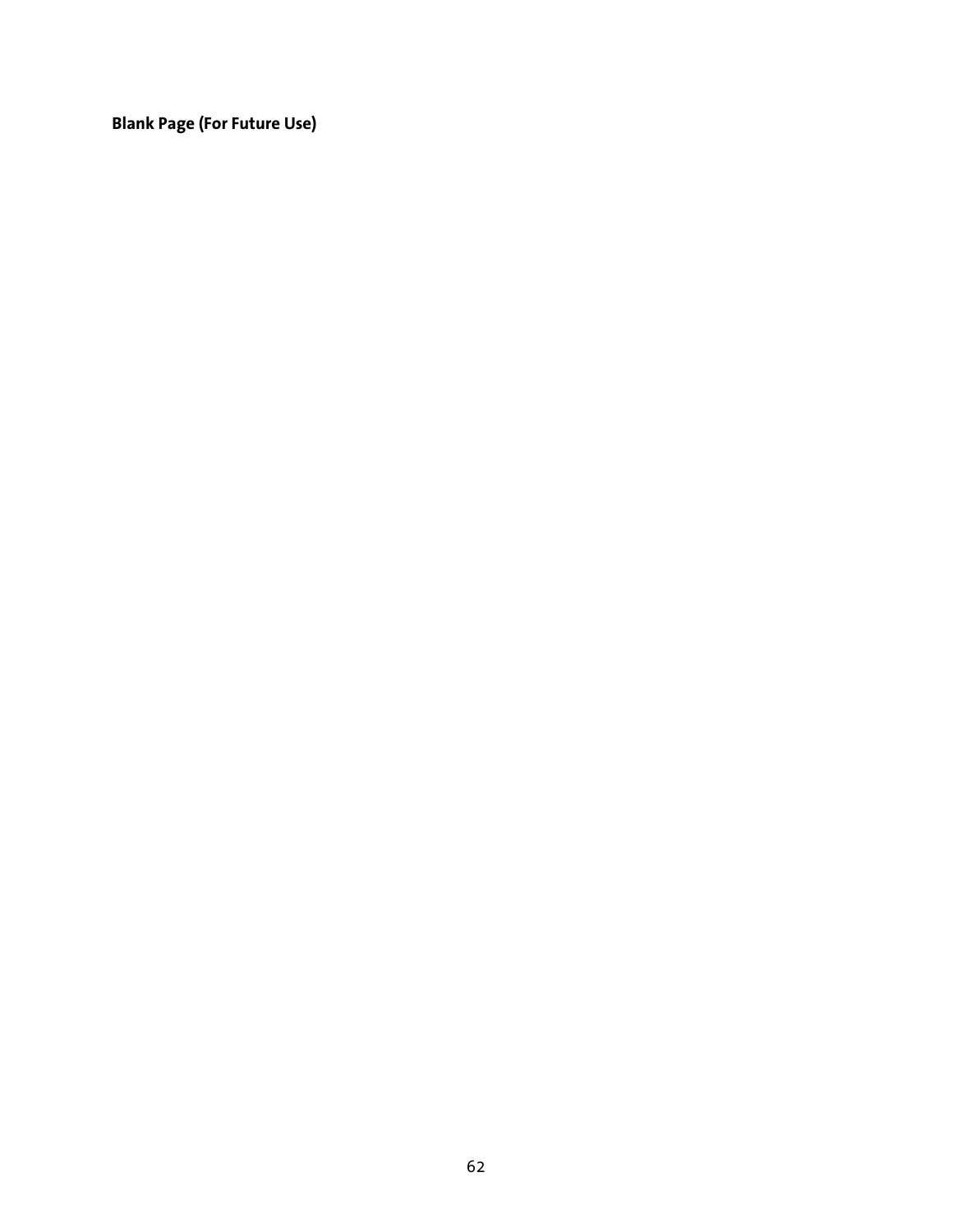**Blank Page (For Future Use)**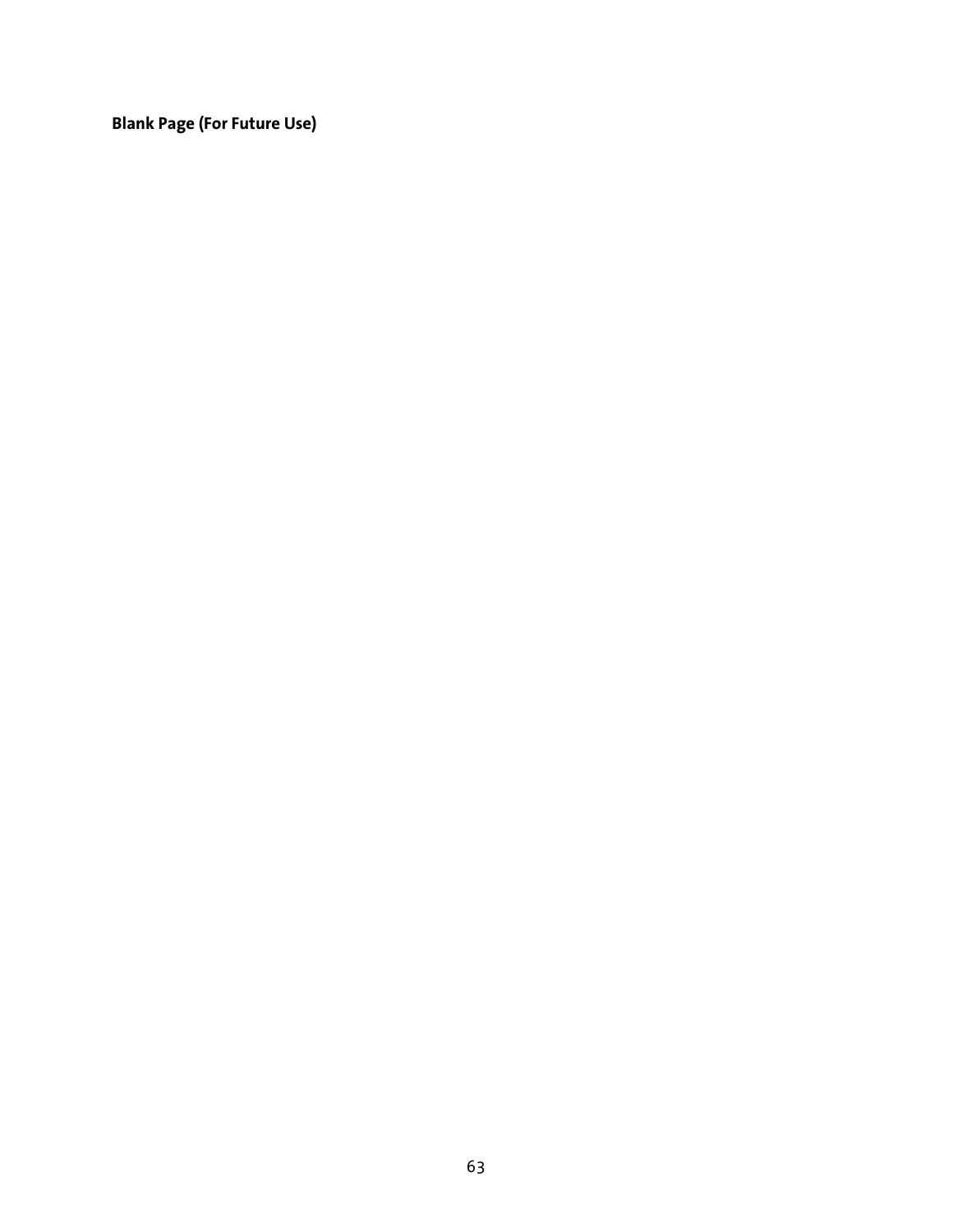**Blank Page (For Future Use)**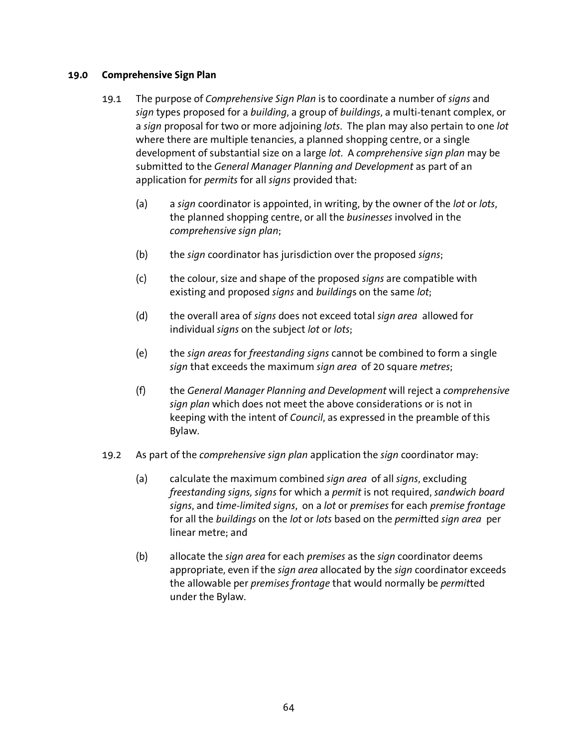## 19.0 Comprehensive Sign Plan

19.1 The purpose of *Comprehensive Sign Plan* is to coordinate a number of *signs* and *sign* types proposed for a *building*, a group of *buildings*, a multi-tenant complex, or a *sign* proposal for two or more adjoining *lots*. The plan may also pertain to one *lot* where there are multiple tenancies, a planned shopping centre, or a single development of substantial size on a large *lot*. A *comprehensive sign plan* may be submitted to the *General Manager Planning and Development* as part of an application for *permits* for all *signs* provided that:

(a) a *sign* coordinator is appointed, in writing, by the owner of the *lot* or *lots*, the planned shopping centre, or all the *businesses* involved in the *comprehensive sign plan*;

(b) the *sign* coordinator has jurisdiction over the proposed *signs*;

(c) the colour, size and shape of the proposed *signs* are compatible with existing and proposed *signs* and *building*s on the same *lot*;

(d) the overall area of *signs* does not exceed total *sign area* allowed for individual *signs* on the subject *lot* or *lots*;

(e) the *sign areas* for *freestanding signs* cannot be combined to form a single *sign* that exceeds the maximum *sign area* of 20 square *metres*;

(f) the *General Manager Planning and Development* will reject a *comprehensive sign plan* which does not meet the above considerations or is not in keeping with the intent of *Council*, as expressed in the preamble of this Bylaw.

19.2 As part of the *comprehensive sign plan* application the *sign* coordinator may:

(a) calculate the maximum combined *sign area* of all *signs*, excluding *freestanding signs, signs* for which a *permit* is not required, *sandwich board signs*, and *time-limited signs*, on a *lot* or *premises* for each *premise frontage* for all the *buildings* on the *lot* or *lots* based on the *permit*ted *sign area* per linear metre; and

(b) allocate the *sign area* for each *premises* as the *sign* coordinator deems appropriate, even if the *sign area* allocated by the *sign* coordinator exceeds the allowable per *premises frontage* that would normally be *permit*ted under the Bylaw.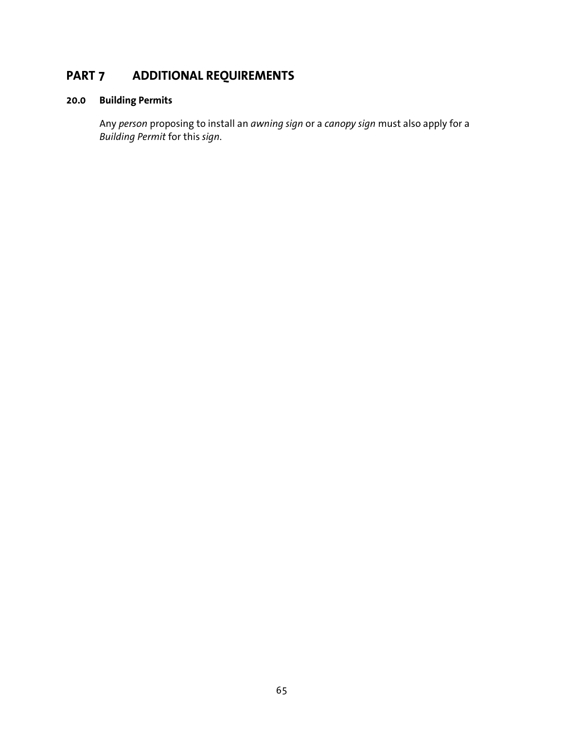# PART 7 ADDITIONAL REQUIREMENTS

## 20.0 Building Permits

Any *person* proposing to install an *awning sign* or a *canopy sign* must also apply for a *Building Permit* for this *sign*.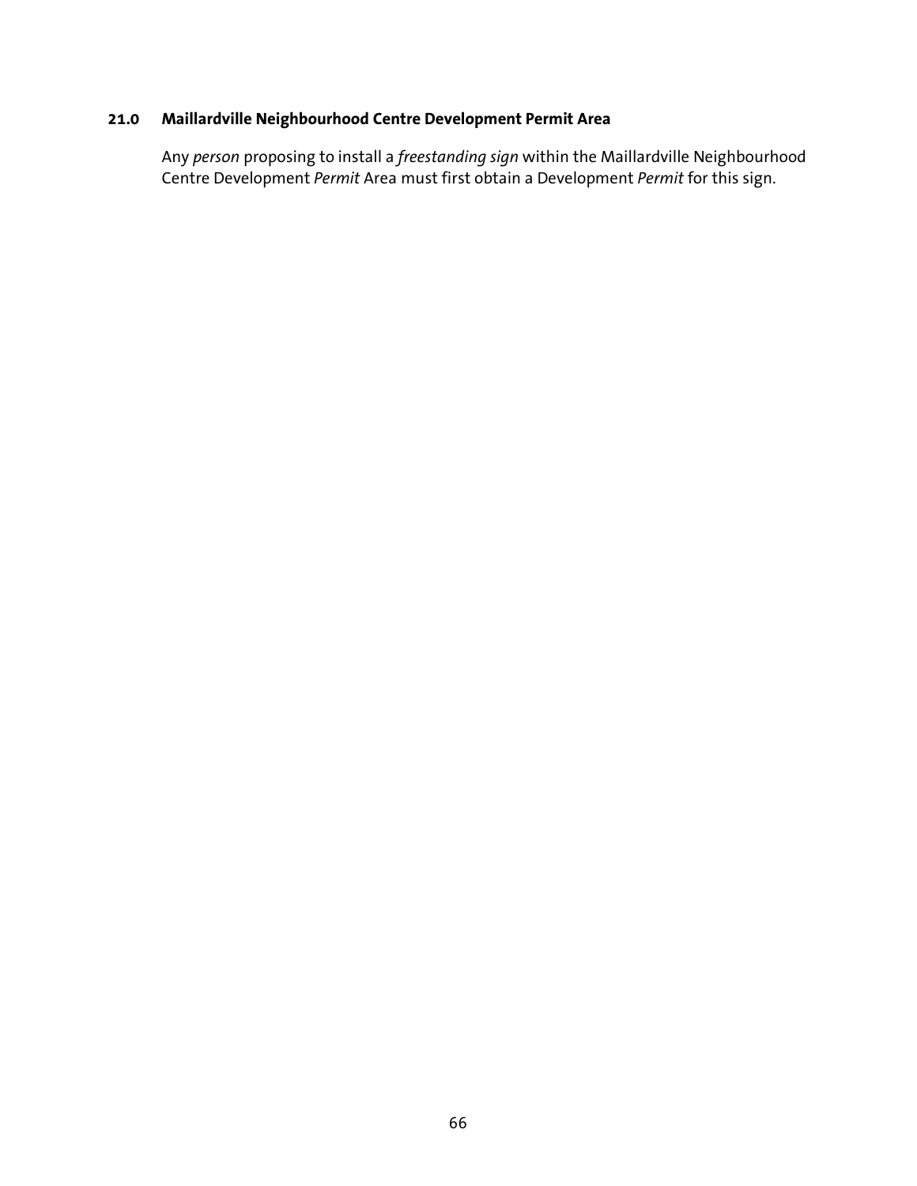## 21.0 Maillardville Neighbourhood Centre Development Permit Area

Any *person* proposing to install a *freestanding sign* within the Maillardville Neighbourhood Centre Development *Permit* Area must first obtain a Development *Permit* for this sign.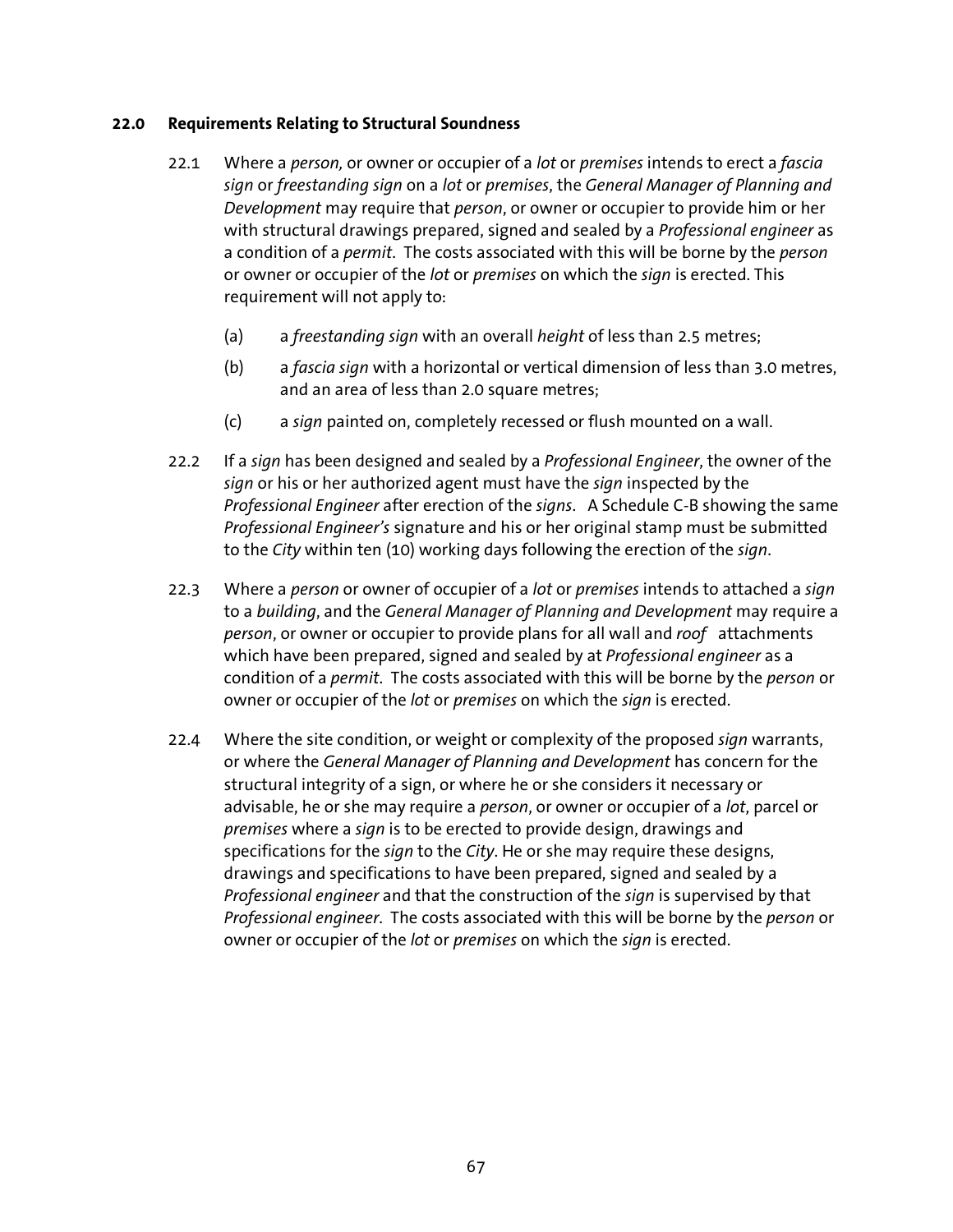## 22.0 Requirements Relating to Structural Soundness

22.1 Where a *person,* or owner or occupier of a *lot* or *premises* intends to erect a *fascia sign* or *freestanding sign* on a *lot* or *premises*, the *General Manager of Planning and Development* may require that *person*, or owner or occupier to provide him or her with structural drawings prepared, signed and sealed by a *Professional engineer* as a condition of a *permit*. The costs associated with this will be borne by the *person* or owner or occupier of the *lot* or *premises* on which the *sign* is erected. This requirement will not apply to:

(a) a *freestanding sign* with an overall *height* of less than 2.5 metres;

(b) a *fascia sign* with a horizontal or vertical dimension of less than 3.0 metres, and an area of less than 2.0 square metres;

(c) a *sign* painted on, completely recessed or flush mounted on a wall.

22.2 If a *sign* has been designed and sealed by a *Professional Engineer*, the owner of the *sign* or his or her authorized agent must have the *sign* inspected by the *Professional Engineer* after erection of the *signs*. A Schedule C-B showing the same *Professional Engineer's* signature and his or her original stamp must be submitted to the *City* within ten (10) working days following the erection of the *sign*.

22.3 Where a *person* or owner of occupier of a *lot* or *premises* intends to attached a *sign* to a *building*, and the *General Manager of Planning and Development* may require a *person*, or owner or occupier to provide plans for all wall and *roof* attachments which have been prepared, signed and sealed by at *Professional engineer* as a condition of a *permit*. The costs associated with this will be borne by the *person* or owner or occupier of the *lot* or *premises* on which the *sign* is erected.

22.4 Where the site condition, or weight or complexity of the proposed *sign* warrants, or where the *General Manager of Planning and Development* has concern for the structural integrity of a sign, or where he or she considers it necessary or advisable, he or she may require a *person*, or owner or occupier of a *lot*, parcel or *premises* where a *sign* is to be erected to provide design, drawings and specifications for the *sign* to the *City*. He or she may require these designs, drawings and specifications to have been prepared, signed and sealed by a *Professional engineer* and that the construction of the *sign* is supervised by that *Professional engineer*. The costs associated with this will be borne by the *person* or owner or occupier of the *lot* or *premises* on which the *sign* is erected.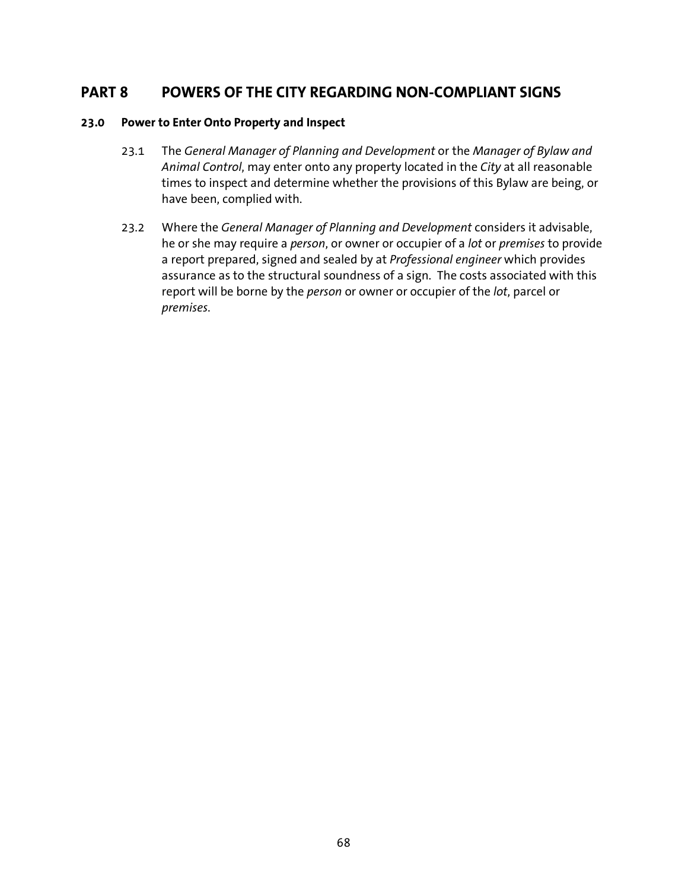# PART 8 POWERS OF THE CITY REGARDING NON-COMPLIANT SIGNS

### 23.0 Power to Enter Onto Property and Inspect

23.1 The *General Manager of Planning and Development* or the *Manager of Bylaw and Animal Control*, may enter onto any property located in the *City* at all reasonable times to inspect and determine whether the provisions of this Bylaw are being, or have been, complied with.

23.2 Where the *General Manager of Planning and Development* considers it advisable, he or she may require a *person*, or owner or occupier of a *lot* or *premises* to provide a report prepared, signed and sealed by at *Professional engineer* which provides assurance as to the structural soundness of a sign. The costs associated with this report will be borne by the *person* or owner or occupier of the *lot*, parcel or *premises*.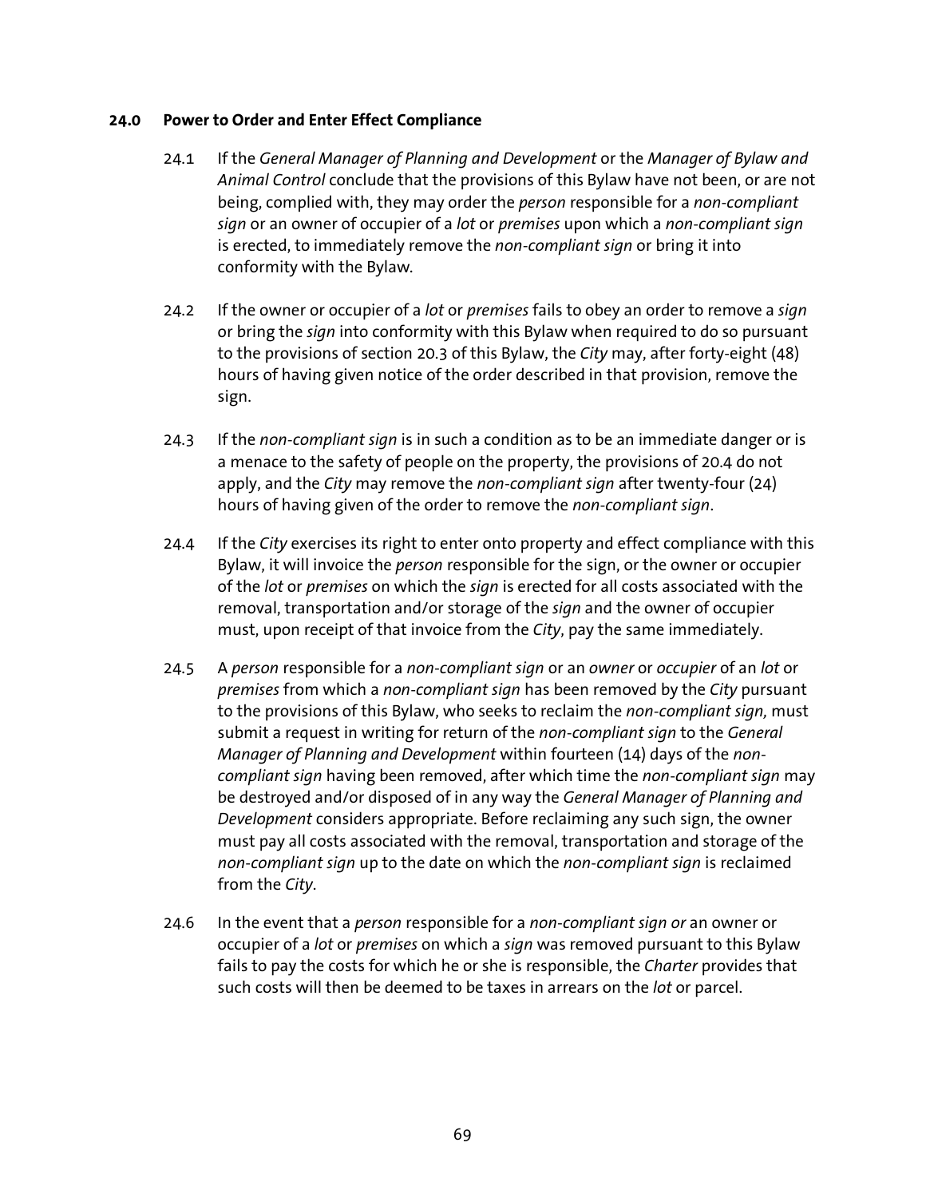## 24.0 Power to Order and Enter Effect Compliance

24.1 If the *General Manager of Planning and Development* or the *Manager of Bylaw and Animal Control* conclude that the provisions of this Bylaw have not been, or are not being, complied with, they may order the *person* responsible for a *non-compliant sign* or an owner of occupier of a *lot* or *premises* upon which a *non-compliant sign* is erected, to immediately remove the *non-compliant sign* or bring it into conformity with the Bylaw.

24.2 If the owner or occupier of a *lot* or *premises* fails to obey an order to remove a *sign* or bring the *sign* into conformity with this Bylaw when required to do so pursuant to the provisions of section 20.3 of this Bylaw, the *City* may, after forty-eight (48) hours of having given notice of the order described in that provision, remove the sign.

24.3 If the *non-compliant sign* is in such a condition as to be an immediate danger or is a menace to the safety of people on the property, the provisions of 20.4 do not apply, and the *City* may remove the *non-compliant sign* after twenty-four (24) hours of having given of the order to remove the *non-compliant sign*.

24.4 If the *City* exercises its right to enter onto property and effect compliance with this Bylaw, it will invoice the *person* responsible for the sign, or the owner or occupier of the *lot* or *premises* on which the *sign* is erected for all costs associated with the removal, transportation and/or storage of the *sign* and the owner of occupier must, upon receipt of that invoice from the *City*, pay the same immediately.

24.5 A *person* responsible for a *non-compliant sign* or an *owner* or *occupier* of an *lot* or *premises* from which a *non-compliant sign* has been removed by the *City* pursuant to the provisions of this Bylaw, who seeks to reclaim the *non-compliant sign,* must submit a request in writing for return of the *non-compliant sign* to the *General Manager of Planning and Development* within fourteen (14) days of the *non-compliant sign* having been removed, after which time the *non-compliant sign* may be destroyed and/or disposed of in any way the *General Manager of Planning and Development* considers appropriate. Before reclaiming any such sign, the owner must pay all costs associated with the removal, transportation and storage of the *non-compliant sign* up to the date on which the *non-compliant sign* is reclaimed from the *City*.

24.6 In the event that a *person* responsible for a *non-compliant sign or* an owner or occupier of a *lot* or *premises* on which a *sign* was removed pursuant to this Bylaw fails to pay the costs for which he or she is responsible, the *Charter* provides that such costs will then be deemed to be taxes in arrears on the *lot* or parcel.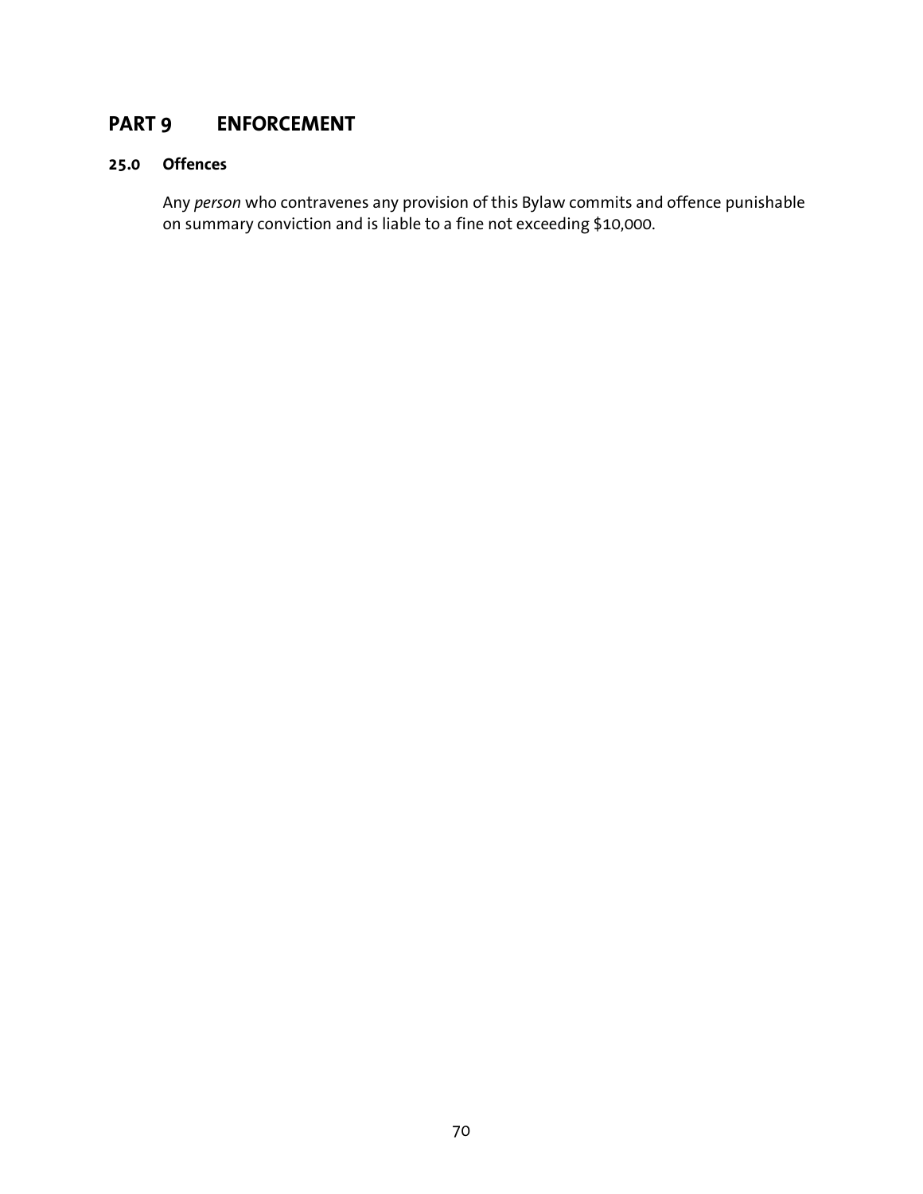# PART 9 ENFORCEMENT

## 25.0 Offences

Any *person* who contravenes any provision of this Bylaw commits and offence punishable on summary conviction and is liable to a fine not exceeding $10,000.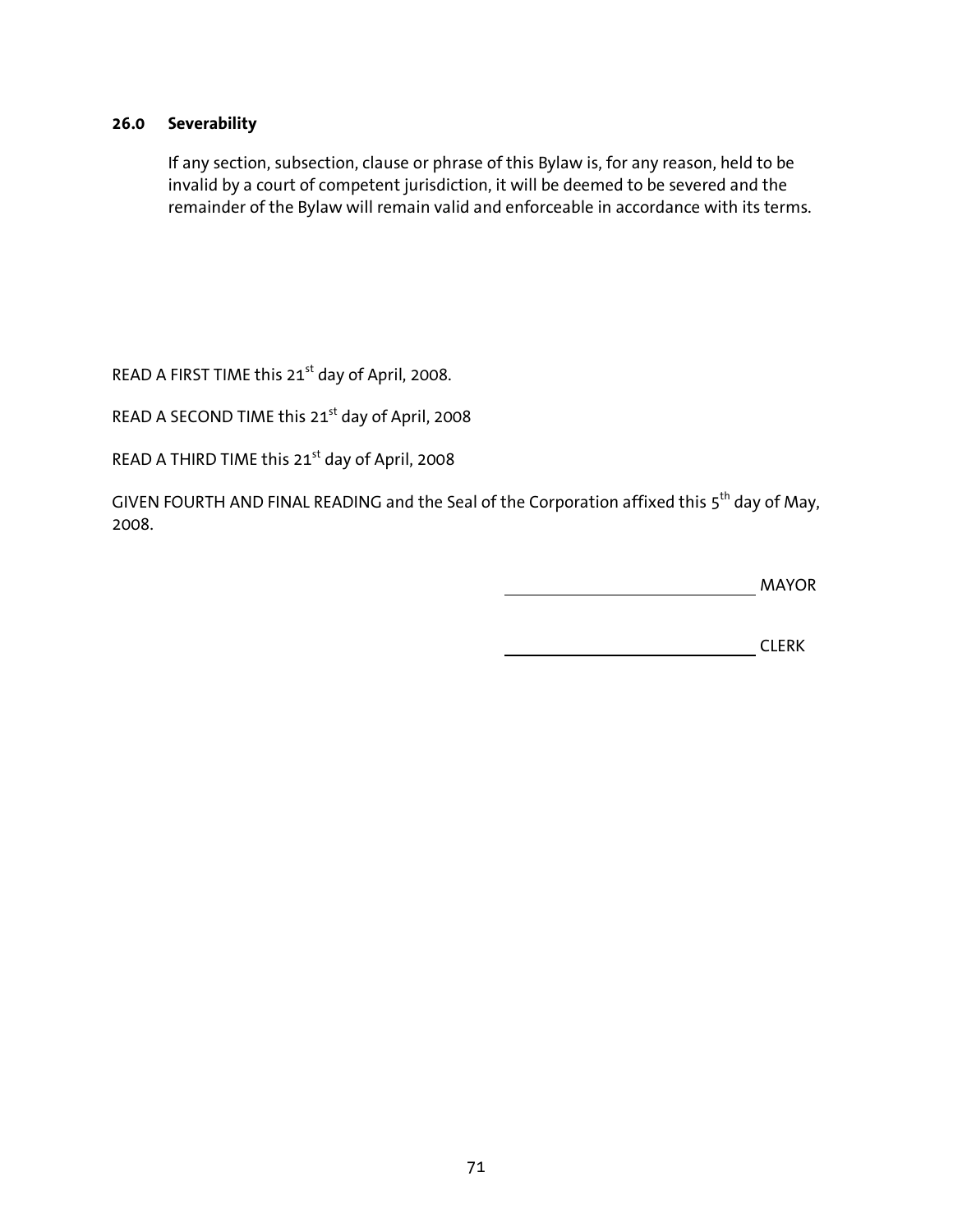### 26.0 Severability

If any section, subsection, clause or phrase of this Bylaw is, for any reason, held to be invalid by a court of competent jurisdiction, it will be deemed to be severed and the remainder of the Bylaw will remain valid and enforceable in accordance with its terms.

READ A FIRST TIME this 21st day of April, 2008.

READ A SECOND TIME this 21st day of April, 2008

READ A THIRD TIME this 21st day of April, 2008

GIVEN FOURTH AND FINAL READING and the Seal of the Corporation affixed this 5th day of May, 2008.

\_\_\_\_\_\_\_\_\_\_\_\_\_\_\_\_\_\_\_\_\_\_\_\_\_\_\_\_ MAYOR

\_\_\_\_\_\_\_\_\_\_\_\_\_\_\_\_\_\_\_\_\_\_\_\_\_\_\_\_ CLERK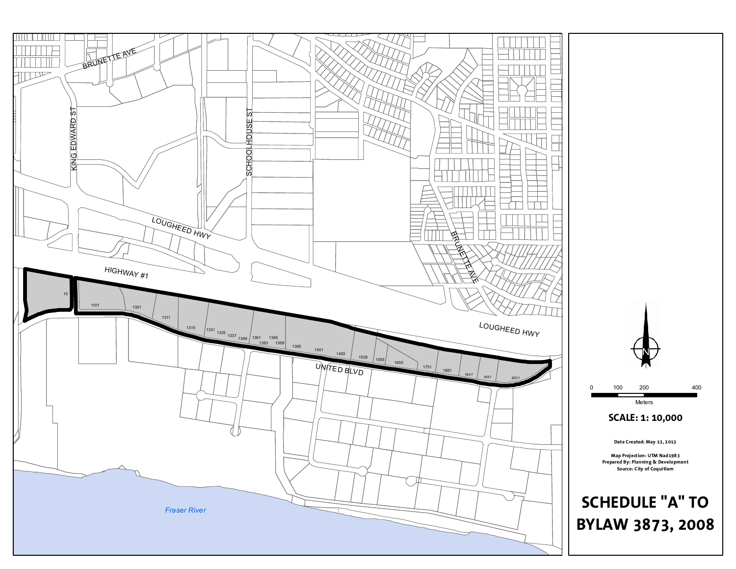BRUNETTE AVE

KING EDWARD ST

SCHOOLHOUSE ST

LOUGHEED HWY

HIGHWAY #1

BRUNETTE AVE

LOUGHEED HWY

UNITED BLVD

Fraser River

15

1101

1301

1311

1315

1331

1335

1337

1349

1361

1363

1365

1369

1395

1401

1455

1539

1555

1655

1751

1881

1901

1951

2001

N

0 100 200 400

Meters

**SCALE: 1: 10,000**

Date Created: May 13, 2013

Map Projection: UTM Nad1983
Prepared By: Planning & Development
Source: City of Coquitlam

# SCHEDULE "A" TO BYLAW 3873, 2008